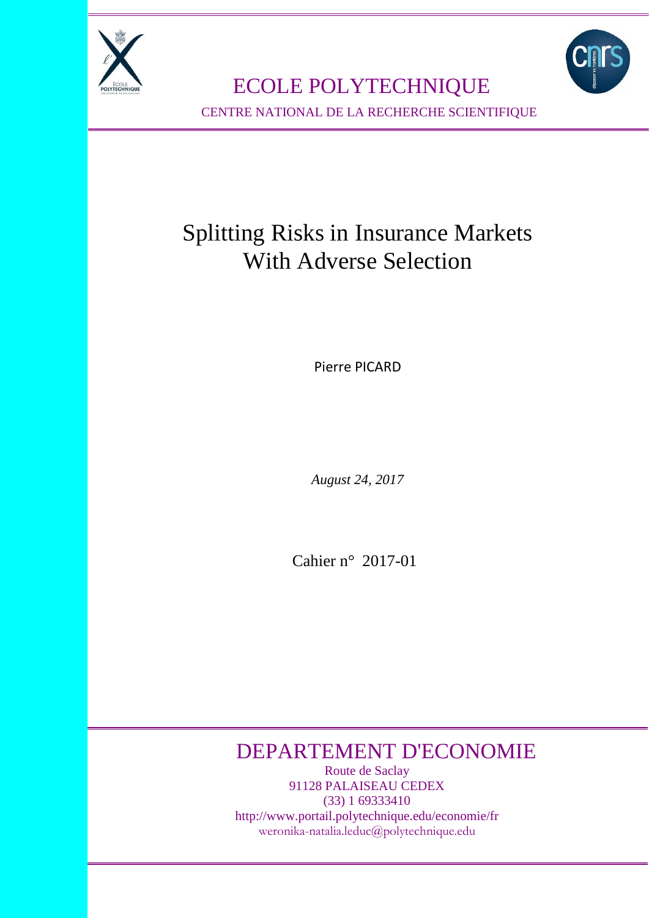ECOLE POLYTECHNIQUE

CENTRE NATIONAL DE LA RECHERCHE SCIENTIFIQUE

# Splitting Risks in Insurance Markets With Adverse Selection

Pierre PICARD

*August 24, 2017*

Cahier n° 2017-01

## DEPARTEMENT D'ECONOMIE

Route de Saclay
91128 PALAISEAU CEDEX
(33) 1 69333410
http://www.portail.polytechnique.edu/economie/fr
weronika-natalia.leduc@polytechnique.edu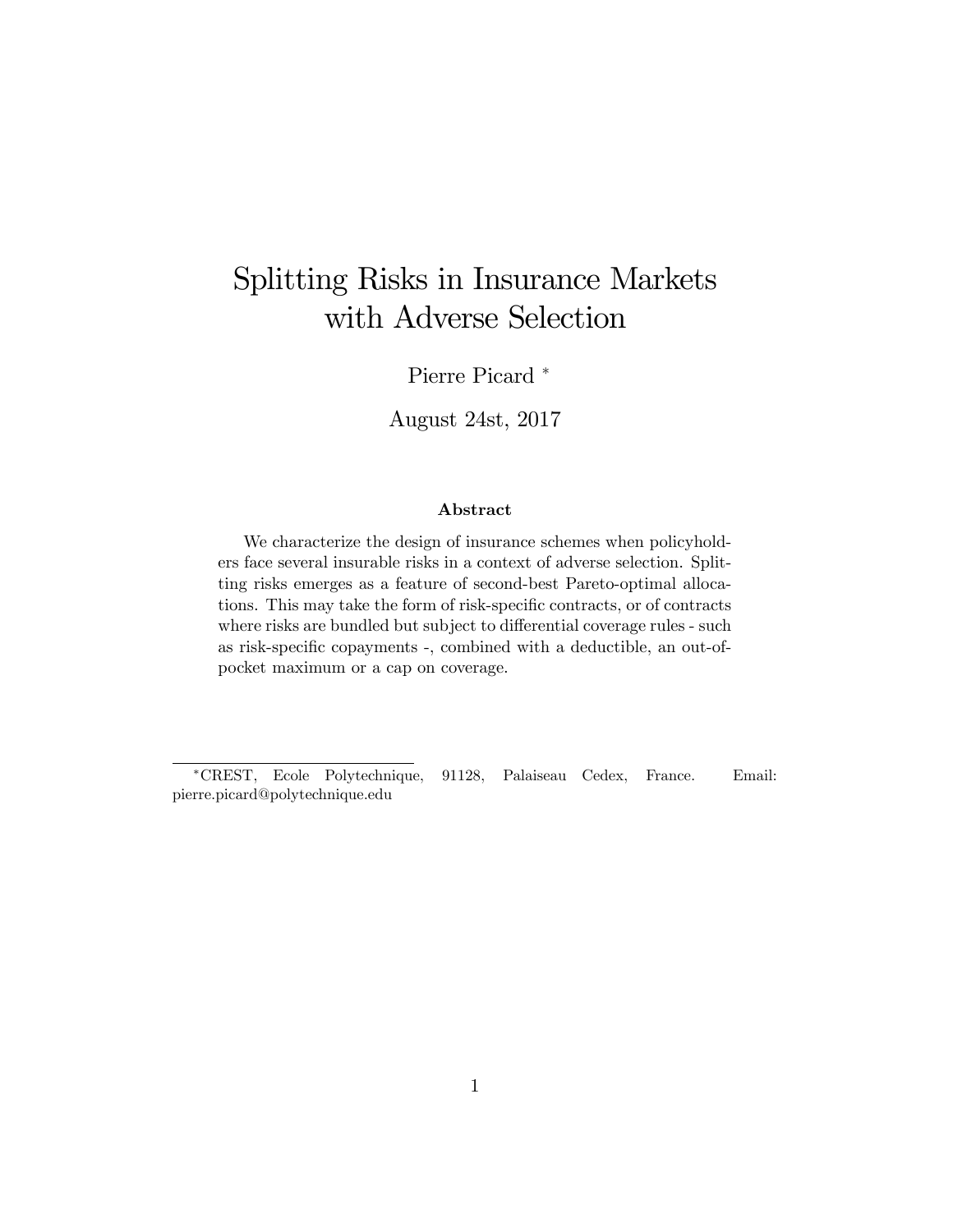# Splitting Risks in Insurance Markets with Adverse Selection

Pierre Picard [*]

August 24st, 2017

### Abstract

We characterize the design of insurance schemes when policyholders face several insurable risks in a context of adverse selection. Splitting risks emerges as a feature of second-best Pareto-optimal allocations. This may take the form of risk-specific contracts, or of contracts where risks are bundled but subject to differential coverage rules - such as risk-specific copayments -, combined with a deductible, an out-of-pocket maximum or a cap on coverage.

[*] CREST, Ecole Polytechnique, 91128, Palaiseau Cedex, France. Email: pierre.picard@polytechnique.edu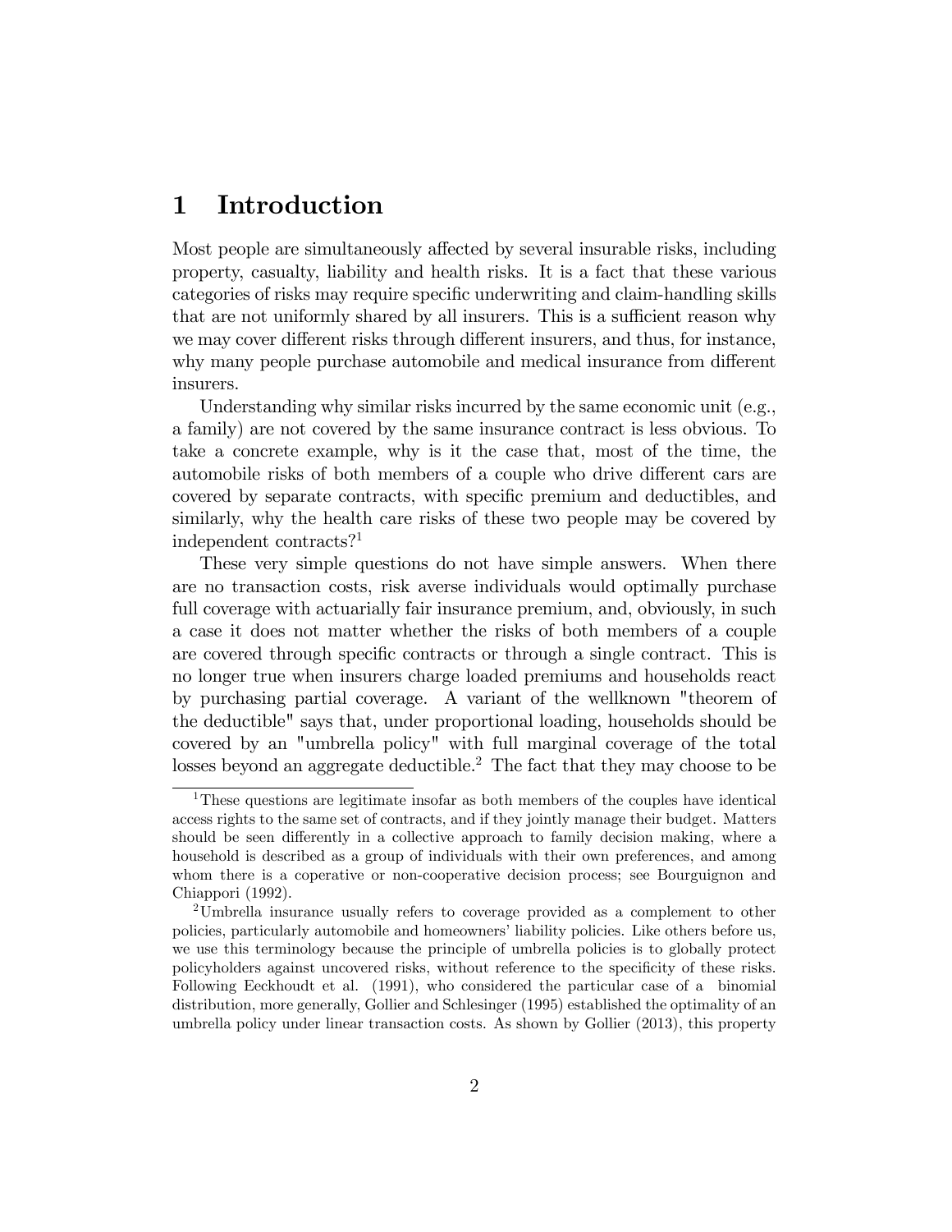# 1 Introduction

Most people are simultaneously affected by several insurable risks, including property, casualty, liability and health risks. It is a fact that these various categories of risks may require specific underwriting and claim-handling skills that are not uniformly shared by all insurers. This is a sufficient reason why we may cover different risks through different insurers, and thus, for instance, why many people purchase automobile and medical insurance from different insurers.

Understanding why similar risks incurred by the same economic unit (e.g., a family) are not covered by the same insurance contract is less obvious. To take a concrete example, why is it the case that, most of the time, the automobile risks of both members of a couple who drive different cars are covered by separate contracts, with specific premium and deductibles, and similarly, why the health care risks of these two people may be covered by independent contracts?[1]

These very simple questions do not have simple answers. When there are no transaction costs, risk averse individuals would optimally purchase full coverage with actuarially fair insurance premium, and, obviously, in such a case it does not matter whether the risks of both members of a couple are covered through specific contracts or through a single contract. This is no longer true when insurers charge loaded premiums and households react by purchasing partial coverage. A variant of the wellknown "theorem of the deductible" says that, under proportional loading, households should be covered by an "umbrella policy" with full marginal coverage of the total losses beyond an aggregate deductible.[2] The fact that they may choose to be

---

[1] These questions are legitimate insofar as both members of the couples have identical access rights to the same set of contracts, and if they jointly manage their budget. Matters should be seen differently in a collective approach to family decision making, where a household is described as a group of individuals with their own preferences, and among whom there is a coperative or non-cooperative decision process; see Bourguignon and Chiappori (1992).

[2] Umbrella insurance usually refers to coverage provided as a complement to other policies, particularly automobile and homeowners' liability policies. Like others before us, we use this terminology because the principle of umbrella policies is to globally protect policyholders against uncovered risks, without reference to the specificity of these risks. Following Eeckhoudt et al. (1991), who considered the particular case of a binomial distribution, more generally, Gollier and Schlesinger (1995) established the optimality of an umbrella policy under linear transaction costs. As shown by Gollier (2013), this property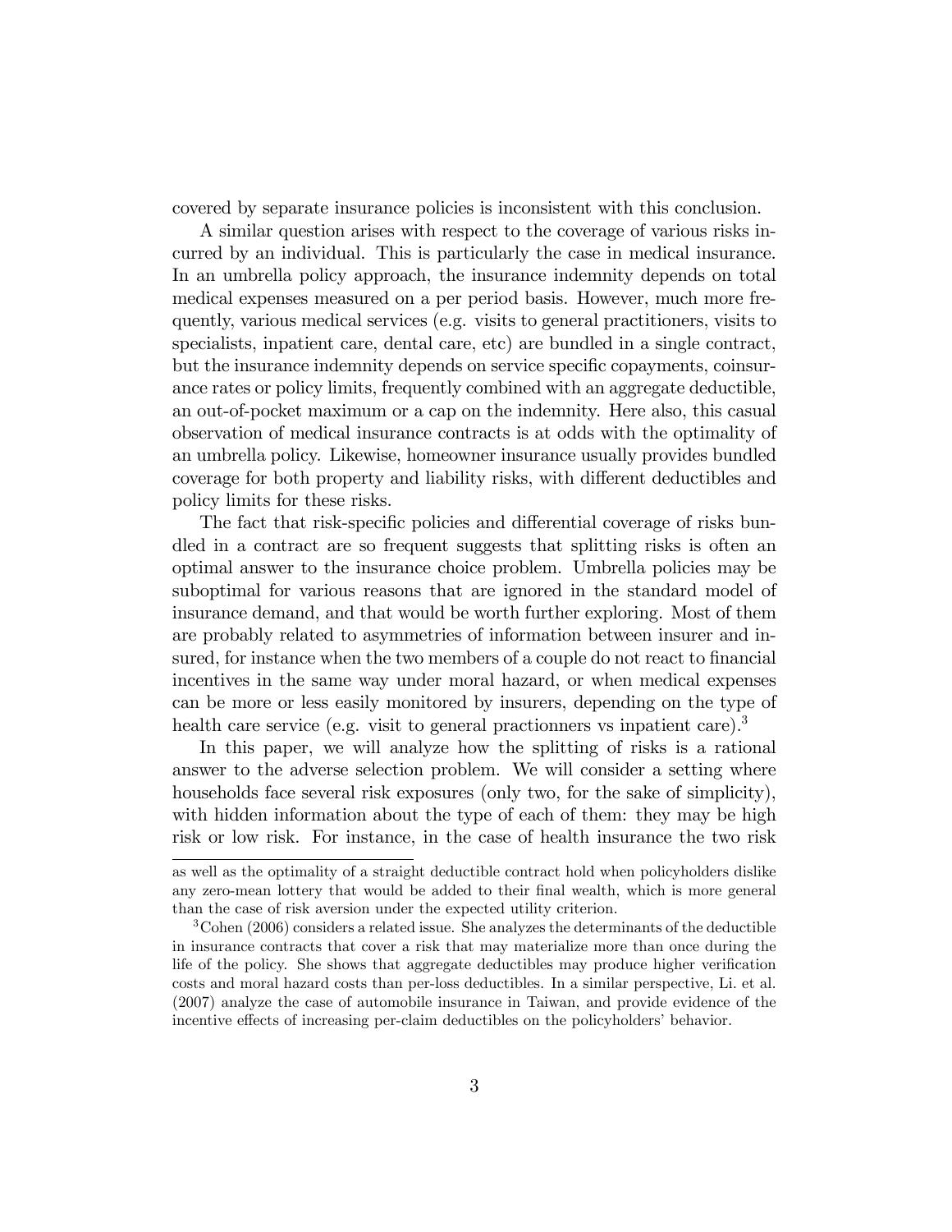covered by separate insurance policies is inconsistent with this conclusion.

A similar question arises with respect to the coverage of various risks incurred by an individual. This is particularly the case in medical insurance. In an umbrella policy approach, the insurance indemnity depends on total medical expenses measured on a per period basis. However, much more frequently, various medical services (e.g. visits to general practitioners, visits to specialists, inpatient care, dental care, etc) are bundled in a single contract, but the insurance indemnity depends on service specific copayments, coinsurance rates or policy limits, frequently combined with an aggregate deductible, an out-of-pocket maximum or a cap on the indemnity. Here also, this casual observation of medical insurance contracts is at odds with the optimality of an umbrella policy. Likewise, homeowner insurance usually provides bundled coverage for both property and liability risks, with different deductibles and policy limits for these risks.

The fact that risk-specific policies and differential coverage of risks bundled in a contract are so frequent suggests that splitting risks is often an optimal answer to the insurance choice problem. Umbrella policies may be suboptimal for various reasons that are ignored in the standard model of insurance demand, and that would be worth further exploring. Most of them are probably related to asymmetries of information between insurer and insured, for instance when the two members of a couple do not react to financial incentives in the same way under moral hazard, or when medical expenses can be more or less easily monitored by insurers, depending on the type of health care service (e.g. visit to general practionners vs inpatient care).[3]

In this paper, we will analyze how the splitting of risks is a rational answer to the adverse selection problem. We will consider a setting where households face several risk exposures (only two, for the sake of simplicity), with hidden information about the type of each of them: they may be high risk or low risk. For instance, in the case of health insurance the two risk

---

as well as the optimality of a straight deductible contract hold when policyholders dislike any zero-mean lottery that would be added to their final wealth, which is more general than the case of risk aversion under the expected utility criterion.

[3] Cohen (2006) considers a related issue. She analyzes the determinants of the deductible in insurance contracts that cover a risk that may materialize more than once during the life of the policy. She shows that aggregate deductibles may produce higher verification costs and moral hazard costs than per-loss deductibles. In a similar perspective, Li. et al. (2007) analyze the case of automobile insurance in Taiwan, and provide evidence of the incentive effects of increasing per-claim deductibles on the policyholders' behavior.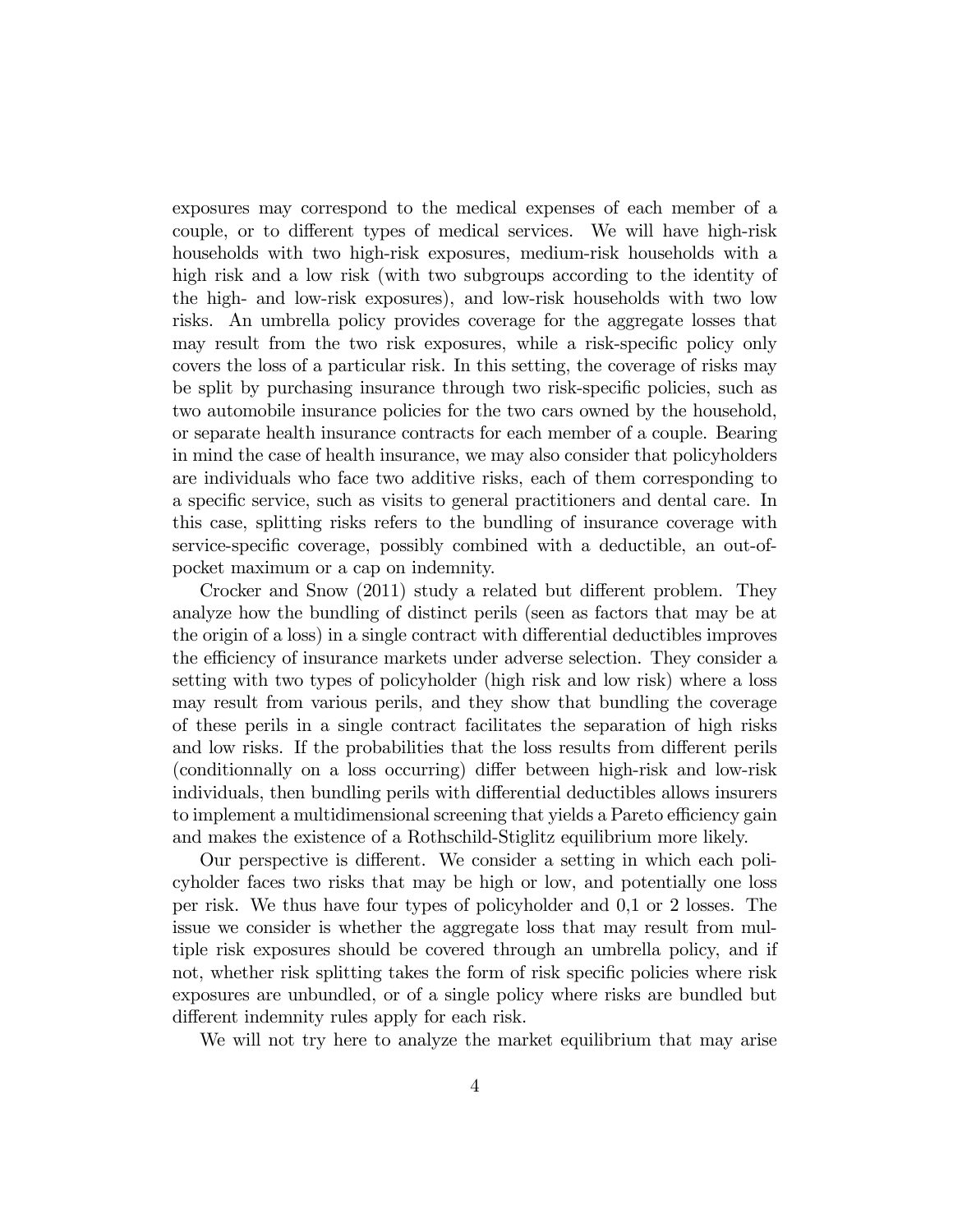exposures may correspond to the medical expenses of each member of a couple, or to different types of medical services. We will have high-risk households with two high-risk exposures, medium-risk households with a high risk and a low risk (with two subgroups according to the identity of the high- and low-risk exposures), and low-risk households with two low risks. An umbrella policy provides coverage for the aggregate losses that may result from the two risk exposures, while a risk-specific policy only covers the loss of a particular risk. In this setting, the coverage of risks may be split by purchasing insurance through two risk-specific policies, such as two automobile insurance policies for the two cars owned by the household, or separate health insurance contracts for each member of a couple. Bearing in mind the case of health insurance, we may also consider that policyholders are individuals who face two additive risks, each of them corresponding to a specific service, such as visits to general practitioners and dental care. In this case, splitting risks refers to the bundling of insurance coverage with service-specific coverage, possibly combined with a deductible, an out-of-pocket maximum or a cap on indemnity.

Crocker and Snow (2011) study a related but different problem. They analyze how the bundling of distinct perils (seen as factors that may be at the origin of a loss) in a single contract with differential deductibles improves the efficiency of insurance markets under adverse selection. They consider a setting with two types of policyholder (high risk and low risk) where a loss may result from various perils, and they show that bundling the coverage of these perils in a single contract facilitates the separation of high risks and low risks. If the probabilities that the loss results from different perils (conditionnally on a loss occurring) differ between high-risk and low-risk individuals, then bundling perils with differential deductibles allows insurers to implement a multidimensional screening that yields a Pareto efficiency gain and makes the existence of a Rothschild-Stiglitz equilibrium more likely.

Our perspective is different. We consider a setting in which each policyholder faces two risks that may be high or low, and potentially one loss per risk. We thus have four types of policyholder and 0,1 or 2 losses. The issue we consider is whether the aggregate loss that may result from multiple risk exposures should be covered through an umbrella policy, and if not, whether risk splitting takes the form of risk specific policies where risk exposures are unbundled, or of a single policy where risks are bundled but different indemnity rules apply for each risk.

We will not try here to analyze the market equilibrium that may arise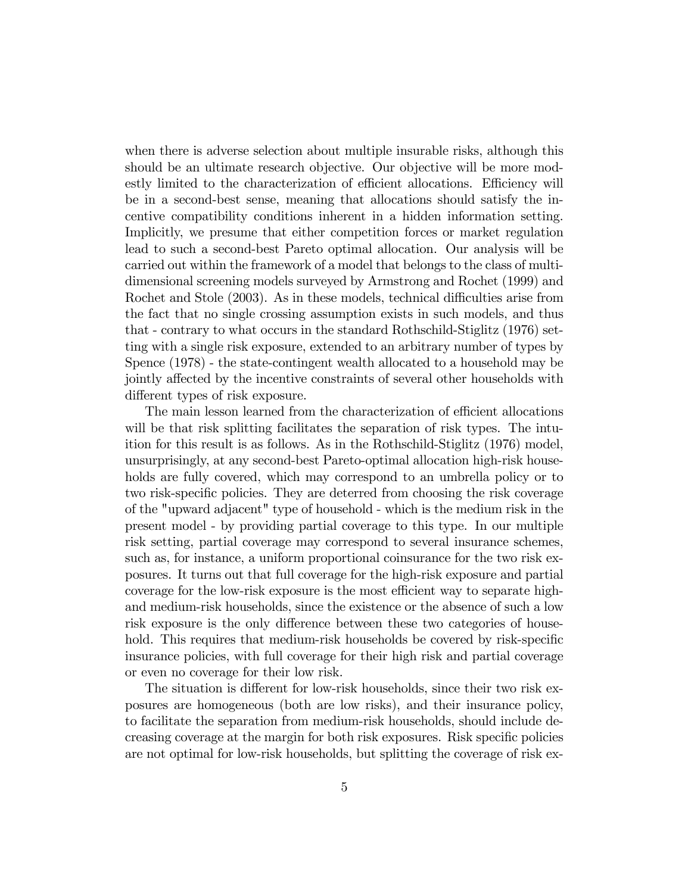when there is adverse selection about multiple insurable risks, although this should be an ultimate research objective. Our objective will be more modestly limited to the characterization of efficient allocations. Efficiency will be in a second-best sense, meaning that allocations should satisfy the incentive compatibility conditions inherent in a hidden information setting. Implicitly, we presume that either competition forces or market regulation lead to such a second-best Pareto optimal allocation. Our analysis will be carried out within the framework of a model that belongs to the class of multi-dimensional screening models surveyed by Armstrong and Rochet (1999) and Rochet and Stole (2003). As in these models, technical difficulties arise from the fact that no single crossing assumption exists in such models, and thus that - contrary to what occurs in the standard Rothschild-Stiglitz (1976) setting with a single risk exposure, extended to an arbitrary number of types by Spence (1978) - the state-contingent wealth allocated to a household may be jointly affected by the incentive constraints of several other households with different types of risk exposure.

The main lesson learned from the characterization of efficient allocations will be that risk splitting facilitates the separation of risk types. The intuition for this result is as follows. As in the Rothschild-Stiglitz (1976) model, unsurprisingly, at any second-best Pareto-optimal allocation high-risk households are fully covered, which may correspond to an umbrella policy or to two risk-specific policies. They are deterred from choosing the risk coverage of the "upward adjacent" type of household - which is the medium risk in the present model - by providing partial coverage to this type. In our multiple risk setting, partial coverage may correspond to several insurance schemes, such as, for instance, a uniform proportional coinsurance for the two risk exposures. It turns out that full coverage for the high-risk exposure and partial coverage for the low-risk exposure is the most efficient way to separate high- and medium-risk households, since the existence or the absence of such a low risk exposure is the only difference between these two categories of household. This requires that medium-risk households be covered by risk-specific insurance policies, with full coverage for their high risk and partial coverage or even no coverage for their low risk.

The situation is different for low-risk households, since their two risk exposures are homogeneous (both are low risks), and their insurance policy, to facilitate the separation from medium-risk households, should include decreasing coverage at the margin for both risk exposures. Risk specific policies are not optimal for low-risk households, but splitting the coverage of risk ex-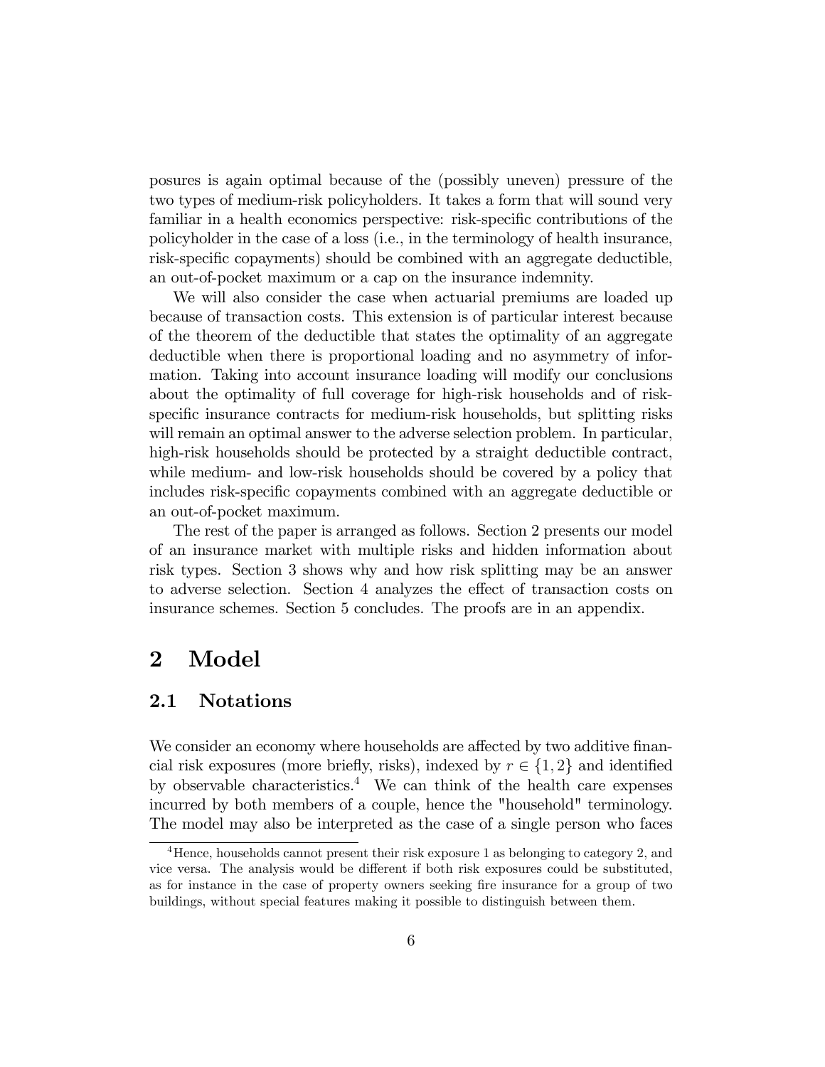posures is again optimal because of the (possibly uneven) pressure of the two types of medium-risk policyholders. It takes a form that will sound very familiar in a health economics perspective: risk-specific contributions of the policyholder in the case of a loss (i.e., in the terminology of health insurance, risk-specific copayments) should be combined with an aggregate deductible, an out-of-pocket maximum or a cap on the insurance indemnity.

We will also consider the case when actuarial premiums are loaded up because of transaction costs. This extension is of particular interest because of the theorem of the deductible that states the optimality of an aggregate deductible when there is proportional loading and no asymmetry of information. Taking into account insurance loading will modify our conclusions about the optimality of full coverage for high-risk households and of risk-specific insurance contracts for medium-risk households, but splitting risks will remain an optimal answer to the adverse selection problem. In particular, high-risk households should be protected by a straight deductible contract, while medium- and low-risk households should be covered by a policy that includes risk-specific copayments combined with an aggregate deductible or an out-of-pocket maximum.

The rest of the paper is arranged as follows. Section 2 presents our model of an insurance market with multiple risks and hidden information about risk types. Section 3 shows why and how risk splitting may be an answer to adverse selection. Section 4 analyzes the effect of transaction costs on insurance schemes. Section 5 concludes. The proofs are in an appendix.

# 2 Model

## 2.1 Notations

We consider an economy where households are affected by two additive financial risk exposures (more briefly, risks), indexed by $r \in \{1, 2\}$ and identified by observable characteristics.[4] We can think of the health care expenses incurred by both members of a couple, hence the "household" terminology. The model may also be interpreted as the case of a single person who faces

[4] Hence, households cannot present their risk exposure 1 as belonging to category 2, and vice versa. The analysis would be different if both risk exposures could be substituted, as for instance in the case of property owners seeking fire insurance for a group of two buildings, without special features making it possible to distinguish between them.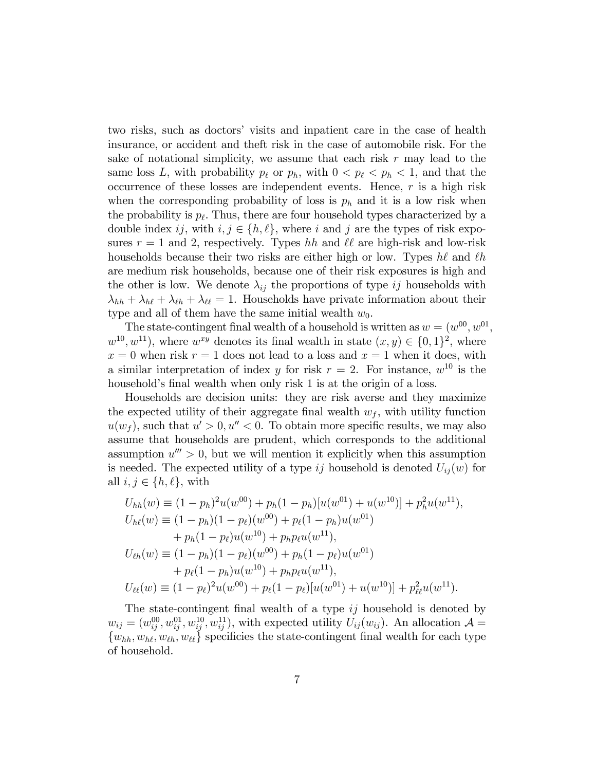two risks, such as doctors' visits and inpatient care in the case of health insurance, or accident and theft risk in the case of automobile risk. For the sake of notational simplicity, we assume that each risk $r$ may lead to the same loss $L$, with probability $p_\ell$ or $p_h$, with $0 < p_\ell < p_h < 1$, and that the occurrence of these losses are independent events. Hence, $r$ is a high risk when the corresponding probability of loss is $p_h$ and it is a low risk when the probability is $p_\ell$. Thus, there are four household types characterized by a double index $ij$, with $i, j \in \{h, \ell\}$, where $i$ and $j$ are the types of risk exposures $r = 1$ and 2, respectively. Types $hh$ and $\ell\ell$ are high-risk and low-risk households because their two risks are either high or low. Types $h\ell$ and $\ell h$ are medium risk households, because one of their risk exposures is high and the other is low. We denote $\lambda_{ij}$ the proportions of type $ij$ households with $\lambda_{hh} + \lambda_{h\ell} + \lambda_{\ell h} + \lambda_{\ell\ell} = 1$. Households have private information about their type and all of them have the same initial wealth $w_0$.

The state-contingent final wealth of a household is written as $w = (w^{00}, w^{01}, w^{10}, w^{11})$, where $w^{xy}$ denotes its final wealth in state $(x, y) \in \{0, 1\}^2$, where $x = 0$ when risk $r = 1$ does not lead to a loss and $x = 1$ when it does, with a similar interpretation of index $y$ for risk $r = 2$. For instance, $w^{10}$ is the household's final wealth when only risk 1 is at the origin of a loss.

Households are decision units: they are risk averse and they maximize the expected utility of their aggregate final wealth $w_f$, with utility function $u(w_f)$, such that $u' > 0, u'' < 0$. To obtain more specific results, we may also assume that households are prudent, which corresponds to the additional assumption $u''' > 0$, but we will mention it explicitly when this assumption is needed. The expected utility of a type $ij$ household is denoted $U_{ij}(w)$ for all $i, j \in \{h, \ell\}$, with

$$
\begin{aligned}
U_{hh}(w) &\equiv (1-p_h)^2 u(w^{00}) + p_h(1-p_h)[u(w^{01}) + u(w^{10})] + p_h^2 u(w^{11}), \\
U_{h\ell}(w) &\equiv (1-p_h)(1-p_\ell)(w^{00}) + p_\ell(1-p_h)u(w^{01}) \\
&\quad + p_h(1-p_\ell)u(w^{10}) + p_h p_\ell u(w^{11}), \\
U_{\ell h}(w) &\equiv (1-p_h)(1-p_\ell)(w^{00}) + p_h(1-p_\ell)u(w^{01}) \\
&\quad + p_\ell(1-p_h)u(w^{10}) + p_h p_\ell u(w^{11}), \\
U_{\ell\ell}(w) &\equiv (1-p_\ell)^2 u(w^{00}) + p_\ell(1-p_\ell)[u(w^{01}) + u(w^{10})] + p_{\ell\ell}^2 u(w^{11}).
\end{aligned}
$$

The state-contingent final wealth of a type $ij$ household is denoted by $w_{ij} = (w_{ij}^{00}, w_{ij}^{01}, w_{ij}^{10}, w_{ij}^{11})$, with expected utility $U_{ij}(w_{ij})$. An allocation $\mathcal{A} = \{w_{hh}, w_{h\ell}, w_{\ell h}, w_{\ell\ell}\}$ specificies the state-contingent final wealth for each type of household.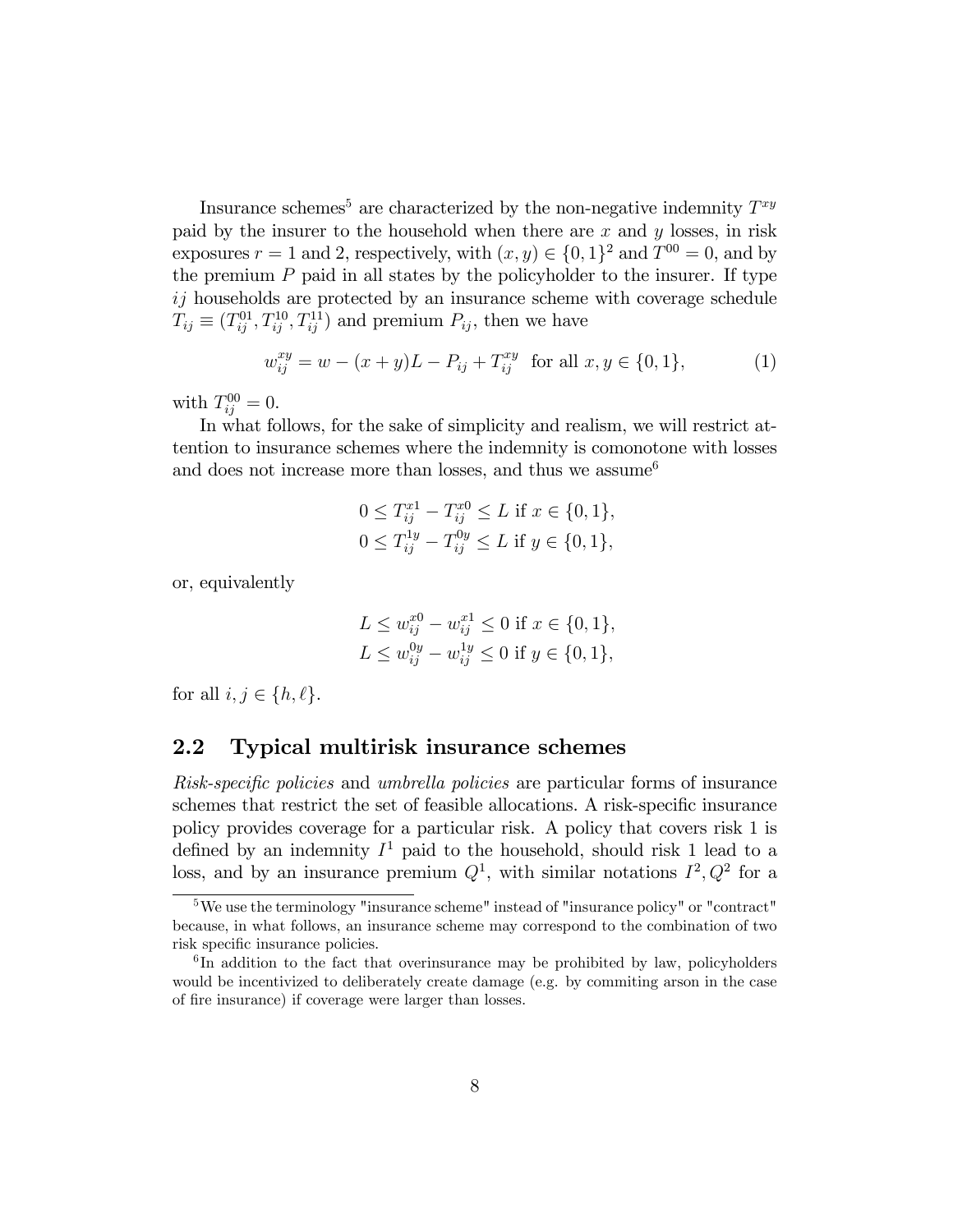Insurance schemes[5] are characterized by the non-negative indemnity $T^{xy}$ paid by the insurer to the household when there are $x$ and $y$ losses, in risk exposures $r = 1$ and 2, respectively, with $(x, y) \in \{0, 1\}^2$ and $T^{00} = 0$, and by the premium $P$ paid in all states by the policyholder to the insurer. If type $ij$ households are protected by an insurance scheme with coverage schedule $T_{ij} \equiv (T_{ij}^{01}, T_{ij}^{10}, T_{ij}^{11})$ and premium $P_{ij}$, then we have

$$w_{ij}^{xy} = w - (x + y)L - P_{ij} + T_{ij}^{xy} \text{ for all } x, y \in \{0, 1\}, \tag{1}$$

with $T_{ij}^{00} = 0$.

In what follows, for the sake of simplicity and realism, we will restrict attention to insurance schemes where the indemnity is comonotone with losses and does not increase more than losses, and thus we assume[6]

$$0 \leq T_{ij}^{x1} - T_{ij}^{x0} \leq L \text{ if } x \in \{0, 1\},$$
$$0 \leq T_{ij}^{1y} - T_{ij}^{0y} \leq L \text{ if } y \in \{0, 1\},$$

or, equivalently

$$L \leq w_{ij}^{x0} - w_{ij}^{x1} \leq 0 \text{ if } x \in \{0, 1\},$$
$$L \leq w_{ij}^{0y} - w_{ij}^{1y} \leq 0 \text{ if } y \in \{0, 1\},$$

for all $i, j \in \{h, \ell\}$.

## 2.2 Typical multirisk insurance schemes

*Risk-specific policies* and *umbrella policies* are particular forms of insurance schemes that restrict the set of feasible allocations. A risk-specific insurance policy provides coverage for a particular risk. A policy that covers risk 1 is defined by an indemnity $I^1$ paid to the household, should risk 1 lead to a loss, and by an insurance premium $Q^1$, with similar notations $I^2, Q^2$ for a

[5] We use the terminology "insurance scheme" instead of "insurance policy" or "contract" because, in what follows, an insurance scheme may correspond to the combination of two risk specific insurance policies.

[6] In addition to the fact that overinsurance may be prohibited by law, policyholders would be incentivized to deliberately create damage (e.g. by commiting arson in the case of fire insurance) if coverage were larger than losses.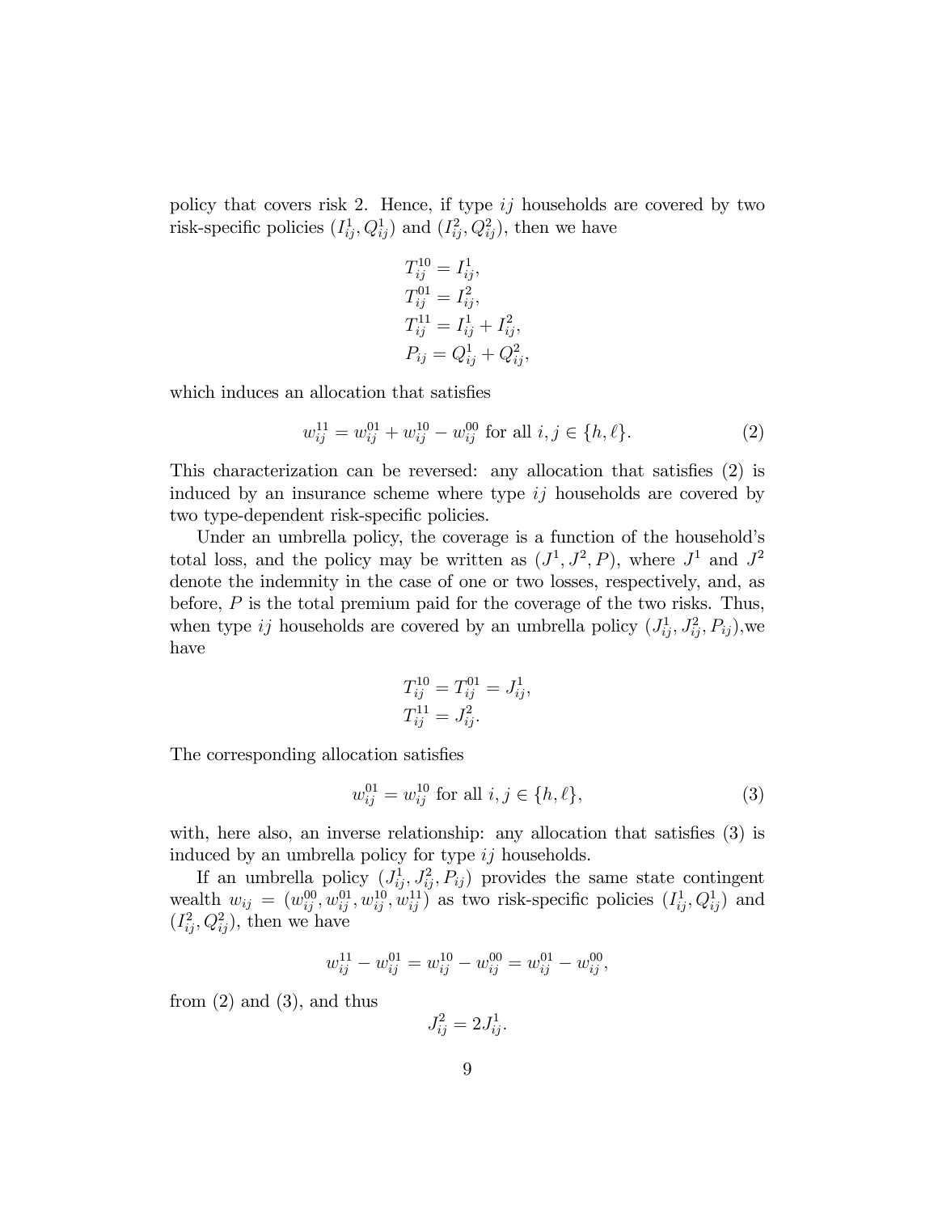policy that covers risk 2. Hence, if type $ij$ households are covered by two risk-specific policies $(I_{ij}^1, Q_{ij}^1)$ and $(I_{ij}^2, Q_{ij}^2)$, then we have

$$
\begin{aligned}
T_{ij}^{10} &= I_{ij}^1, \\
T_{ij}^{01} &= I_{ij}^2, \\
T_{ij}^{11} &= I_{ij}^1 + I_{ij}^2, \\
P_{ij} &= Q_{ij}^1 + Q_{ij}^2,
\end{aligned}
$$

which induces an allocation that satisfies

$$
w_{ij}^{11} = w_{ij}^{01} + w_{ij}^{10} - w_{ij}^{00} \text{ for all } i, j \in \{h, \ell\}. \tag{2}
$$

This characterization can be reversed: any allocation that satisfies (2) is induced by an insurance scheme where type $ij$ households are covered by two type-dependent risk-specific policies.

Under an umbrella policy, the coverage is a function of the household's total loss, and the policy may be written as $(J^1, J^2, P)$, where $J^1$ and $J^2$ denote the indemnity in the case of one or two losses, respectively, and, as before, $P$ is the total premium paid for the coverage of the two risks. Thus, when type $ij$ households are covered by an umbrella policy $(J_{ij}^1, J_{ij}^2, P_{ij})$,we have

$$
\begin{aligned}
T_{ij}^{10} &= T_{ij}^{01} = J_{ij}^1, \\
T_{ij}^{11} &= J_{ij}^2.
\end{aligned}
$$

The corresponding allocation satisfies

$$
w_{ij}^{01} = w_{ij}^{10} \text{ for all } i, j \in \{h, \ell\}, \tag{3}
$$

with, here also, an inverse relationship: any allocation that satisfies (3) is induced by an umbrella policy for type $ij$ households.

If an umbrella policy $(J_{ij}^1, J_{ij}^2, P_{ij})$ provides the same state contingent wealth $w_{ij} = (w_{ij}^{00}, w_{ij}^{01}, w_{ij}^{10}, w_{ij}^{11})$ as two risk-specific policies $(I_{ij}^1, Q_{ij}^1)$ and $(I_{ij}^2, Q_{ij}^2)$, then we have

$$
w_{ij}^{11} - w_{ij}^{01} = w_{ij}^{10} - w_{ij}^{00} = w_{ij}^{01} - w_{ij}^{00},
$$

from (2) and (3), and thus

$$
J_{ij}^2 = 2J_{ij}^1.
$$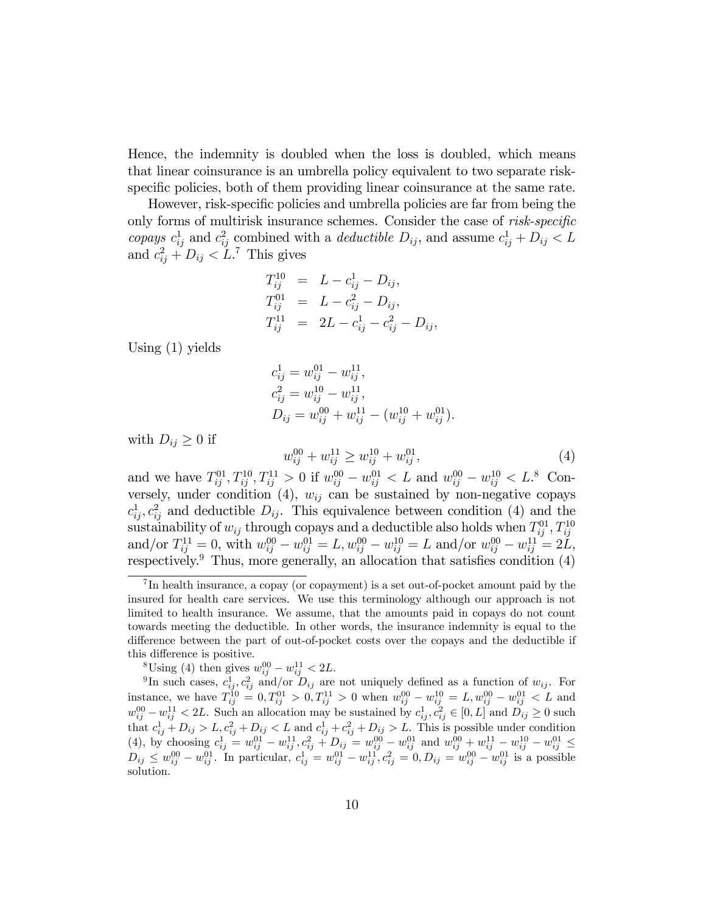Hence, the indemnity is doubled when the loss is doubled, which means that linear coinsurance is an umbrella policy equivalent to two separate risk-specific policies, both of them providing linear coinsurance at the same rate.

However, risk-specific policies and umbrella policies are far from being the only forms of multirisk insurance schemes. Consider the case of *risk-specific copays* $c^1_{ij}$ and $c^2_{ij}$ combined with a *deductible* $D_{ij}$, and assume $c^1_{ij} + D_{ij} < L$ and $c^2_{ij} + D_{ij} < L$.[7] This gives

$$
\begin{aligned}
T^{10}_{ij} &= L - c^1_{ij} - D_{ij}, \\
T^{01}_{ij} &= L - c^2_{ij} - D_{ij}, \\
T^{11}_{ij} &= 2L - c^1_{ij} - c^2_{ij} - D_{ij},
\end{aligned}
$$

Using (1) yields

$$
\begin{aligned}
&c^1_{ij} = w^{01}_{ij} - w^{11}_{ij}, \\
&c^2_{ij} = w^{10}_{ij} - w^{11}_{ij}, \\
&D_{ij} = w^{00}_{ij} + w^{11}_{ij} - (w^{10}_{ij} + w^{01}_{ij}).
\end{aligned}
$$

with $D_{ij} \geq 0$ if

$$
w^{00}_{ij} + w^{11}_{ij} \geq w^{10}_{ij} + w^{01}_{ij}, \tag{4}
$$

and we have $T^{01}_{ij}, T^{10}_{ij}, T^{11}_{ij} > 0$ if $w^{00}_{ij} - w^{01}_{ij} < L$ and $w^{00}_{ij} - w^{10}_{ij} < L$.[8] Conversely, under condition (4), $w_{ij}$ can be sustained by non-negative copays $c^1_{ij}, c^2_{ij}$ and deductible $D_{ij}$. This equivalence between condition (4) and the sustainability of $w_{ij}$ through copays and a deductible also holds when $T^{01}_{ij}, T^{10}_{ij}$ and/or $T^{11}_{ij} = 0$, with $w^{00}_{ij} - w^{01}_{ij} = L, w^{00}_{ij} - w^{10}_{ij} = L$ and/or $w^{00}_{ij} - w^{11}_{ij} = 2L$, respectively.[9] Thus, more generally, an allocation that satisfies condition (4)

---

[7] In health insurance, a copay (or copayment) is a set out-of-pocket amount paid by the insured for health care services. We use this terminology although our approach is not limited to health insurance. We assume, that the amounts paid in copays do not count towards meeting the deductible. In other words, the insurance indemnity is equal to the difference between the part of out-of-pocket costs over the copays and the deductible if this difference is positive.

[8] Using (4) then gives $w^{00}_{ij} - w^{11}_{ij} < 2L$.

[9] In such cases, $c^1_{ij}, c^2_{ij}$ and/or $D_{ij}$ are not uniquely defined as a function of $w_{ij}$. For instance, we have $T^{10}_{ij} = 0, T^{01}_{ij} > 0, T^{11}_{ij} > 0$ when $w^{00}_{ij} - w^{10}_{ij} = L, w^{00}_{ij} - w^{01}_{ij} < L$ and $w^{00}_{ij} - w^{11}_{ij} < 2L$. Such an allocation may be sustained by $c^1_{ij}, c^2_{ij} \in [0, L]$ and $D_{ij} \geq 0$ such that $c^1_{ij} + D_{ij} > L, c^2_{ij} + D_{ij} < L$ and $c^1_{ij} + c^2_{ij} + D_{ij} > L$. This is possible under condition (4), by choosing $c^1_{ij} = w^{01}_{ij} - w^{11}_{ij}, c^2_{ij} + D_{ij} = w^{00}_{ij} - w^{01}_{ij}$ and $w^{00}_{ij} + w^{11}_{ij} - w^{10}_{ij} - w^{01}_{ij} \leq D_{ij} \leq w^{00}_{ij} - w^{01}_{ij}$. In particular, $c^1_{ij} = w^{01}_{ij} - w^{11}_{ij}, c^2_{ij} = 0, D_{ij} = w^{00}_{ij} - w^{01}_{ij}$ is a possible solution.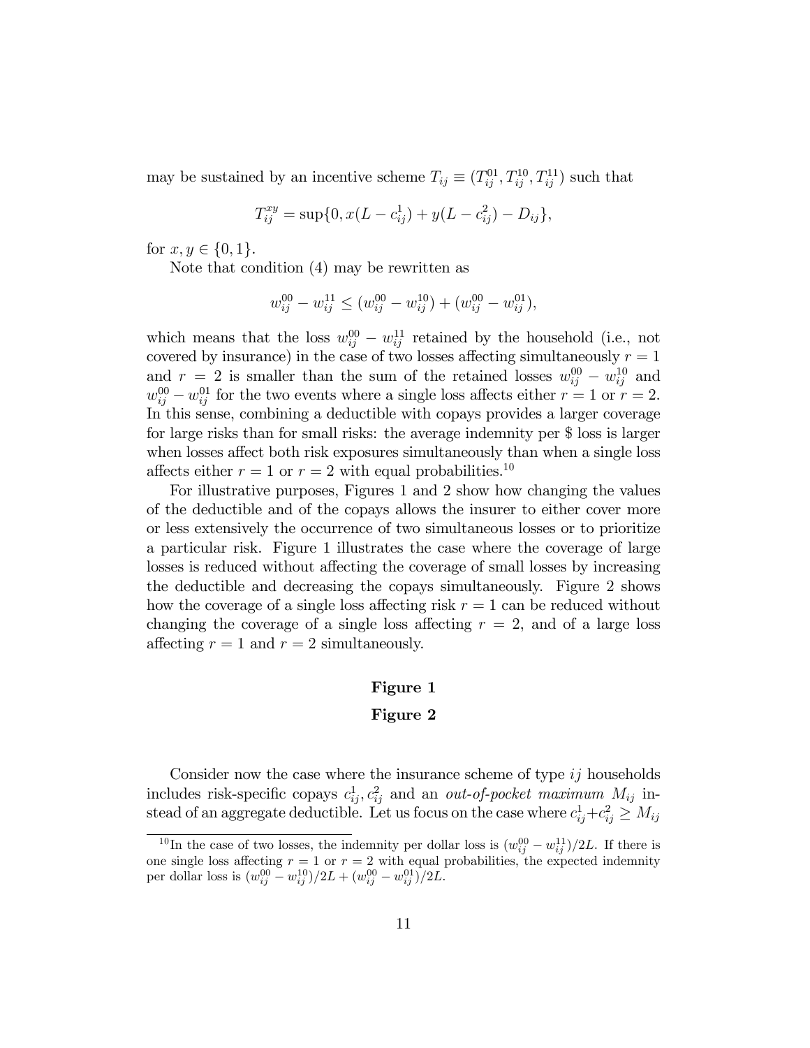may be sustained by an incentive scheme $T_{ij} \equiv (T_{ij}^{01}, T_{ij}^{10}, T_{ij}^{11})$ such that

$$T_{ij}^{xy} = \sup\{0, x(L - c_{ij}^1) + y(L - c_{ij}^2) - D_{ij}\},$$

for $x, y \in \{0, 1\}$.

Note that condition (4) may be rewritten as

$$w_{ij}^{00} - w_{ij}^{11} \leq (w_{ij}^{00} - w_{ij}^{10}) + (w_{ij}^{00} - w_{ij}^{01}),$$

which means that the loss $w_{ij}^{00} - w_{ij}^{11}$ retained by the household (i.e., not covered by insurance) in the case of two losses affecting simultaneously $r = 1$ and $r = 2$ is smaller than the sum of the retained losses $w_{ij}^{00} - w_{ij}^{10}$ and $w_{ij}^{00} - w_{ij}^{01}$ for the two events where a single loss affects either $r = 1$ or $r = 2$. In this sense, combining a deductible with copays provides a larger coverage for large risks than for small risks: the average indemnity per $ loss is larger when losses affect both risk exposures simultaneously than when a single loss affects either $r = 1$ or $r = 2$ with equal probabilities.[10]

For illustrative purposes, Figures 1 and 2 show how changing the values of the deductible and of the copays allows the insurer to either cover more or less extensively the occurrence of two simultaneous losses or to prioritize a particular risk. Figure 1 illustrates the case where the coverage of large losses is reduced without affecting the coverage of small losses by increasing the deductible and decreasing the copays simultaneously. Figure 2 shows how the coverage of a single loss affecting risk $r = 1$ can be reduced without changing the coverage of a single loss affecting $r = 2$, and of a large loss affecting $r = 1$ and $r = 2$ simultaneously.

**Figure 1**

**Figure 2**

Consider now the case where the insurance scheme of type $ij$ households includes risk-specific copays $c_{ij}^1, c_{ij}^2$ and an *out-of-pocket maximum* $M_{ij}$ instead of an aggregate deductible. Let us focus on the case where $c_{ij}^1 + c_{ij}^2 \geq M_{ij}$

[10] In the case of two losses, the indemnity per dollar loss is $(w_{ij}^{00} - w_{ij}^{11})/2L$. If there is one single loss affecting $r = 1$ or $r = 2$ with equal probabilities, the expected indemnity per dollar loss is $(w_{ij}^{00} - w_{ij}^{10})/2L + (w_{ij}^{00} - w_{ij}^{01})/2L$.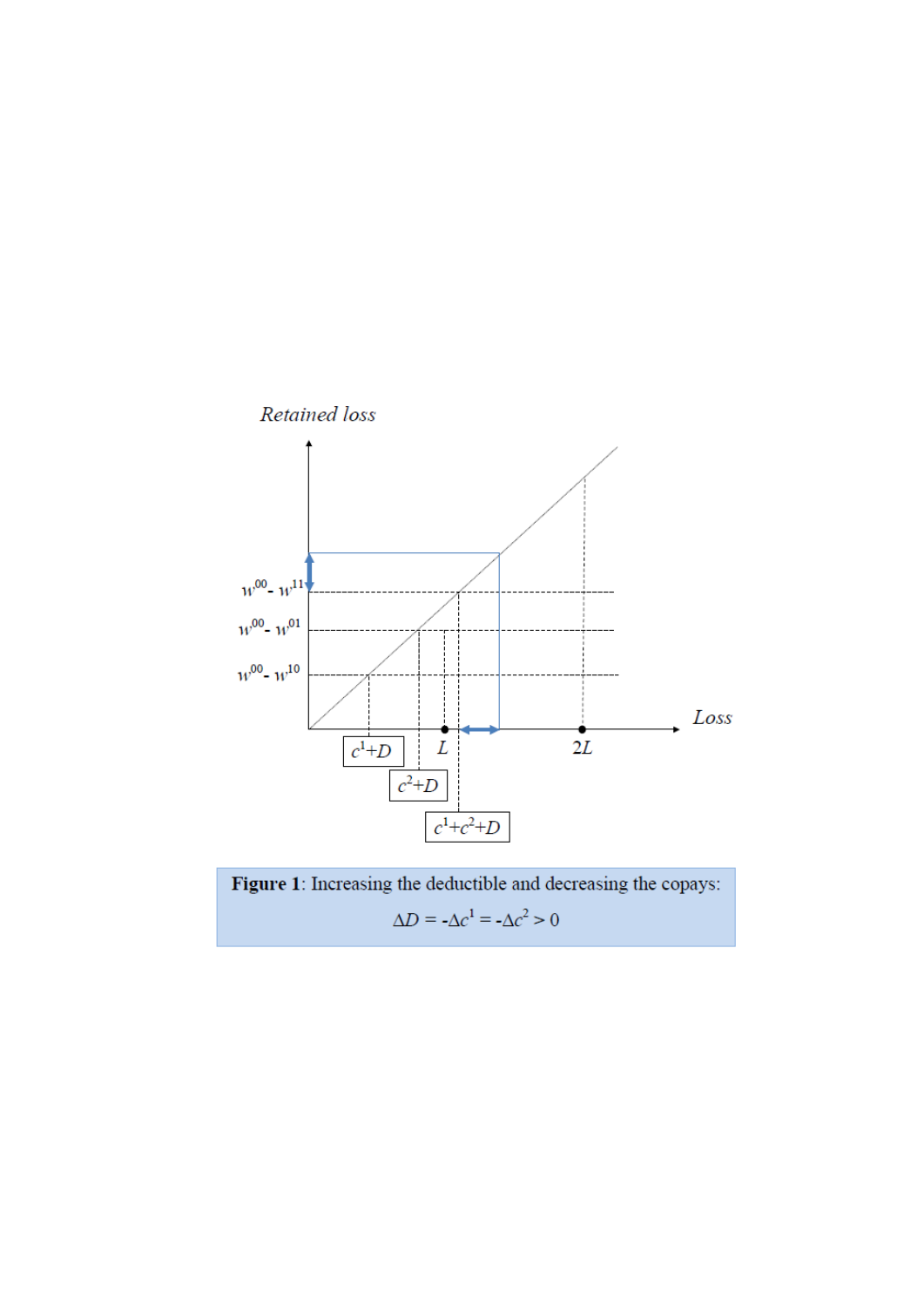Retained loss

$w^{00} - w^{11}$

$w^{00} - w^{01}$

$w^{00} - w^{10}$

Loss

$c^1+D$

$L$

$2L$

$c^2+D$

$c^1+c^2+D$

**Figure 1**: Increasing the deductible and decreasing the copays:

$$\Delta D = -\Delta c^1 = -\Delta c^2 > 0$$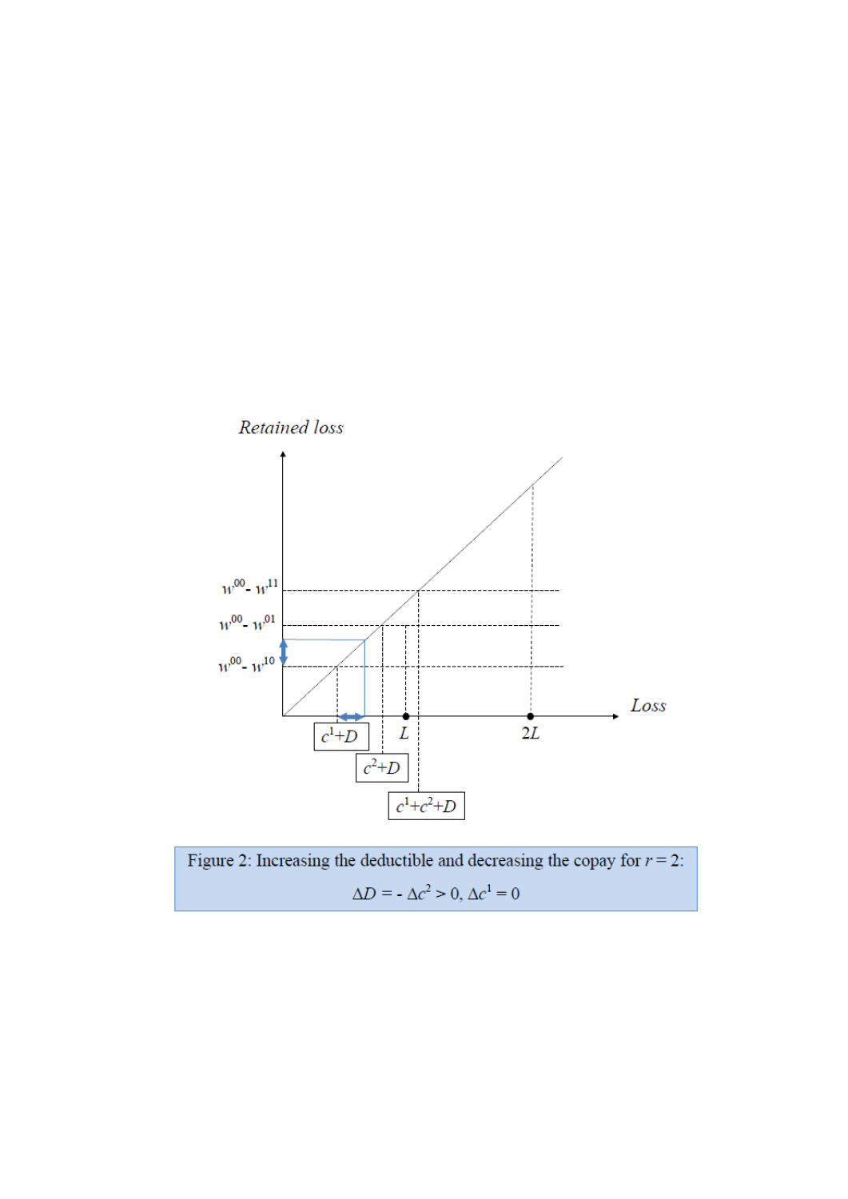Figure 2: Increasing the deductible and decreasing the copay for $r = 2$: $\Delta D = -\Delta c^2 > 0$, $\Delta c^1 = 0$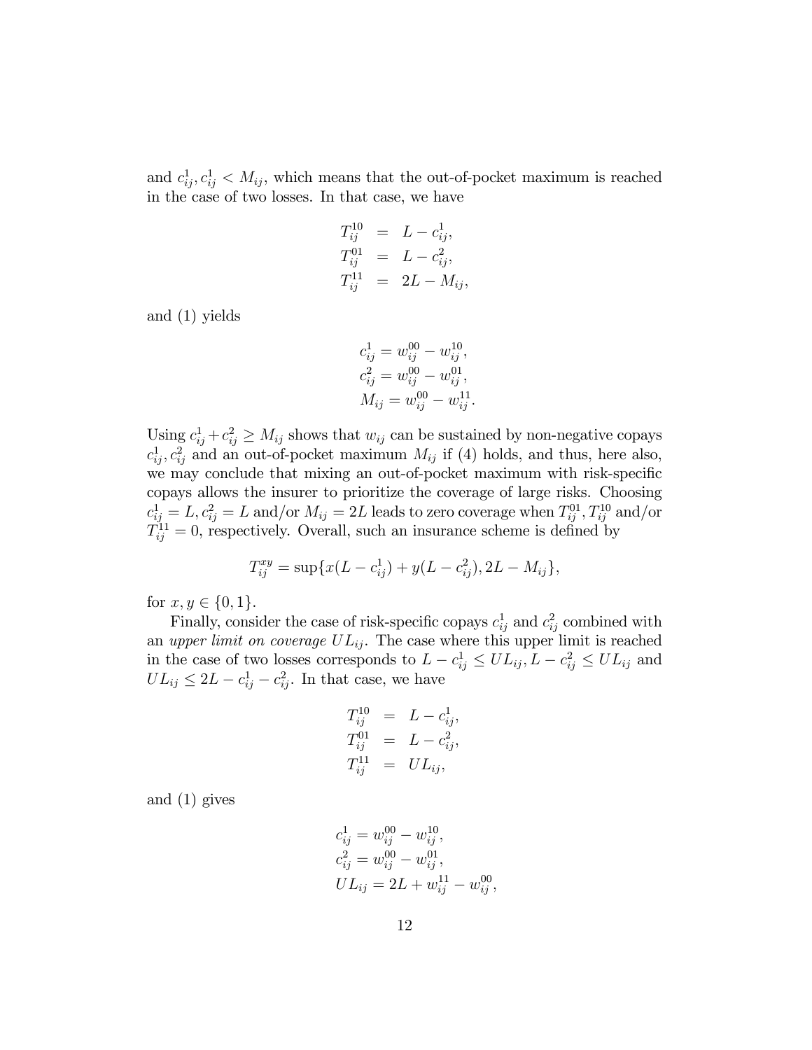and $c^1_{ij}, c^1_{ij} < M_{ij}$, which means that the out-of-pocket maximum is reached in the case of two losses. In that case, we have

$$
\begin{aligned}
T^{10}_{ij} &= L - c^1_{ij}, \\
T^{01}_{ij} &= L - c^2_{ij}, \\
T^{11}_{ij} &= 2L - M_{ij},
\end{aligned}
$$

and (1) yields

$$
\begin{aligned}
&c^1_{ij} = w^{00}_{ij} - w^{10}_{ij}, \\
&c^2_{ij} = w^{00}_{ij} - w^{01}_{ij}, \\
&M_{ij} = w^{00}_{ij} - w^{11}_{ij}.
\end{aligned}
$$

Using $c^1_{ij} + c^2_{ij} \geq M_{ij}$ shows that $w_{ij}$ can be sustained by non-negative copays $c^1_{ij}, c^2_{ij}$ and an out-of-pocket maximum $M_{ij}$ if (4) holds, and thus, here also, we may conclude that mixing an out-of-pocket maximum with risk-specific copays allows the insurer to prioritize the coverage of large risks. Choosing $c^1_{ij} = L, c^2_{ij} = L$ and/or $M_{ij} = 2L$ leads to zero coverage when $T^{01}_{ij}, T^{10}_{ij}$ and/or $T^{11}_{ij} = 0$, respectively. Overall, such an insurance scheme is defined by

$$
T^{xy}_{ij} = \sup\{x(L - c^1_{ij}) + y(L - c^2_{ij}), 2L - M_{ij}\},
$$

for $x, y \in \{0, 1\}$.

Finally, consider the case of risk-specific copays $c^1_{ij}$ and $c^2_{ij}$ combined with an *upper limit on coverage* $UL_{ij}$. The case where this upper limit is reached in the case of two losses corresponds to $L - c^1_{ij} \leq UL_{ij}, L - c^2_{ij} \leq UL_{ij}$ and $UL_{ij} \leq 2L - c^1_{ij} - c^2_{ij}$. In that case, we have

$$
\begin{aligned}
T^{10}_{ij} &= L - c^1_{ij}, \\
T^{01}_{ij} &= L - c^2_{ij}, \\
T^{11}_{ij} &= UL_{ij},
\end{aligned}
$$

and (1) gives

$$
\begin{aligned}
&c^1_{ij} = w^{00}_{ij} - w^{10}_{ij}, \\
&c^2_{ij} = w^{00}_{ij} - w^{01}_{ij}, \\
&UL_{ij} = 2L + w^{11}_{ij} - w^{00}_{ij},
\end{aligned}
$$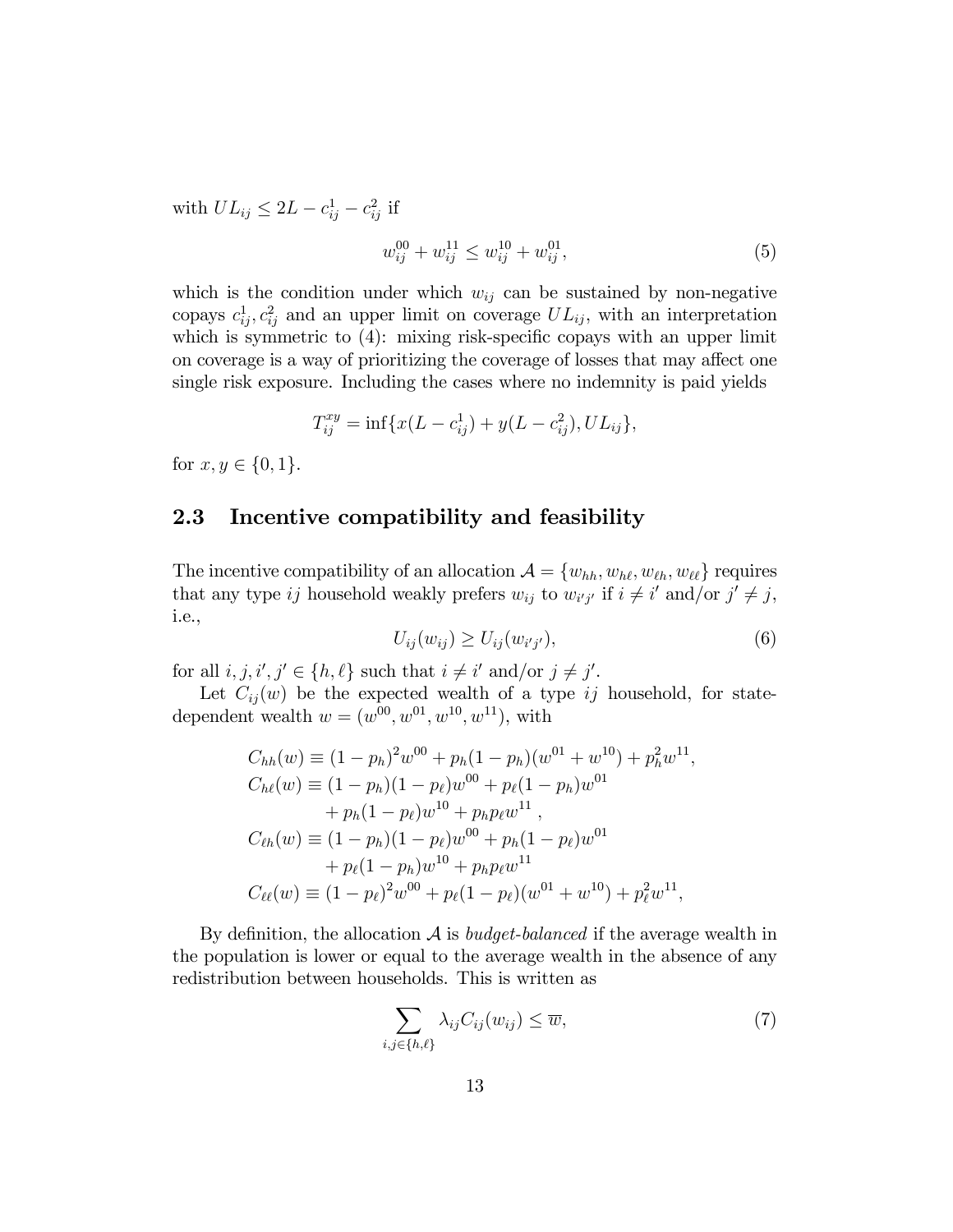with $UL_{ij} \leq 2L - c_{ij}^1 - c_{ij}^2$ if

$$w_{ij}^{00} + w_{ij}^{11} \leq w_{ij}^{10} + w_{ij}^{01}, \tag{5}$$

which is the condition under which $w_{ij}$ can be sustained by non-negative copays $c_{ij}^1, c_{ij}^2$ and an upper limit on coverage $UL_{ij}$, with an interpretation which is symmetric to (4): mixing risk-specific copays with an upper limit on coverage is a way of prioritizing the coverage of losses that may affect one single risk exposure. Including the cases where no indemnity is paid yields

$$T_{ij}^{xy} = \inf\{x(L - c_{ij}^1) + y(L - c_{ij}^2), UL_{ij}\},$$

for $x, y \in \{0, 1\}$.

## 2.3 Incentive compatibility and feasibility

The incentive compatibility of an allocation $\mathcal{A} = \{w_{hh}, w_{h\ell}, w_{\ell h}, w_{\ell\ell}\}$ requires that any type $ij$ household weakly prefers $w_{ij}$ to $w_{i'j'}$ if $i \neq i'$ and/or $j' \neq j$, i.e.,

$$U_{ij}(w_{ij}) \geq U_{ij}(w_{i'j'}), \tag{6}$$

for all $i, j, i', j' \in \{h, \ell\}$ such that $i \neq i'$ and/or $j \neq j'$.

Let $C_{ij}(w)$ be the expected wealth of a type $ij$ household, for state-dependent wealth $w = (w^{00}, w^{01}, w^{10}, w^{11})$, with

$$\begin{aligned}
C_{hh}(w) &\equiv (1 - p_h)^2 w^{00} + p_h(1 - p_h)(w^{01} + w^{10}) + p_h^2 w^{11}, \\
C_{h\ell}(w) &\equiv (1 - p_h)(1 - p_\ell)w^{00} + p_\ell(1 - p_h)w^{01} \\
&\quad + p_h(1 - p_\ell)w^{10} + p_h p_\ell w^{11}, \\
C_{\ell h}(w) &\equiv (1 - p_h)(1 - p_\ell)w^{00} + p_h(1 - p_\ell)w^{01} \\
&\quad + p_\ell(1 - p_h)w^{10} + p_h p_\ell w^{11} \\
C_{\ell\ell}(w) &\equiv (1 - p_\ell)^2 w^{00} + p_\ell(1 - p_\ell)(w^{01} + w^{10}) + p_\ell^2 w^{11},
\end{aligned}$$

By definition, the allocation $\mathcal{A}$ is *budget-balanced* if the average wealth in the population is lower or equal to the average wealth in the absence of any redistribution between households. This is written as

$$\sum_{i,j \in \{h,\ell\}} \lambda_{ij} C_{ij}(w_{ij}) \leq \overline{w}, \tag{7}$$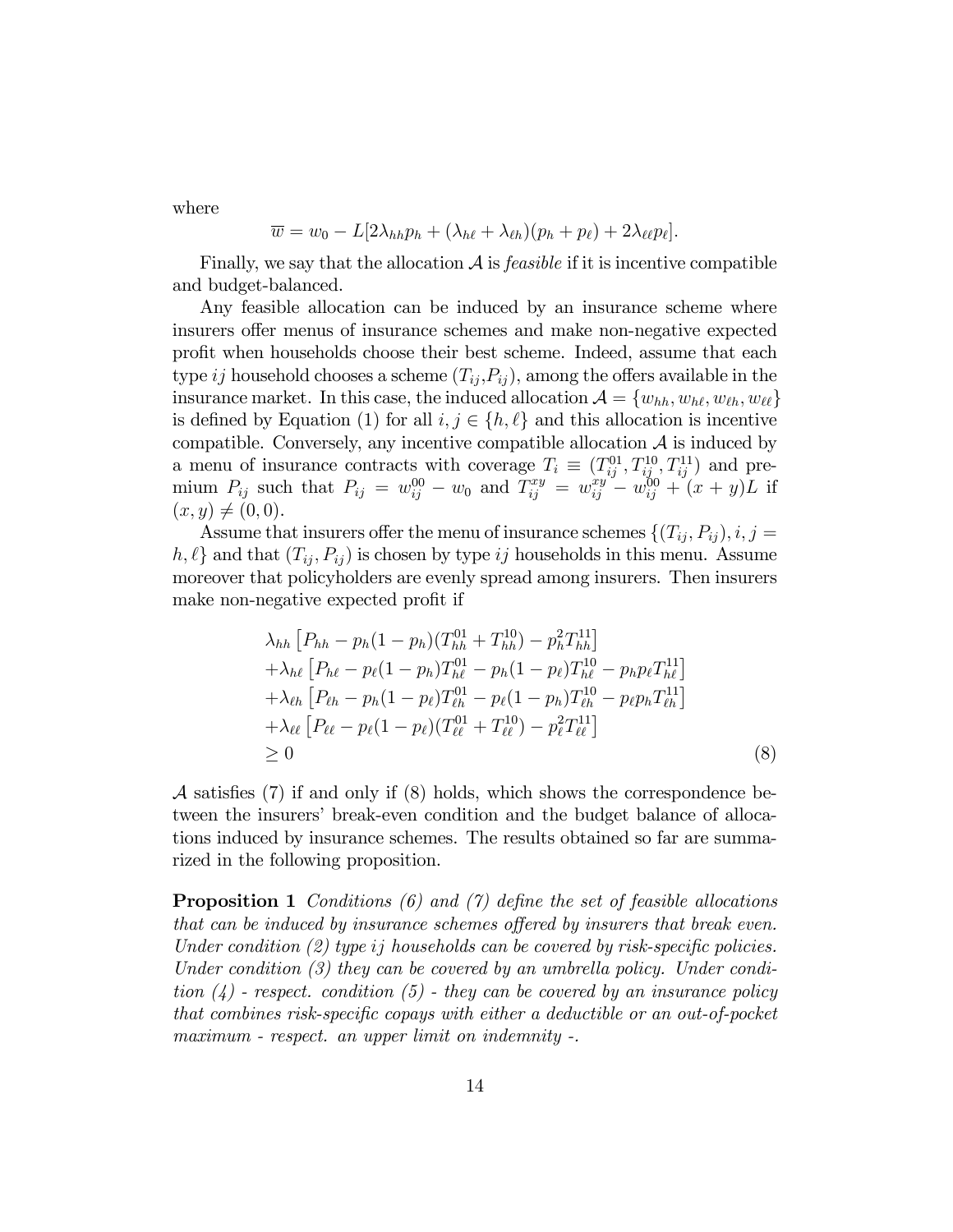where

$$\overline{w} = w_0 - L[2\lambda_{hh}p_h + (\lambda_{h\ell} + \lambda_{\ell h})(p_h + p_\ell) + 2\lambda_{\ell\ell}p_\ell].$$

Finally, we say that the allocation $\mathcal{A}$ is *feasible* if it is incentive compatible and budget-balanced.

Any feasible allocation can be induced by an insurance scheme where insurers offer menus of insurance schemes and make non-negative expected profit when households choose their best scheme. Indeed, assume that each type $ij$ household chooses a scheme $(T_{ij}, P_{ij})$, among the offers available in the insurance market. In this case, the induced allocation $\mathcal{A} = \{w_{hh}, w_{h\ell}, w_{\ell h}, w_{\ell\ell}\}$ is defined by Equation (1) for all $i, j \in \{h, \ell\}$ and this allocation is incentive compatible. Conversely, any incentive compatible allocation $\mathcal{A}$ is induced by a menu of insurance contracts with coverage $T_i \equiv (T_{ij}^{01}, T_{ij}^{10}, T_{ij}^{11})$ and premium $P_{ij}$ such that $P_{ij} = w_{ij}^{00} - w_0$ and $T_{ij}^{xy} = w_{ij}^{xy} - w_{ij}^{00} + (x+y)L$ if $(x, y) \neq (0, 0)$.

Assume that insurers offer the menu of insurance schemes $\{(T_{ij}, P_{ij}), i, j = h, \ell\}$ and that $(T_{ij}, P_{ij})$ is chosen by type $ij$ households in this menu. Assume moreover that policyholders are evenly spread among insurers. Then insurers make non-negative expected profit if

$$\begin{aligned}
&\lambda_{hh}\left[P_{hh} - p_h(1-p_h)(T_{hh}^{01} + T_{hh}^{10}) - p_h^2 T_{hh}^{11}\right] \\
&+\lambda_{h\ell}\left[P_{h\ell} - p_\ell(1-p_h)T_{h\ell}^{01} - p_h(1-p_\ell)T_{h\ell}^{10} - p_h p_\ell T_{h\ell}^{11}\right] \\
&+\lambda_{\ell h}\left[P_{\ell h} - p_h(1-p_\ell)T_{\ell h}^{01} - p_\ell(1-p_h)T_{\ell h}^{10} - p_\ell p_h T_{\ell h}^{11}\right] \\
&+\lambda_{\ell\ell}\left[P_{\ell\ell} - p_\ell(1-p_\ell)(T_{\ell\ell}^{01} + T_{\ell\ell}^{10}) - p_\ell^2 T_{\ell\ell}^{11}\right] \\
&\geq 0 \qquad\qquad\qquad\qquad\qquad\qquad\qquad\qquad\qquad\qquad (8)
\end{aligned}$$

$\mathcal{A}$ satisfies (7) if and only if (8) holds, which shows the correspondence between the insurers' break-even condition and the budget balance of allocations induced by insurance schemes. The results obtained so far are summarized in the following proposition.

**Proposition 1** *Conditions (6) and (7) define the set of feasible allocations that can be induced by insurance schemes offered by insurers that break even. Under condition (2) type $ij$ households can be covered by risk-specific policies. Under condition (3) they can be covered by an umbrella policy. Under condition (4) - respect. condition (5) - they can be covered by an insurance policy that combines risk-specific copays with either a deductible or an out-of-pocket maximum - respect. an upper limit on indemnity -.*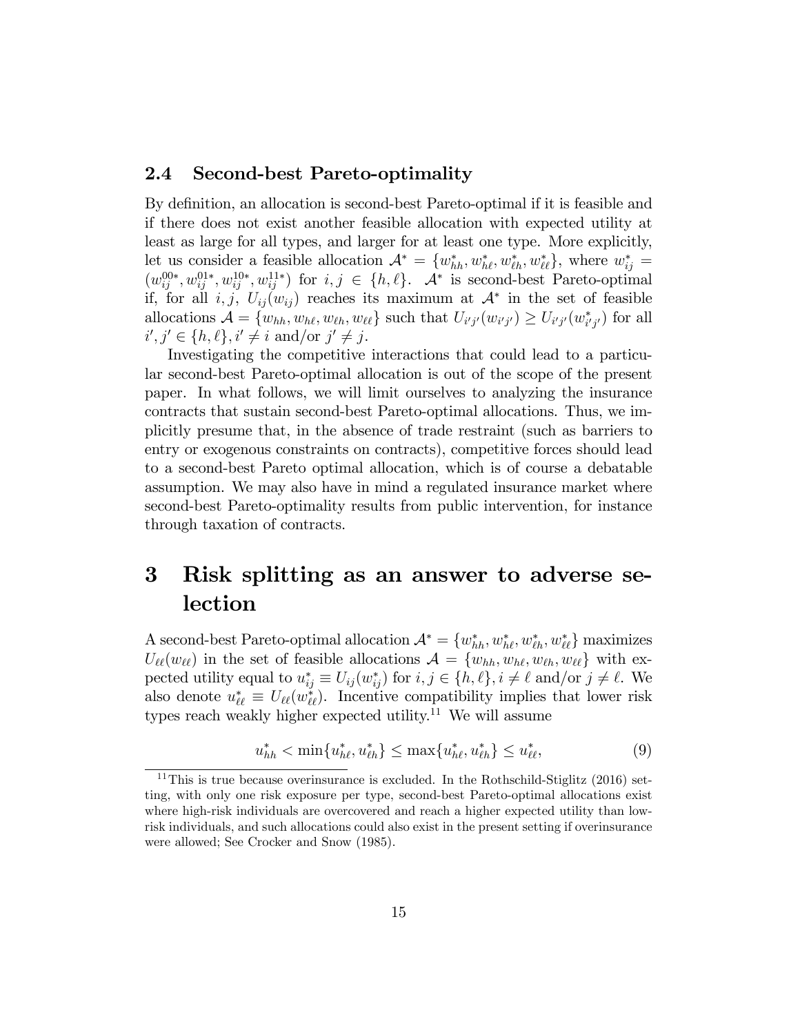### 2.4 Second-best Pareto-optimality

By definition, an allocation is second-best Pareto-optimal if it is feasible and if there does not exist another feasible allocation with expected utility at least as large for all types, and larger for at least one type. More explicitly, let us consider a feasible allocation $\mathcal{A}^* = \{w_{hh}^*, w_{h\ell}^*, w_{\ell h}^*, w_{\ell\ell}^*\}$, where $w_{ij}^* = (w_{ij}^{00*}, w_{ij}^{01*}, w_{ij}^{10*}, w_{ij}^{11*})$ for $i, j \in \{h, \ell\}$. $\mathcal{A}^*$ is second-best Pareto-optimal if, for all $i, j$, $U_{ij}(w_{ij})$ reaches its maximum at $\mathcal{A}^*$ in the set of feasible allocations $\mathcal{A} = \{w_{hh}, w_{h\ell}, w_{\ell h}, w_{\ell\ell}\}$ such that $U_{i'j'}(w_{i'j'}) \geq U_{i'j'}(w_{i'j'}^*)$ for all $i', j' \in \{h, \ell\}, i' \neq i$ and/or $j' \neq j$.

Investigating the competitive interactions that could lead to a particular second-best Pareto-optimal allocation is out of the scope of the present paper. In what follows, we will limit ourselves to analyzing the insurance contracts that sustain second-best Pareto-optimal allocations. Thus, we implicitly presume that, in the absence of trade restraint (such as barriers to entry or exogenous constraints on contracts), competitive forces should lead to a second-best Pareto optimal allocation, which is of course a debatable assumption. We may also have in mind a regulated insurance market where second-best Pareto-optimality results from public intervention, for instance through taxation of contracts.

# 3 Risk splitting as an answer to adverse selection

A second-best Pareto-optimal allocation $\mathcal{A}^* = \{w_{hh}^*, w_{h\ell}^*, w_{\ell h}^*, w_{\ell\ell}^*\}$ maximizes $U_{\ell\ell}(w_{\ell\ell})$ in the set of feasible allocations $\mathcal{A} = \{w_{hh}, w_{h\ell}, w_{\ell h}, w_{\ell\ell}\}$ with expected utility equal to $u_{ij}^* \equiv U_{ij}(w_{ij}^*)$ for $i, j \in \{h, \ell\}, i \neq \ell$ and/or $j \neq \ell$. We also denote $u_{\ell\ell}^* \equiv U_{\ell\ell}(w_{\ell\ell}^*)$. Incentive compatibility implies that lower risk types reach weakly higher expected utility.[11] We will assume

$$u_{hh}^* < \min\{u_{h\ell}^*, u_{\ell h}^*\} \leq \max\{u_{h\ell}^*, u_{\ell h}^*\} \leq u_{\ell\ell}^*, \tag{9}$$

[11] This is true because overinsurance is excluded. In the Rothschild-Stiglitz (2016) setting, with only one risk exposure per type, second-best Pareto-optimal allocations exist where high-risk individuals are overcovered and reach a higher expected utility than low-risk individuals, and such allocations could also exist in the present setting if overinsurance were allowed; See Crocker and Snow (1985).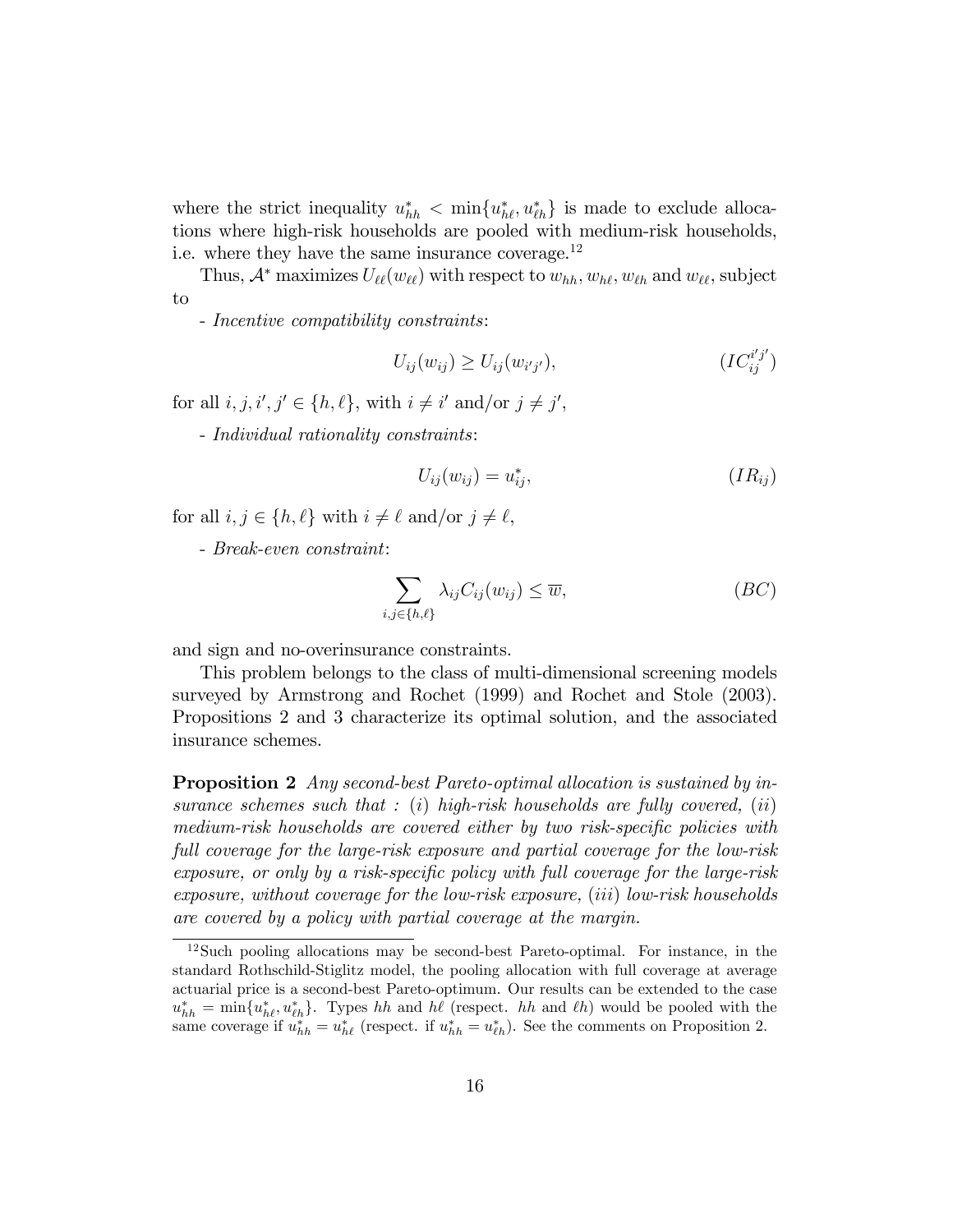where the strict inequality $u^*_{hh} < \min\{u^*_{h\ell}, u^*_{\ell h}\}$ is made to exclude allocations where high-risk households are pooled with medium-risk households, i.e. where they have the same insurance coverage.[12]

Thus, $\mathcal{A}^*$ maximizes $U_{\ell\ell}(w_{\ell\ell})$ with respect to $w_{hh}, w_{h\ell}, w_{\ell h}$ and $w_{\ell\ell}$, subject to

- *Incentive compatibility constraints*:

$$U_{ij}(w_{ij}) \geq U_{ij}(w_{i'j'}), \qquad (IC_{ij}^{i'j'})$$

for all $i, j, i', j' \in \{h, \ell\}$, with $i \neq i'$ and/or $j \neq j'$,

- *Individual rationality constraints*:

$$U_{ij}(w_{ij}) = u^*_{ij}, \qquad (IR_{ij})$$

for all $i, j \in \{h, \ell\}$ with $i \neq \ell$ and/or $j \neq \ell$,

- *Break-even constraint*:

$$\sum_{i,j \in \{h,\ell\}} \lambda_{ij} C_{ij}(w_{ij}) \leq \overline{w}, \qquad (BC)$$

and sign and no-overinsurance constraints.

This problem belongs to the class of multi-dimensional screening models surveyed by Armstrong and Rochet (1999) and Rochet and Stole (2003). Propositions 2 and 3 characterize its optimal solution, and the associated insurance schemes.

**Proposition 2** *Any second-best Pareto-optimal allocation is sustained by insurance schemes such that : (i) high-risk households are fully covered, (ii) medium-risk households are covered either by two risk-specific policies with full coverage for the large-risk exposure and partial coverage for the low-risk exposure, or only by a risk-specific policy with full coverage for the large-risk exposure, without coverage for the low-risk exposure, (iii) low-risk households are covered by a policy with partial coverage at the margin.*

---

[12] Such pooling allocations may be second-best Pareto-optimal. For instance, in the standard Rothschild-Stiglitz model, the pooling allocation with full coverage at average actuarial price is a second-best Pareto-optimum. Our results can be extended to the case $u^*_{hh} = \min\{u^*_{h\ell}, u^*_{\ell h}\}$. Types $hh$ and $h\ell$ (respect. $hh$ and $\ell h$) would be pooled with the same coverage if $u^*_{hh} = u^*_{h\ell}$ (respect. if $u^*_{hh} = u^*_{\ell h}$). See the comments on Proposition 2.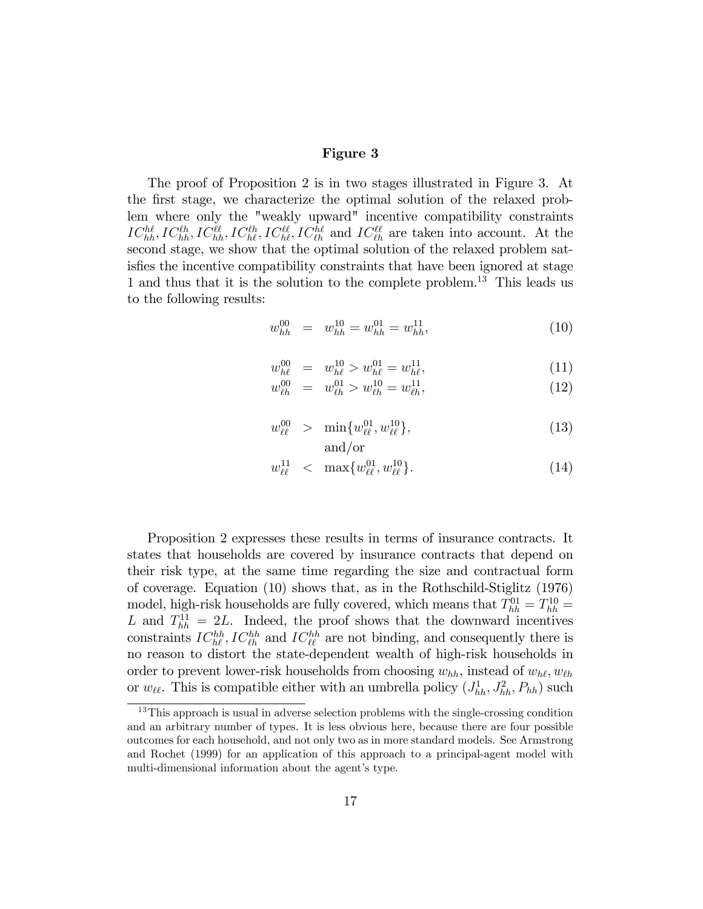**Figure 3**

The proof of Proposition 2 is in two stages illustrated in Figure 3. At the first stage, we characterize the optimal solution of the relaxed problem where only the "weakly upward" incentive compatibility constraints $IC_{hh}^{h\ell}, IC_{hh}^{\ell h}, IC_{hh}^{\ell\ell}, IC_{h\ell}^{\ell h}, IC_{h\ell}^{\ell\ell}, IC_{\ell h}^{h\ell}$ and $IC_{\ell h}^{\ell\ell}$ are taken into account. At the second stage, we show that the optimal solution of the relaxed problem satisfies the incentive compatibility constraints that have been ignored at stage 1 and thus that it is the solution to the complete problem.[13] This leads us to the following results:

$$w_{hh}^{00} = w_{hh}^{10} = w_{hh}^{01} = w_{hh}^{11}, \tag{10}$$

$$w_{h\ell}^{00} = w_{h\ell}^{10} > w_{h\ell}^{01} = w_{h\ell}^{11}, \tag{11}$$

$$w_{\ell h}^{00} = w_{\ell h}^{01} > w_{\ell h}^{10} = w_{\ell h}^{11}, \tag{12}$$

$$w_{\ell\ell}^{00} > \min\{w_{\ell\ell}^{01}, w_{\ell\ell}^{10}\}, \tag{13}$$

and/or

$$w_{\ell\ell}^{11} < \max\{w_{\ell\ell}^{01}, w_{\ell\ell}^{10}\}. \tag{14}$$

Proposition 2 expresses these results in terms of insurance contracts. It states that households are covered by insurance contracts that depend on their risk type, at the same time regarding the size and contractual form of coverage. Equation (10) shows that, as in the Rothschild-Stiglitz (1976) model, high-risk households are fully covered, which means that $T_{hh}^{01} = T_{hh}^{10} = L$ and $T_{hh}^{11} = 2L$. Indeed, the proof shows that the downward incentives constraints $IC_{h\ell}^{hh}, IC_{\ell h}^{hh}$ and $IC_{\ell\ell}^{hh}$ are not binding, and consequently there is no reason to distort the state-dependent wealth of high-risk households in order to prevent lower-risk households from choosing $w_{hh}$, instead of $w_{h\ell}, w_{\ell h}$ or $w_{\ell\ell}$. This is compatible either with an umbrella policy $(J_{hh}^1, J_{hh}^2, P_{hh})$ such

[13] This approach is usual in adverse selection problems with the single-crossing condition and an arbitrary number of types. It is less obvious here, because there are four possible outcomes for each household, and not only two as in more standard models. See Armstrong and Rochet (1999) for an application of this approach to a principal-agent model with multi-dimensional information about the agent's type.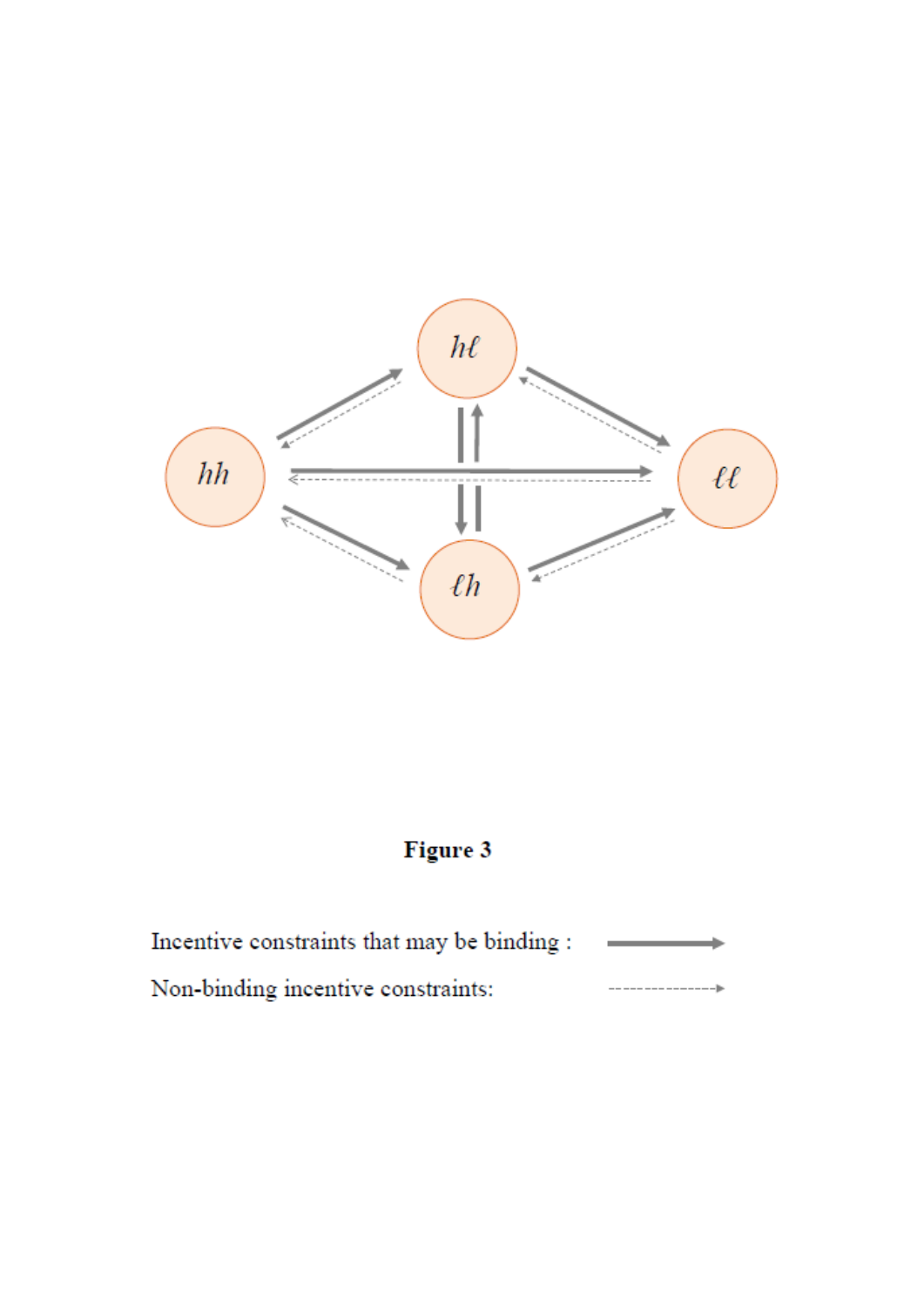**Figure 3**

Incentive constraints that may be binding :

Non-binding incentive constraints: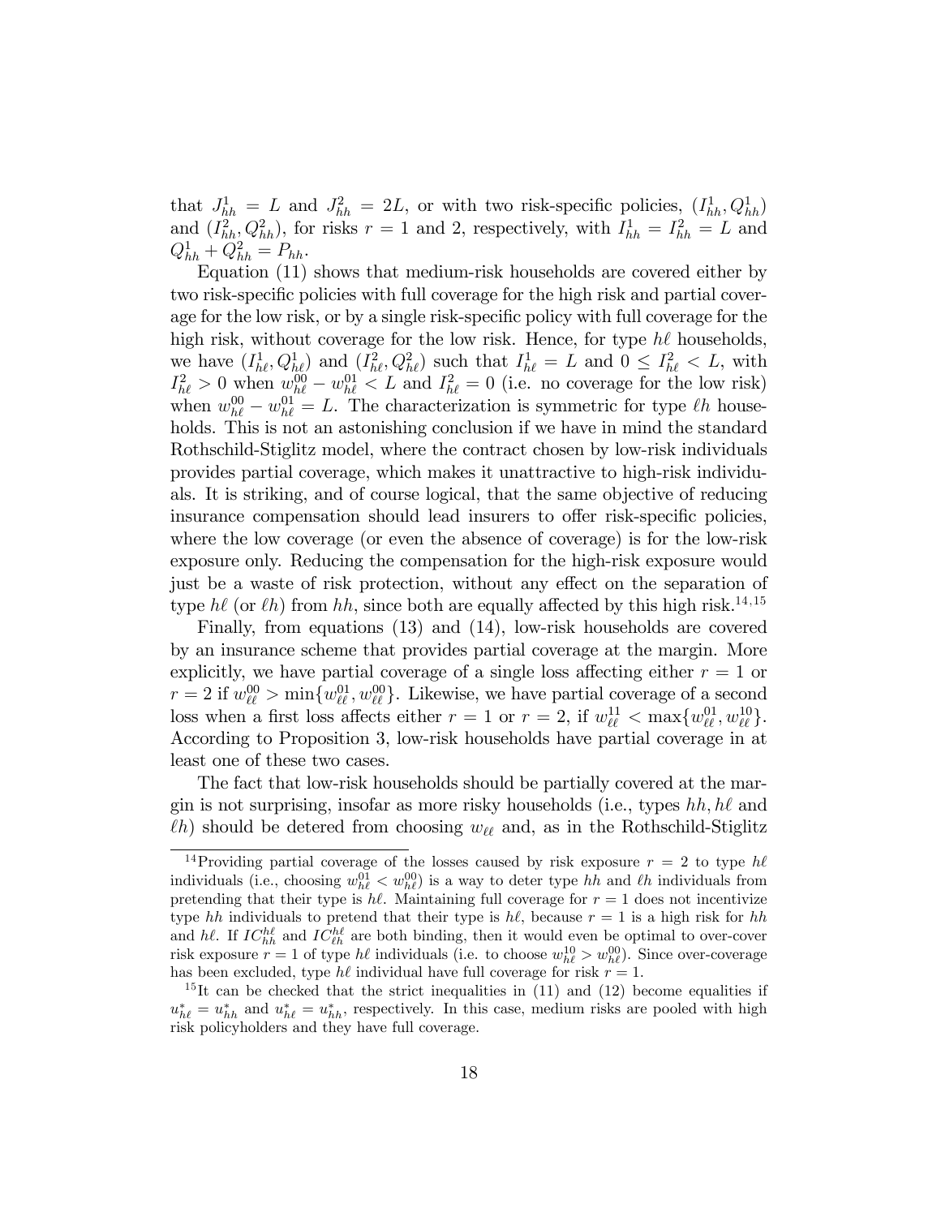that $J^1_{hh} = L$ and $J^2_{hh} = 2L$, or with two risk-specific policies, $(I^1_{hh}, Q^1_{hh})$ and $(I^2_{hh}, Q^2_{hh})$, for risks $r = 1$ and 2, respectively, with $I^1_{hh} = I^2_{hh} = L$ and $Q^1_{hh} + Q^2_{hh} = P_{hh}$.

Equation (11) shows that medium-risk households are covered either by two risk-specific policies with full coverage for the high risk and partial coverage for the low risk, or by a single risk-specific policy with full coverage for the high risk, without coverage for the low risk. Hence, for type $h\ell$ households, we have $(I^1_{h\ell}, Q^1_{h\ell})$ and $(I^2_{h\ell}, Q^2_{h\ell})$ such that $I^1_{h\ell} = L$ and $0 \leq I^2_{h\ell} < L$, with $I^2_{h\ell} > 0$ when $w^{00}_{h\ell} - w^{01}_{h\ell} < L$ and $I^2_{h\ell} = 0$ (i.e. no coverage for the low risk) when $w^{00}_{h\ell} - w^{01}_{h\ell} = L$. The characterization is symmetric for type $\ell h$ households. This is not an astonishing conclusion if we have in mind the standard Rothschild-Stiglitz model, where the contract chosen by low-risk individuals provides partial coverage, which makes it unattractive to high-risk individuals. It is striking, and of course logical, that the same objective of reducing insurance compensation should lead insurers to offer risk-specific policies, where the low coverage (or even the absence of coverage) is for the low-risk exposure only. Reducing the compensation for the high-risk exposure would just be a waste of risk protection, without any effect on the separation of type $h\ell$ (or $\ell h$) from $hh$, since both are equally affected by this high risk.[14,15]

Finally, from equations (13) and (14), low-risk households are covered by an insurance scheme that provides partial coverage at the margin. More explicitly, we have partial coverage of a single loss affecting either $r = 1$ or $r = 2$ if $w^{00}_{\ell\ell} > \min\{w^{01}_{\ell\ell}, w^{00}_{\ell\ell}\}$. Likewise, we have partial coverage of a second loss when a first loss affects either $r = 1$ or $r = 2$, if $w^{11}_{\ell\ell} < \max\{w^{01}_{\ell\ell}, w^{10}_{\ell\ell}\}$. According to Proposition 3, low-risk households have partial coverage in at least one of these two cases.

The fact that low-risk households should be partially covered at the margin is not surprising, insofar as more risky households (i.e., types $hh, h\ell$ and $\ell h$) should be detered from choosing $w_{\ell\ell}$ and, as in the Rothschild-Stiglitz

---

[14] Providing partial coverage of the losses caused by risk exposure $r = 2$ to type $h\ell$ individuals (i.e., choosing $w^{01}_{h\ell} < w^{00}_{h\ell}$) is a way to deter type $hh$ and $\ell h$ individuals from pretending that their type is $h\ell$. Maintaining full coverage for $r = 1$ does not incentivize type $hh$ individuals to pretend that their type is $h\ell$, because $r = 1$ is a high risk for $hh$ and $h\ell$. If $IC^{h\ell}_{hh}$ and $IC^{h\ell}_{\ell h}$ are both binding, then it would even be optimal to over-cover risk exposure $r = 1$ of type $h\ell$ individuals (i.e. to choose $w^{10}_{h\ell} > w^{00}_{h\ell}$). Since over-coverage has been excluded, type $h\ell$ individual have full coverage for risk $r = 1$.

[15] It can be checked that the strict inequalities in (11) and (12) become equalities if $u^*_{h\ell} = u^*_{hh}$ and $u^*_{h\ell} = u^*_{hh}$, respectively. In this case, medium risks are pooled with high risk policyholders and they have full coverage.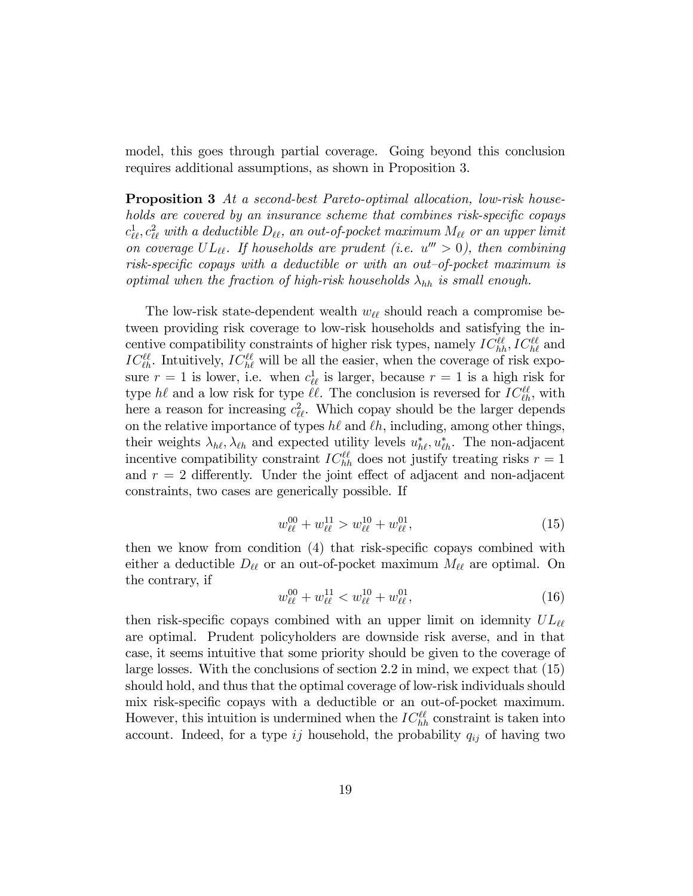model, this goes through partial coverage. Going beyond this conclusion requires additional assumptions, as shown in Proposition 3.

**Proposition 3** *At a second-best Pareto-optimal allocation, low-risk households are covered by an insurance scheme that combines risk-specific copays $c^1_{\ell\ell}, c^2_{\ell\ell}$ with a deductible $D_{\ell\ell}$, an out-of-pocket maximum $M_{\ell\ell}$ or an upper limit on coverage $UL_{\ell\ell}$. If households are prudent (i.e. $u''' > 0$), then combining risk-specific copays with a deductible or with an out–of-pocket maximum is optimal when the fraction of high-risk households $\lambda_{hh}$ is small enough.*

The low-risk state-dependent wealth $w_{\ell\ell}$ should reach a compromise between providing risk coverage to low-risk households and satisfying the incentive compatibility constraints of higher risk types, namely $IC^{\ell\ell}_{hh}, IC^{\ell\ell}_{h\ell}$ and $IC^{\ell\ell}_{\ell h}$. Intuitively, $IC^{\ell\ell}_{h\ell}$ will be all the easier, when the coverage of risk exposure $r = 1$ is lower, i.e. when $c^1_{\ell\ell}$ is larger, because $r = 1$ is a high risk for type $h\ell$ and a low risk for type $\ell\ell$. The conclusion is reversed for $IC^{\ell\ell}_{\ell h}$, with here a reason for increasing $c^2_{\ell\ell}$. Which copay should be the larger depends on the relative importance of types $h\ell$ and $\ell h$, including, among other things, their weights $\lambda_{h\ell}, \lambda_{\ell h}$ and expected utility levels $u^*_{h\ell}, u^*_{\ell h}$. The non-adjacent incentive compatibility constraint $IC^{\ell\ell}_{hh}$ does not justify treating risks $r = 1$ and $r = 2$ differently. Under the joint effect of adjacent and non-adjacent constraints, two cases are generically possible. If

$$w^{00}_{\ell\ell} + w^{11}_{\ell\ell} > w^{10}_{\ell\ell} + w^{01}_{\ell\ell}, \tag{15}$$

then we know from condition (4) that risk-specific copays combined with either a deductible $D_{\ell\ell}$ or an out-of-pocket maximum $M_{\ell\ell}$ are optimal. On the contrary, if

$$w^{00}_{\ell\ell} + w^{11}_{\ell\ell} < w^{10}_{\ell\ell} + w^{01}_{\ell\ell}, \tag{16}$$

then risk-specific copays combined with an upper limit on idemnity $UL_{\ell\ell}$ are optimal. Prudent policyholders are downside risk averse, and in that case, it seems intuitive that some priority should be given to the coverage of large losses. With the conclusions of section 2.2 in mind, we expect that (15) should hold, and thus that the optimal coverage of low-risk individuals should mix risk-specific copays with a deductible or an out-of-pocket maximum. However, this intuition is undermined when the $IC^{\ell\ell}_{hh}$ constraint is taken into account. Indeed, for a type $ij$ household, the probability $q_{ij}$ of having two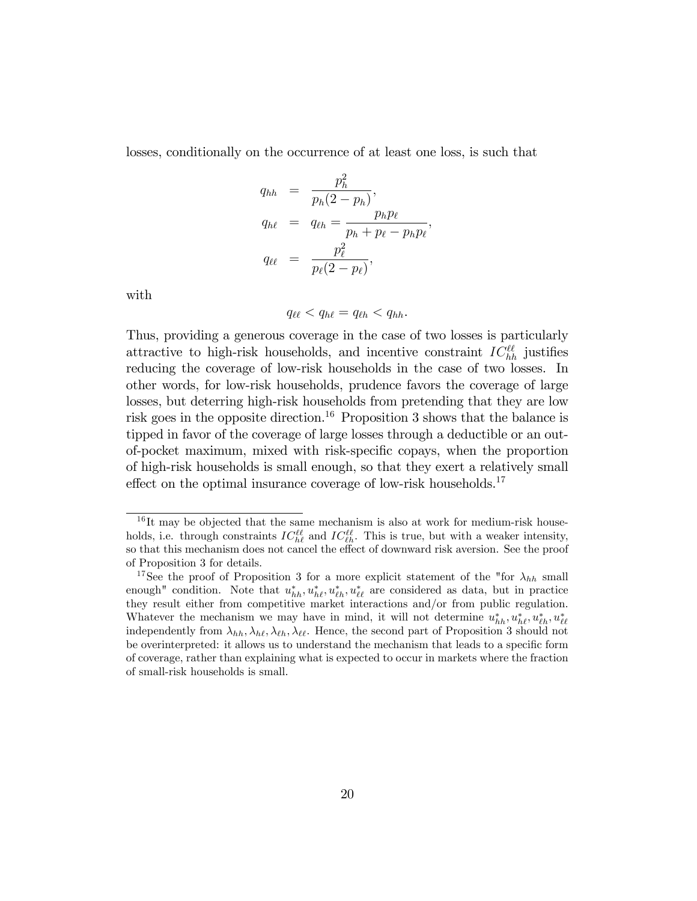losses, conditionally on the occurrence of at least one loss, is such that

$$
\begin{aligned}
q_{hh} &= \frac{p_h^2}{p_h(2-p_h)}, \\
q_{h\ell} &= q_{\ell h} = \frac{p_h p_\ell}{p_h + p_\ell - p_h p_\ell}, \\
q_{\ell\ell} &= \frac{p_\ell^2}{p_\ell(2-p_\ell)},
\end{aligned}
$$

with

$$
q_{\ell\ell} < q_{h\ell} = q_{\ell h} < q_{hh}.
$$

Thus, providing a generous coverage in the case of two losses is particularly attractive to high-risk households, and incentive constraint $IC_{hh}^{\ell\ell}$ justifies reducing the coverage of low-risk households in the case of two losses. In other words, for low-risk households, prudence favors the coverage of large losses, but deterring high-risk households from pretending that they are low risk goes in the opposite direction.[16] Proposition 3 shows that the balance is tipped in favor of the coverage of large losses through a deductible or an out-of-pocket maximum, mixed with risk-specific copays, when the proportion of high-risk households is small enough, so that they exert a relatively small effect on the optimal insurance coverage of low-risk households.[17]

---

[16] It may be objected that the same mechanism is also at work for medium-risk households, i.e. through constraints $IC_{h\ell}^{\ell\ell}$ and $IC_{\ell h}^{\ell\ell}$. This is true, but with a weaker intensity, so that this mechanism does not cancel the effect of downward risk aversion. See the proof of Proposition 3 for details.

[17] See the proof of Proposition 3 for a more explicit statement of the "for $\lambda_{hh}$ small enough" condition. Note that $u_{hh}^*, u_{h\ell}^*, u_{\ell h}^*, u_{\ell\ell}^*$ are considered as data, but in practice they result either from competitive market interactions and/or from public regulation. Whatever the mechanism we may have in mind, it will not determine $u_{hh}^*, u_{h\ell}^*, u_{\ell h}^*, u_{\ell\ell}^*$ independently from $\lambda_{hh}, \lambda_{h\ell}, \lambda_{\ell h}, \lambda_{\ell\ell}$. Hence, the second part of Proposition 3 should not be overinterpreted: it allows us to understand the mechanism that leads to a specific form of coverage, rather than explaining what is expected to occur in markets where the fraction of small-risk households is small.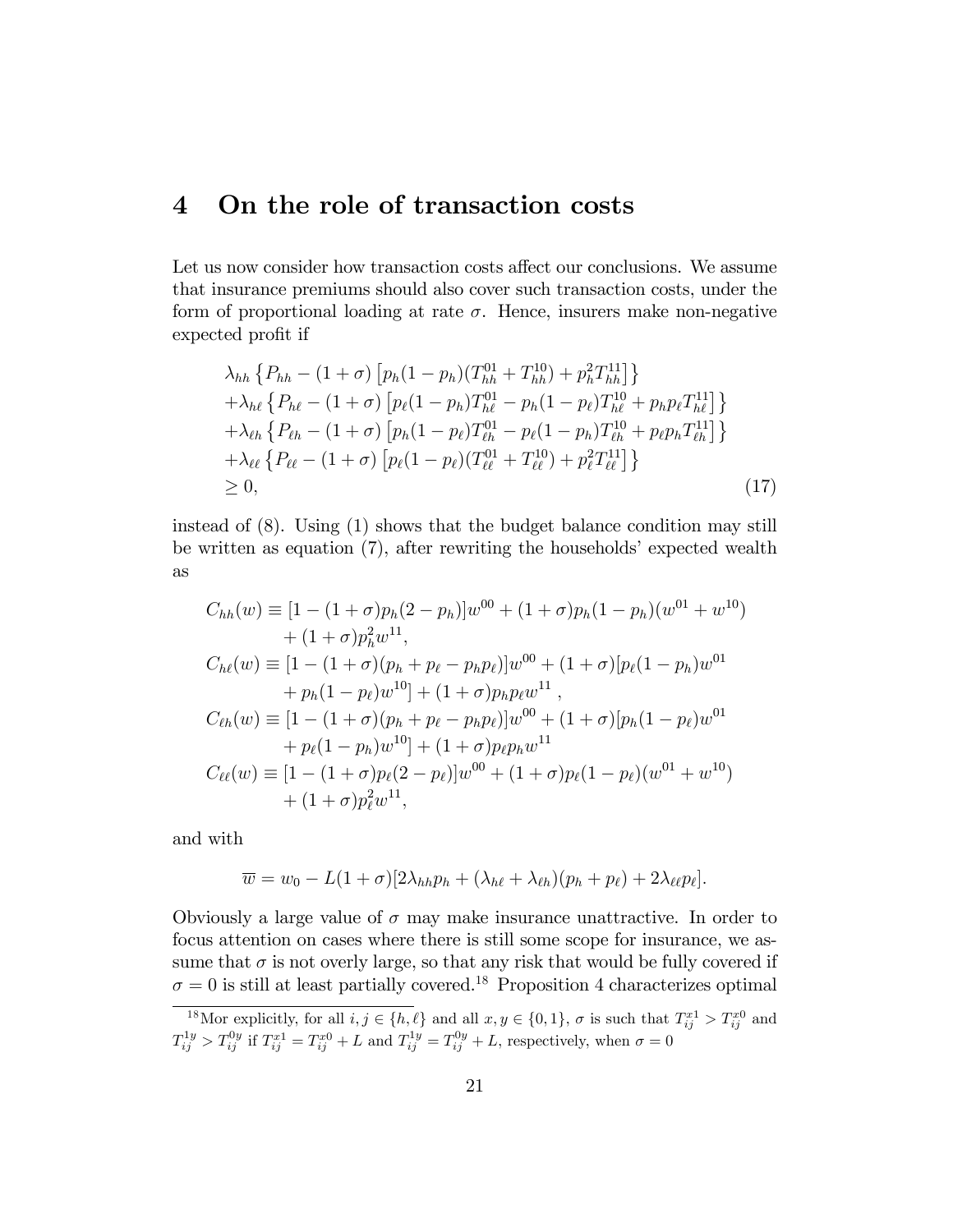## 4 On the role of transaction costs

Let us now consider how transaction costs affect our conclusions. We assume that insurance premiums should also cover such transaction costs, under the form of proportional loading at rate $\sigma$. Hence, insurers make non-negative expected profit if

$$
\begin{aligned}
&\lambda_{hh}\left\{P_{hh} - (1+\sigma)\left[p_h(1-p_h)(T_{hh}^{01} + T_{hh}^{10}) + p_h^2 T_{hh}^{11}\right]\right\} \\
&+\lambda_{h\ell}\left\{P_{h\ell} - (1+\sigma)\left[p_\ell(1-p_h)T_{h\ell}^{01} - p_h(1-p_\ell)T_{h\ell}^{10} + p_h p_\ell T_{h\ell}^{11}\right]\right\} \\
&+\lambda_{\ell h}\left\{P_{\ell h} - (1+\sigma)\left[p_h(1-p_\ell)T_{\ell h}^{01} - p_\ell(1-p_h)T_{\ell h}^{10} + p_\ell p_h T_{\ell h}^{11}\right]\right\} \\
&+\lambda_{\ell\ell}\left\{P_{\ell\ell} - (1+\sigma)\left[p_\ell(1-p_\ell)(T_{\ell\ell}^{01} + T_{\ell\ell}^{10}) + p_\ell^2 T_{\ell\ell}^{11}\right]\right\} \\
&\geq 0, \qquad (17)
\end{aligned}
$$

instead of (8). Using (1) shows that the budget balance condition may still be written as equation (7), after rewriting the households' expected wealth as

$$
\begin{aligned}
C_{hh}(w) &\equiv [1-(1+\sigma)p_h(2-p_h)]w^{00} + (1+\sigma)p_h(1-p_h)(w^{01}+w^{10}) \\
&\quad + (1+\sigma)p_h^2 w^{11}, \\
C_{h\ell}(w) &\equiv [1-(1+\sigma)(p_h+p_\ell-p_h p_\ell)]w^{00} + (1+\sigma)[p_\ell(1-p_h)w^{01} \\
&\quad + p_h(1-p_\ell)w^{10}] + (1+\sigma)p_h p_\ell w^{11}, \\
C_{\ell h}(w) &\equiv [1-(1+\sigma)(p_h+p_\ell-p_h p_\ell)]w^{00} + (1+\sigma)[p_h(1-p_\ell)w^{01} \\
&\quad + p_\ell(1-p_h)w^{10}] + (1+\sigma)p_\ell p_h w^{11} \\
C_{\ell\ell}(w) &\equiv [1-(1+\sigma)p_\ell(2-p_\ell)]w^{00} + (1+\sigma)p_\ell(1-p_\ell)(w^{01}+w^{10}) \\
&\quad + (1+\sigma)p_\ell^2 w^{11},
\end{aligned}
$$

and with

$$
\overline{w} = w_0 - L(1+\sigma)[2\lambda_{hh}p_h + (\lambda_{h\ell}+\lambda_{\ell h})(p_h+p_\ell) + 2\lambda_{\ell\ell}p_\ell].
$$

Obviously a large value of $\sigma$ may make insurance unattractive. In order to focus attention on cases where there is still some scope for insurance, we assume that $\sigma$ is not overly large, so that any risk that would be fully covered if $\sigma = 0$ is still at least partially covered.[18] Proposition 4 characterizes optimal

[18] Mor explicitly, for all $i,j \in \{h,\ell\}$ and all $x,y \in \{0,1\}$, $\sigma$ is such that $T_{ij}^{x1} > T_{ij}^{x0}$ and $T_{ij}^{1y} > T_{ij}^{0y}$ if $T_{ij}^{x1} = T_{ij}^{x0} + L$ and $T_{ij}^{1y} = T_{ij}^{0y} + L$, respectively, when $\sigma = 0$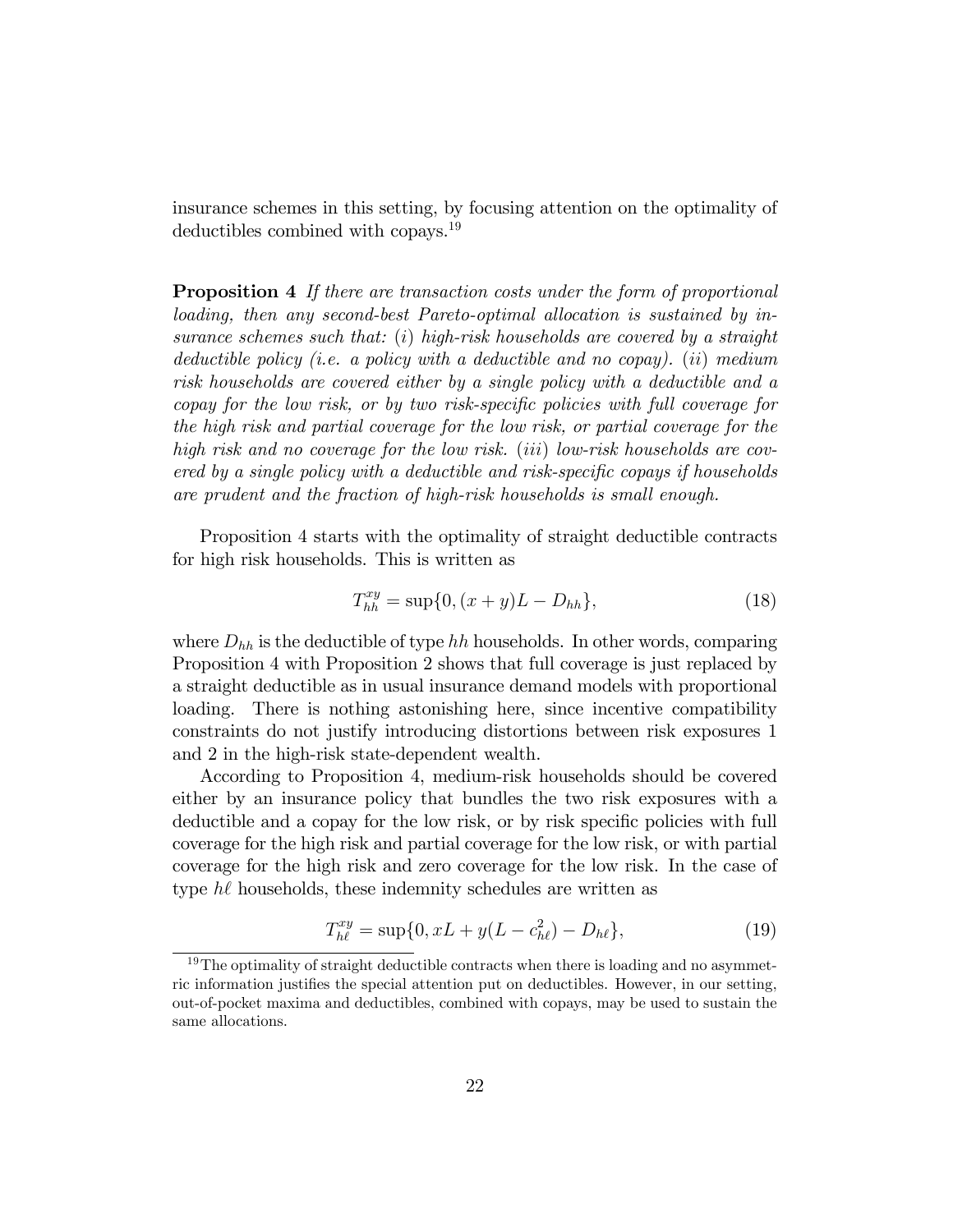insurance schemes in this setting, by focusing attention on the optimality of deductibles combined with copays.[19]

**Proposition 4** *If there are transaction costs under the form of proportional loading, then any second-best Pareto-optimal allocation is sustained by insurance schemes such that:* $(i)$ *high-risk households are covered by a straight deductible policy (i.e. a policy with a deductible and no copay).* $(ii)$ *medium risk households are covered either by a single policy with a deductible and a copay for the low risk, or by two risk-specific policies with full coverage for the high risk and partial coverage for the low risk, or partial coverage for the high risk and no coverage for the low risk.* $(iii)$ *low-risk households are covered by a single policy with a deductible and risk-specific copays if households are prudent and the fraction of high-risk households is small enough.*

Proposition 4 starts with the optimality of straight deductible contracts for high risk households. This is written as

$$T_{hh}^{xy} = \sup\{0, (x+y)L - D_{hh}\}, \tag{18}$$

where $D_{hh}$ is the deductible of type $hh$ households. In other words, comparing Proposition 4 with Proposition 2 shows that full coverage is just replaced by a straight deductible as in usual insurance demand models with proportional loading. There is nothing astonishing here, since incentive compatibility constraints do not justify introducing distortions between risk exposures 1 and 2 in the high-risk state-dependent wealth.

According to Proposition 4, medium-risk households should be covered either by an insurance policy that bundles the two risk exposures with a deductible and a copay for the low risk, or by risk specific policies with full coverage for the high risk and partial coverage for the low risk, or with partial coverage for the high risk and zero coverage for the low risk. In the case of type $h\ell$ households, these indemnity schedules are written as

$$T_{h\ell}^{xy} = \sup\{0, xL + y(L - c_{h\ell}^{2}) - D_{h\ell}\}, \tag{19}$$

[19] The optimality of straight deductible contracts when there is loading and no asymmetric information justifies the special attention put on deductibles. However, in our setting, out-of-pocket maxima and deductibles, combined with copays, may be used to sustain the same allocations.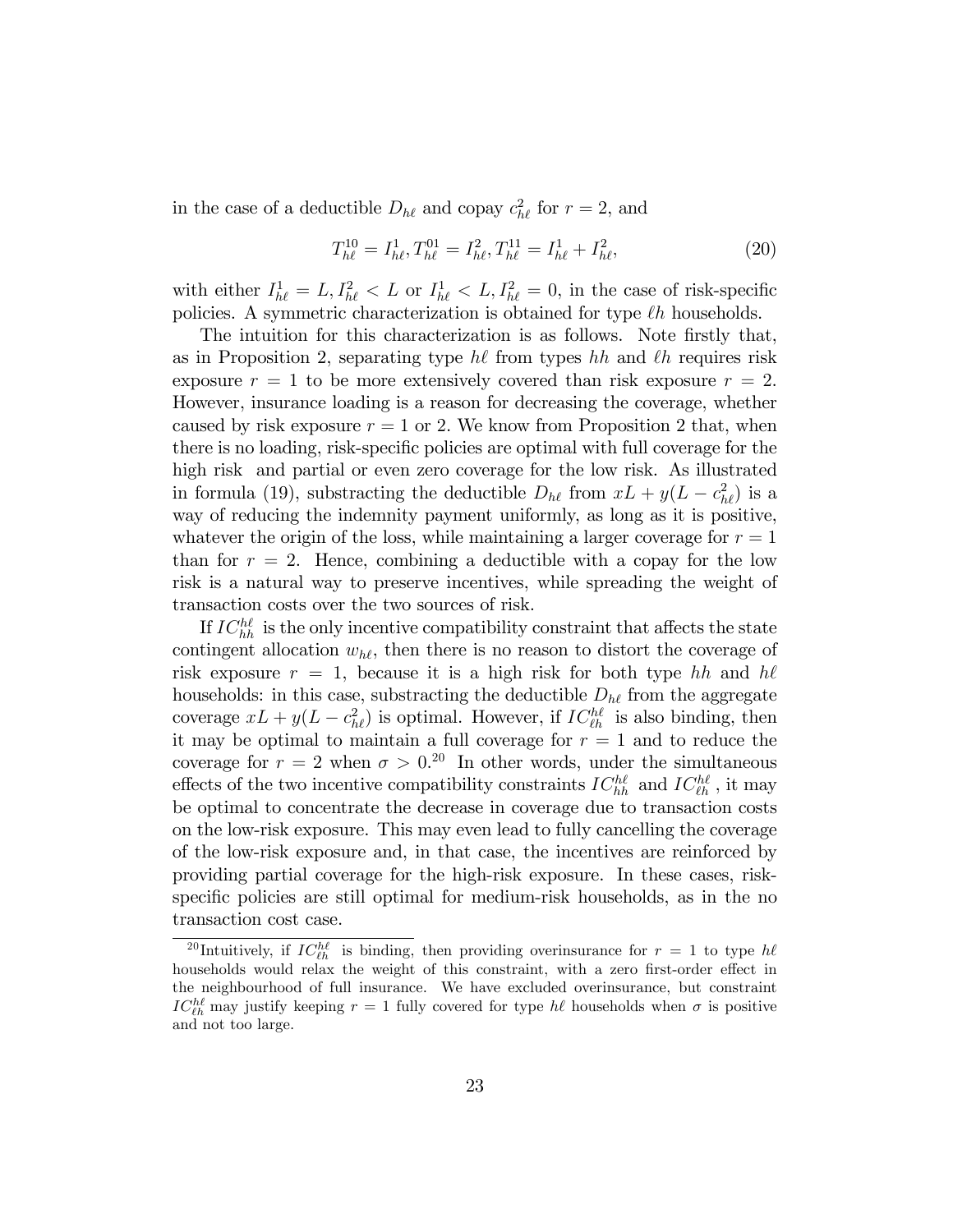in the case of a deductible $D_{h\ell}$ and copay $c^2_{h\ell}$ for $r = 2$, and

$$T^{10}_{h\ell} = I^1_{h\ell}, T^{01}_{h\ell} = I^2_{h\ell}, T^{11}_{h\ell} = I^1_{h\ell} + I^2_{h\ell}, \tag{20}$$

with either $I^1_{h\ell} = L, I^2_{h\ell} < L$ or $I^1_{h\ell} < L, I^2_{h\ell} = 0$, in the case of risk-specific policies. A symmetric characterization is obtained for type $\ell h$ households.

The intuition for this characterization is as follows. Note firstly that, as in Proposition 2, separating type $h\ell$ from types $hh$ and $\ell h$ requires risk exposure $r = 1$ to be more extensively covered than risk exposure $r = 2$. However, insurance loading is a reason for decreasing the coverage, whether caused by risk exposure $r = 1$ or 2. We know from Proposition 2 that, when there is no loading, risk-specific policies are optimal with full coverage for the high risk and partial or even zero coverage for the low risk. As illustrated in formula (19), substracting the deductible $D_{h\ell}$ from $xL + y(L - c^2_{h\ell})$ is a way of reducing the indemnity payment uniformly, as long as it is positive, whatever the origin of the loss, while maintaining a larger coverage for $r = 1$ than for $r = 2$. Hence, combining a deductible with a copay for the low risk is a natural way to preserve incentives, while spreading the weight of transaction costs over the two sources of risk.

If $IC^{h\ell}_{hh}$ is the only incentive compatibility constraint that affects the state contingent allocation $w_{h\ell}$, then there is no reason to distort the coverage of risk exposure $r = 1$, because it is a high risk for both type $hh$ and $h\ell$ households: in this case, substracting the deductible $D_{h\ell}$ from the aggregate coverage $xL + y(L - c^2_{h\ell})$ is optimal. However, if $IC^{h\ell}_{\ell h}$ is also binding, then it may be optimal to maintain a full coverage for $r = 1$ and to reduce the coverage for $r = 2$ when $\sigma > 0$.[20] In other words, under the simultaneous effects of the two incentive compatibility constraints $IC^{h\ell}_{hh}$ and $IC^{h\ell}_{\ell h}$, it may be optimal to concentrate the decrease in coverage due to transaction costs on the low-risk exposure. This may even lead to fully cancelling the coverage of the low-risk exposure and, in that case, the incentives are reinforced by providing partial coverage for the high-risk exposure. In these cases, risk-specific policies are still optimal for medium-risk households, as in the no transaction cost case.

[20] Intuitively, if $IC^{h\ell}_{\ell h}$ is binding, then providing overinsurance for $r = 1$ to type $h\ell$ households would relax the weight of this constraint, with a zero first-order effect in the neighbourhood of full insurance. We have excluded overinsurance, but constraint $IC^{h\ell}_{\ell h}$ may justify keeping $r = 1$ fully covered for type $h\ell$ households when $\sigma$ is positive and not too large.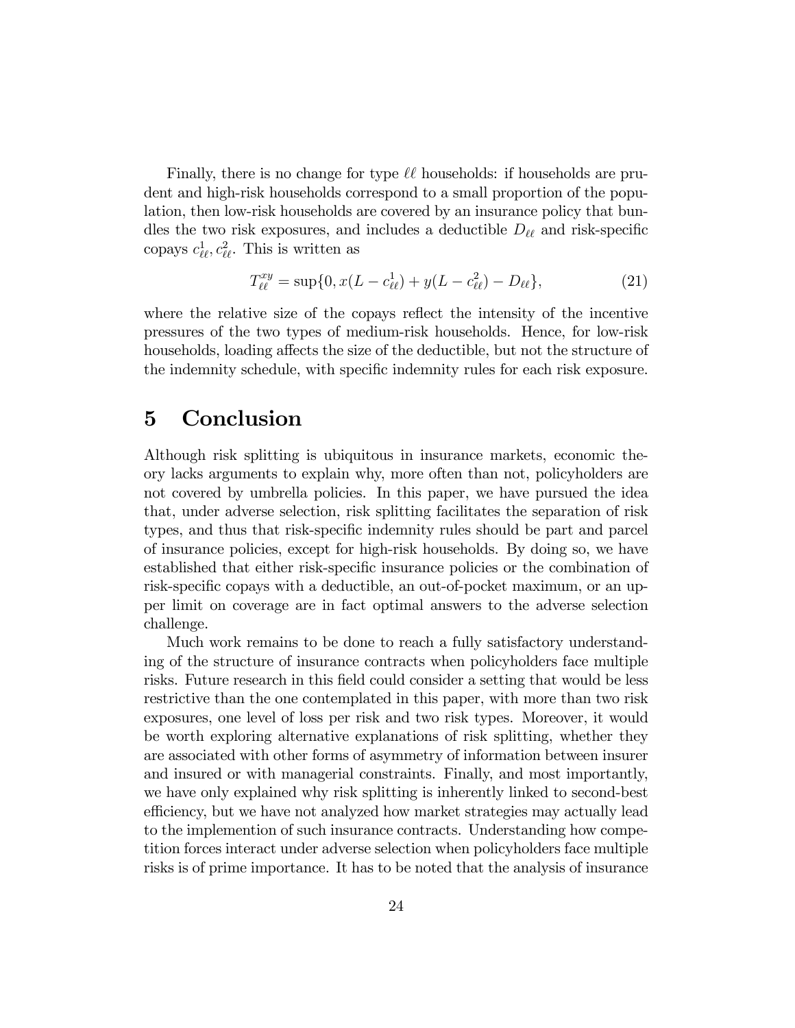Finally, there is no change for type $\ell\ell$ households: if households are prudent and high-risk households correspond to a small proportion of the population, then low-risk households are covered by an insurance policy that bundles the two risk exposures, and includes a deductible $D_{\ell\ell}$ and risk-specific copays $c^1_{\ell\ell}, c^2_{\ell\ell}$. This is written as

$$T^{xy}_{\ell\ell} = \sup\{0, x(L - c^1_{\ell\ell}) + y(L - c^2_{\ell\ell}) - D_{\ell\ell}\}, \tag{21}$$

where the relative size of the copays reflect the intensity of the incentive pressures of the two types of medium-risk households. Hence, for low-risk households, loading affects the size of the deductible, but not the structure of the indemnity schedule, with specific indemnity rules for each risk exposure.

# 5 Conclusion

Although risk splitting is ubiquitous in insurance markets, economic theory lacks arguments to explain why, more often than not, policyholders are not covered by umbrella policies. In this paper, we have pursued the idea that, under adverse selection, risk splitting facilitates the separation of risk types, and thus that risk-specific indemnity rules should be part and parcel of insurance policies, except for high-risk households. By doing so, we have established that either risk-specific insurance policies or the combination of risk-specific copays with a deductible, an out-of-pocket maximum, or an upper limit on coverage are in fact optimal answers to the adverse selection challenge.

Much work remains to be done to reach a fully satisfactory understanding of the structure of insurance contracts when policyholders face multiple risks. Future research in this field could consider a setting that would be less restrictive than the one contemplated in this paper, with more than two risk exposures, one level of loss per risk and two risk types. Moreover, it would be worth exploring alternative explanations of risk splitting, whether they are associated with other forms of asymmetry of information between insurer and insured or with managerial constraints. Finally, and most importantly, we have only explained why risk splitting is inherently linked to second-best efficiency, but we have not analyzed how market strategies may actually lead to the implemention of such insurance contracts. Understanding how competition forces interact under adverse selection when policyholders face multiple risks is of prime importance. It has to be noted that the analysis of insurance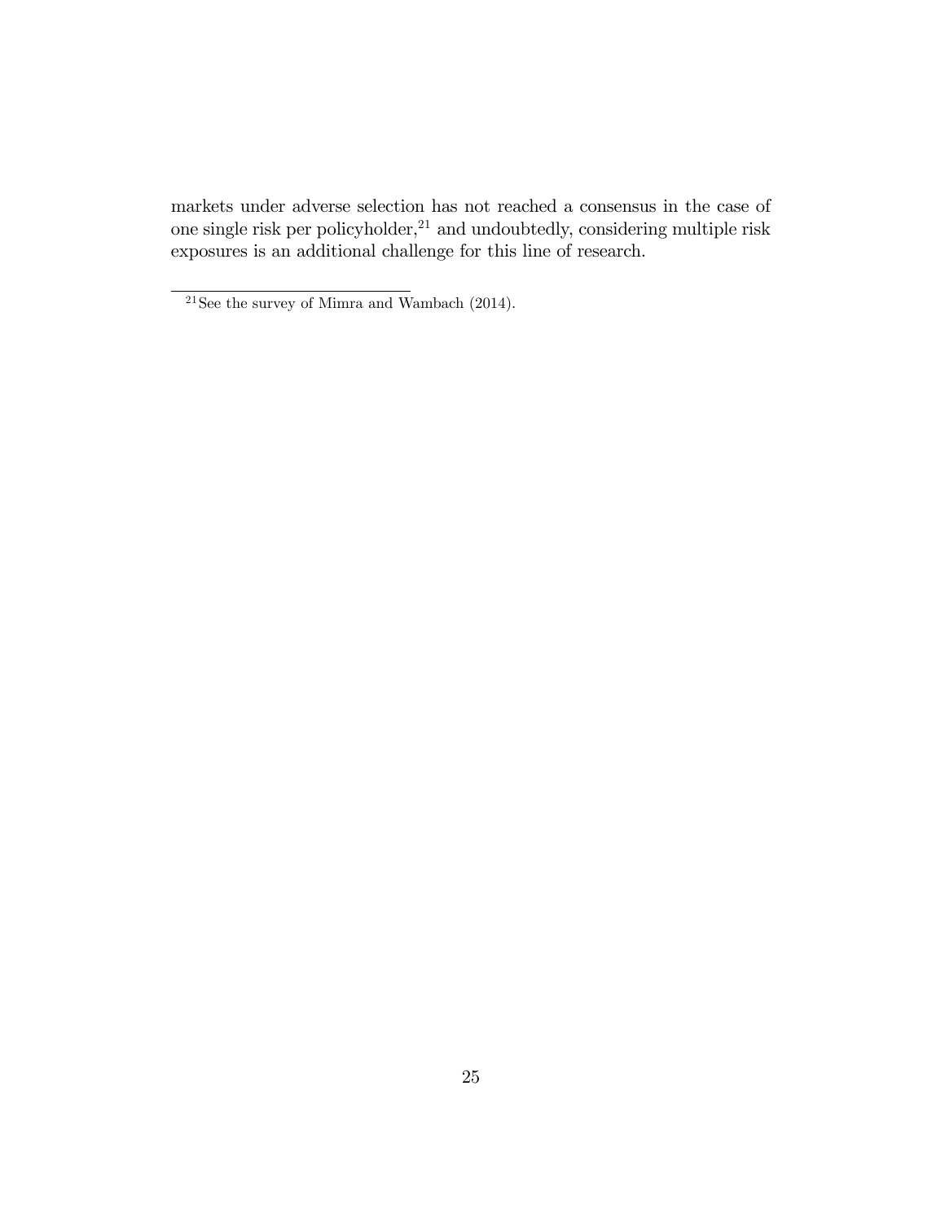markets under adverse selection has not reached a consensus in the case of one single risk per policyholder,[21] and undoubtedly, considering multiple risk exposures is an additional challenge for this line of research.

[21] See the survey of Mimra and Wambach (2014).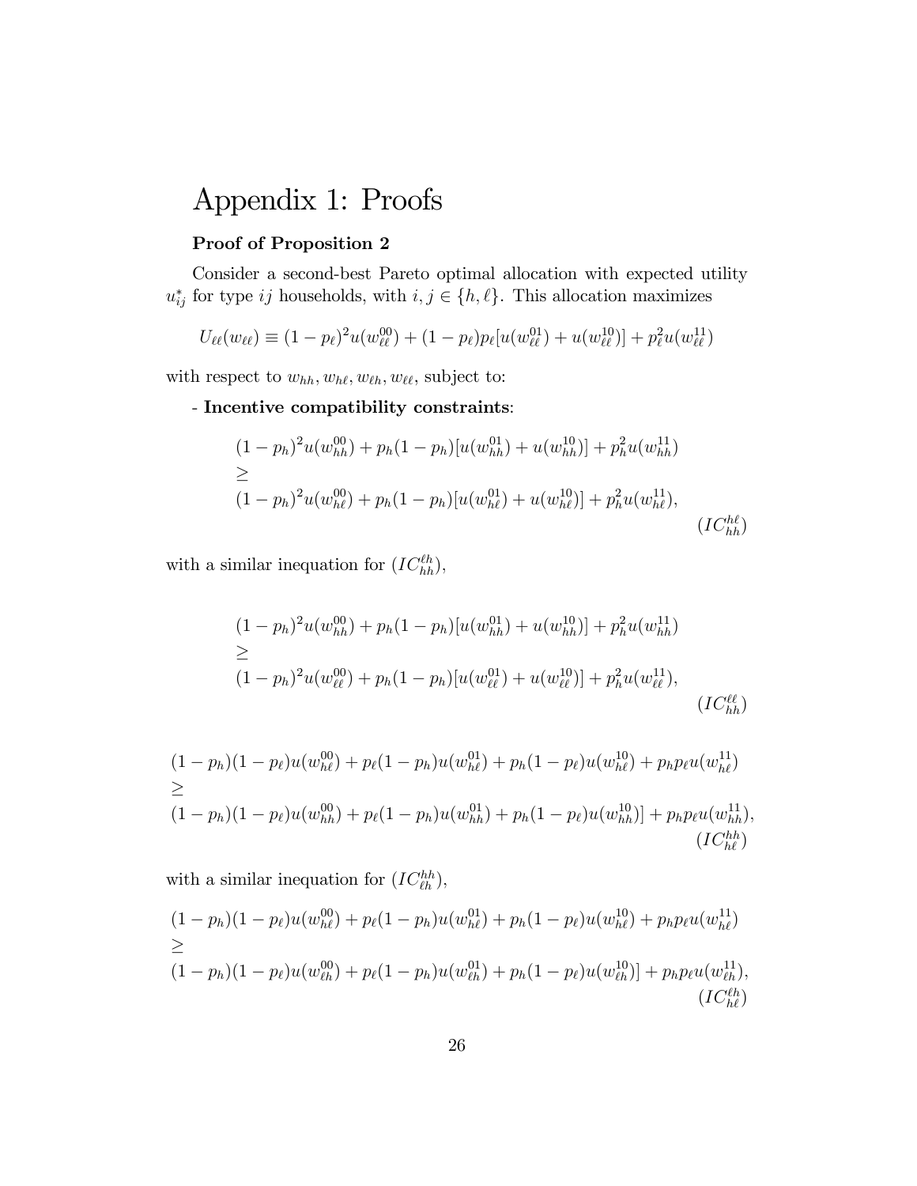# Appendix 1: Proofs

**Proof of Proposition 2**

Consider a second-best Pareto optimal allocation with expected utility $u^*_{ij}$ for type $ij$ households, with $i, j \in \{h, \ell\}$. This allocation maximizes

$$U_{\ell\ell}(w_{\ell\ell}) \equiv (1-p_\ell)^2 u(w^{00}_{\ell\ell}) + (1-p_\ell)p_\ell[u(w^{01}_{\ell\ell}) + u(w^{10}_{\ell\ell})] + p^2_\ell u(w^{11}_{\ell\ell})$$

with respect to $w_{hh}, w_{h\ell}, w_{\ell h}, w_{\ell\ell}$, subject to:

- **Incentive compatibility constraints**:

$$\begin{aligned}
&(1-p_h)^2 u(w^{00}_{hh}) + p_h(1-p_h)[u(w^{01}_{hh}) + u(w^{10}_{hh})] + p^2_h u(w^{11}_{hh}) \\
&\geq \\
&(1-p_h)^2 u(w^{00}_{h\ell}) + p_h(1-p_h)[u(w^{01}_{h\ell}) + u(w^{10}_{h\ell})] + p^2_h u(w^{11}_{h\ell}),
\end{aligned} \qquad (IC^{h\ell}_{hh})$$

with a similar inequation for $(IC^{\ell h}_{hh})$,

$$\begin{aligned}
&(1-p_h)^2 u(w^{00}_{hh}) + p_h(1-p_h)[u(w^{01}_{hh}) + u(w^{10}_{hh})] + p^2_h u(w^{11}_{hh}) \\
&\geq \\
&(1-p_h)^2 u(w^{00}_{\ell\ell}) + p_h(1-p_h)[u(w^{01}_{\ell\ell}) + u(w^{10}_{\ell\ell})] + p^2_h u(w^{11}_{\ell\ell}),
\end{aligned} \qquad (IC^{\ell\ell}_{hh})$$

$$\begin{aligned}
&(1-p_h)(1-p_\ell)u(w^{00}_{h\ell}) + p_\ell(1-p_h)u(w^{01}_{h\ell}) + p_h(1-p_\ell)u(w^{10}_{h\ell}) + p_h p_\ell u(w^{11}_{h\ell}) \\
&\geq \\
&(1-p_h)(1-p_\ell)u(w^{00}_{hh}) + p_\ell(1-p_h)u(w^{01}_{hh}) + p_h(1-p_\ell)u(w^{10}_{hh})] + p_h p_\ell u(w^{11}_{hh}),
\end{aligned} \qquad (IC^{hh}_{h\ell})$$

with a similar inequation for $(IC^{hh}_{\ell h})$,

$$\begin{aligned}
&(1-p_h)(1-p_\ell)u(w^{00}_{h\ell}) + p_\ell(1-p_h)u(w^{01}_{h\ell}) + p_h(1-p_\ell)u(w^{10}_{h\ell}) + p_h p_\ell u(w^{11}_{h\ell}) \\
&\geq \\
&(1-p_h)(1-p_\ell)u(w^{00}_{\ell h}) + p_\ell(1-p_h)u(w^{01}_{\ell h}) + p_h(1-p_\ell)u(w^{10}_{\ell h})] + p_h p_\ell u(w^{11}_{\ell h}),
\end{aligned} \qquad (IC^{\ell h}_{h\ell})$$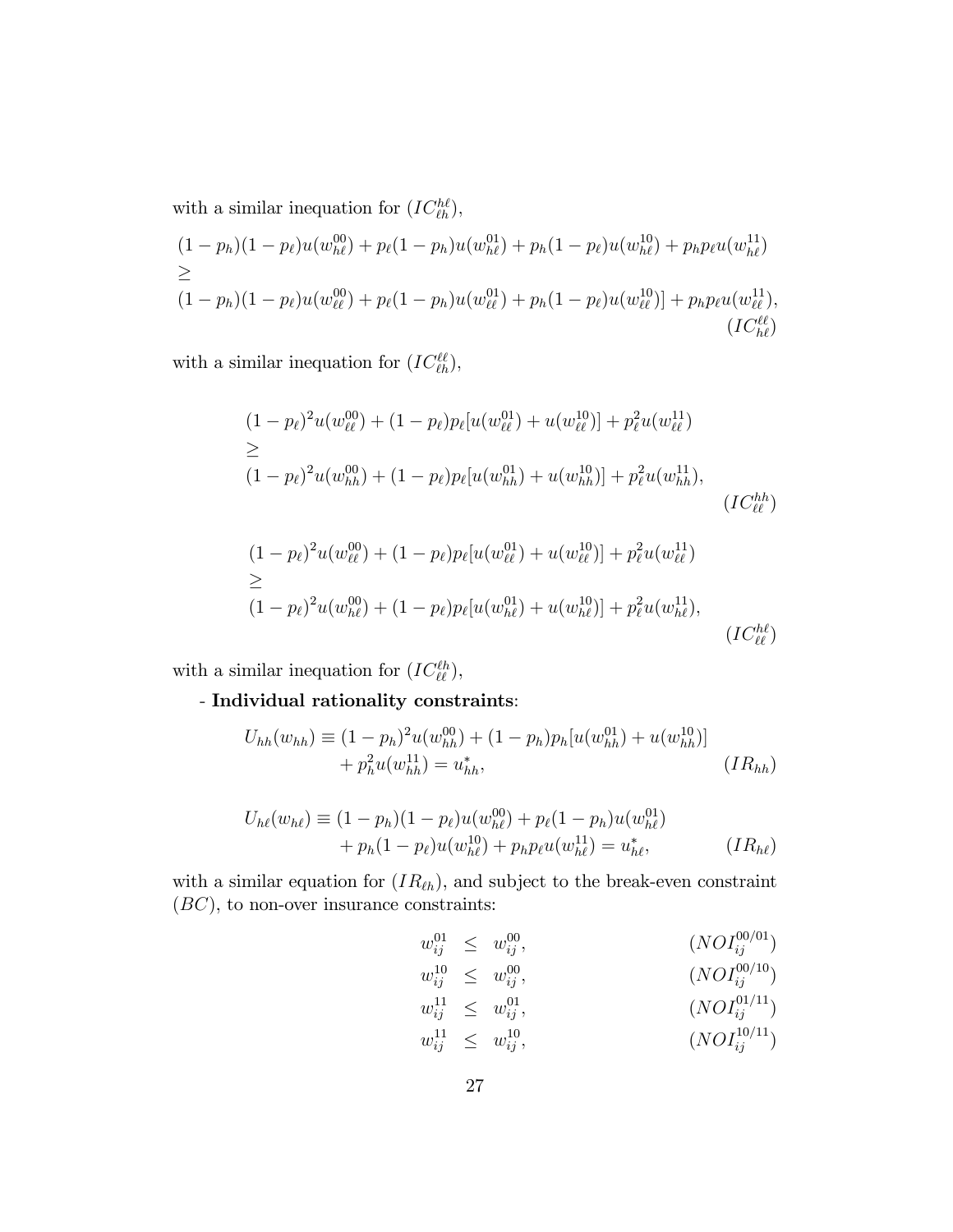with a similar inequation for $(IC_{\ell h}^{h\ell})$,

$$
\begin{aligned}
&(1-p_h)(1-p_\ell)u(w_{h\ell}^{00}) + p_\ell(1-p_h)u(w_{h\ell}^{01}) + p_h(1-p_\ell)u(w_{h\ell}^{10}) + p_h p_\ell u(w_{h\ell}^{11}) \\
&\geq \\
&(1-p_h)(1-p_\ell)u(w_{\ell\ell}^{00}) + p_\ell(1-p_h)u(w_{\ell\ell}^{01}) + p_h(1-p_\ell)u(w_{\ell\ell}^{10})] + p_h p_\ell u(w_{\ell\ell}^{11}),
\end{aligned}
\qquad (IC_{h\ell}^{\ell\ell})
$$

with a similar inequation for $(IC_{\ell h}^{\ell\ell})$,

$$
\begin{aligned}
&(1-p_\ell)^2 u(w_{\ell\ell}^{00}) + (1-p_\ell)p_\ell[u(w_{\ell\ell}^{01}) + u(w_{\ell\ell}^{10})] + p_\ell^2 u(w_{\ell\ell}^{11}) \\
&\geq \\
&(1-p_\ell)^2 u(w_{hh}^{00}) + (1-p_\ell)p_\ell[u(w_{hh}^{01}) + u(w_{hh}^{10})] + p_\ell^2 u(w_{hh}^{11}),
\end{aligned}
\qquad (IC_{\ell\ell}^{hh})
$$

$$
\begin{aligned}
&(1-p_\ell)^2 u(w_{\ell\ell}^{00}) + (1-p_\ell)p_\ell[u(w_{\ell\ell}^{01}) + u(w_{\ell\ell}^{10})] + p_\ell^2 u(w_{\ell\ell}^{11}) \\
&\geq \\
&(1-p_\ell)^2 u(w_{h\ell}^{00}) + (1-p_\ell)p_\ell[u(w_{h\ell}^{01}) + u(w_{h\ell}^{10})] + p_\ell^2 u(w_{h\ell}^{11}),
\end{aligned}
\qquad (IC_{\ell\ell}^{h\ell})
$$

with a similar inequation for $(IC_{\ell\ell}^{\ell h})$,

- **Individual rationality constraints**:

$$
\begin{aligned}
U_{hh}(w_{hh}) \equiv\; &(1-p_h)^2 u(w_{hh}^{00}) + (1-p_h)p_h[u(w_{hh}^{01}) + u(w_{hh}^{10})] \\
&+ p_h^2 u(w_{hh}^{11}) = u_{hh}^*,
\end{aligned}
\qquad (IR_{hh})
$$

$$
\begin{aligned}
U_{h\ell}(w_{h\ell}) \equiv\; &(1-p_h)(1-p_\ell)u(w_{h\ell}^{00}) + p_\ell(1-p_h)u(w_{h\ell}^{01}) \\
&+ p_h(1-p_\ell)u(w_{h\ell}^{10}) + p_h p_\ell u(w_{h\ell}^{11}) = u_{h\ell}^*,
\end{aligned}
\qquad (IR_{h\ell})
$$

with a similar equation for $(IR_{\ell h})$, and subject to the break-even constraint $(BC)$, to non-over insurance constraints:

$$
\begin{aligned}
w_{ij}^{01} &\leq w_{ij}^{00}, && (NOI_{ij}^{00/01}) \\
w_{ij}^{10} &\leq w_{ij}^{00}, && (NOI_{ij}^{00/10}) \\
w_{ij}^{11} &\leq w_{ij}^{01}, && (NOI_{ij}^{01/11}) \\
w_{ij}^{11} &\leq w_{ij}^{10}, && (NOI_{ij}^{10/11})
\end{aligned}
$$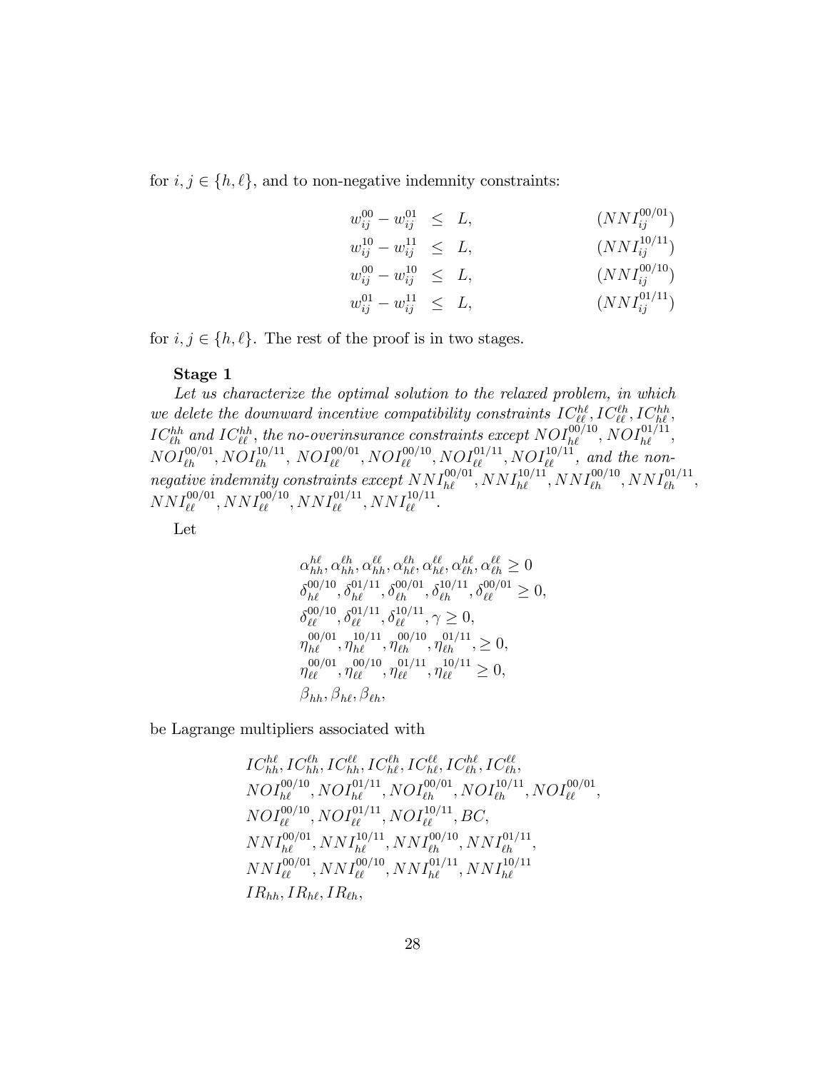for $i, j \in \{h, \ell\}$, and to non-negative indemnity constraints:

$$
\begin{aligned}
w_{ij}^{00} - w_{ij}^{01} &\leq L, && (NNI_{ij}^{00/01}) \\
w_{ij}^{10} - w_{ij}^{11} &\leq L, && (NNI_{ij}^{10/11}) \\
w_{ij}^{00} - w_{ij}^{10} &\leq L, && (NNI_{ij}^{00/10}) \\
w_{ij}^{01} - w_{ij}^{11} &\leq L, && (NNI_{ij}^{01/11})
\end{aligned}
$$

for $i, j \in \{h, \ell\}$. The rest of the proof is in two stages.

**Stage 1**

*Let us characterize the optimal solution to the relaxed problem, in which we delete the downward incentive compatibility constraints $IC_{\ell\ell}^{h\ell}, IC_{\ell\ell}^{\ell h}, IC_{h\ell}^{hh}$, $IC_{\ell h}^{hh}$ and $IC_{\ell\ell}^{hh}$, the no-overinsurance constraints except $NOI_{h\ell}^{00/10}$, $NOI_{h\ell}^{01/11}$, $NOI_{\ell h}^{00/01}, NOI_{\ell h}^{10/11}$, $NOI_{\ell\ell}^{00/01}, NOI_{\ell\ell}^{00/10}, NOI_{\ell\ell}^{01/11}, NOI_{\ell\ell}^{10/11}$, and the non-negative indemnity constraints except $NNI_{h\ell}^{00/01}, NNI_{h\ell}^{10/11}, NNI_{\ell h}^{00/10}, NNI_{\ell h}^{01/11}$, $NNI_{\ell\ell}^{00/01}, NNI_{\ell\ell}^{00/10}, NNI_{\ell\ell}^{01/11}, NNI_{\ell\ell}^{10/11}$.*

Let

$$
\begin{aligned}
&\alpha_{hh}^{h\ell}, \alpha_{hh}^{\ell h}, \alpha_{hh}^{\ell\ell}, \alpha_{h\ell}^{\ell h}, \alpha_{h\ell}^{\ell\ell}, \alpha_{\ell h}^{h\ell}, \alpha_{\ell h}^{\ell\ell} \geq 0 \\
&\delta_{h\ell}^{00/10}, \delta_{h\ell}^{01/11}, \delta_{\ell h}^{00/01}, \delta_{\ell h}^{10/11}, \delta_{\ell\ell}^{00/01} \geq 0, \\
&\delta_{\ell\ell}^{00/10}, \delta_{\ell\ell}^{01/11}, \delta_{\ell\ell}^{10/11}, \gamma \geq 0, \\
&\eta_{h\ell}^{00/01}, \eta_{h\ell}^{10/11}, \eta_{\ell h}^{00/10}, \eta_{\ell h}^{01/11}, \geq 0, \\
&\eta_{\ell\ell}^{00/01}, \eta_{\ell\ell}^{00/10}, \eta_{\ell\ell}^{01/11}, \eta_{\ell\ell}^{10/11} \geq 0, \\
&\beta_{hh}, \beta_{h\ell}, \beta_{\ell h},
\end{aligned}
$$

be Lagrange multipliers associated with

$$
\begin{aligned}
&IC_{hh}^{h\ell}, IC_{hh}^{\ell h}, IC_{hh}^{\ell\ell}, IC_{h\ell}^{\ell h}, IC_{h\ell}^{\ell\ell}, IC_{\ell h}^{h\ell}, IC_{\ell h}^{\ell\ell}, \\
&NOI_{h\ell}^{00/10}, NOI_{h\ell}^{01/11}, NOI_{\ell h}^{00/01}, NOI_{\ell h}^{10/11}, NOI_{\ell\ell}^{00/01}, \\
&NOI_{\ell\ell}^{00/10}, NOI_{\ell\ell}^{01/11}, NOI_{\ell\ell}^{10/11}, BC, \\
&NNI_{h\ell}^{00/01}, NNI_{h\ell}^{10/11}, NNI_{\ell h}^{00/10}, NNI_{\ell h}^{01/11}, \\
&NNI_{\ell\ell}^{00/01}, NNI_{\ell\ell}^{00/10}, NNI_{h\ell}^{01/11}, NNI_{h\ell}^{10/11} \\
&IR_{hh}, IR_{h\ell}, IR_{\ell h},
\end{aligned}
$$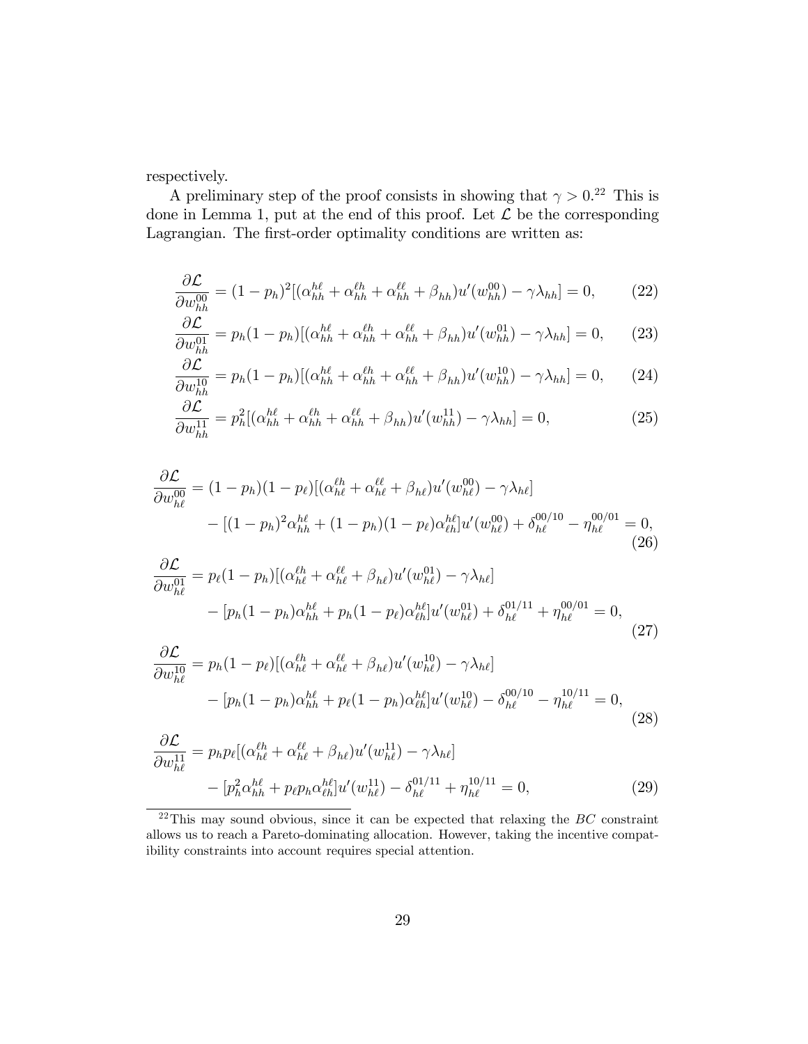respectively.

A preliminary step of the proof consists in showing that $\gamma > 0$.[22] This is done in Lemma 1, put at the end of this proof. Let $\mathcal{L}$ be the corresponding Lagrangian. The first-order optimality conditions are written as:

$$\frac{\partial \mathcal{L}}{\partial w_{hh}^{00}} = (1-p_h)^2[(\alpha_{hh}^{h\ell} + \alpha_{hh}^{\ell h} + \alpha_{hh}^{\ell\ell} + \beta_{hh})u'(w_{hh}^{00}) - \gamma\lambda_{hh}] = 0, \quad (22)$$

$$\frac{\partial \mathcal{L}}{\partial w_{hh}^{01}} = p_h(1-p_h)[(\alpha_{hh}^{h\ell} + \alpha_{hh}^{\ell h} + \alpha_{hh}^{\ell\ell} + \beta_{hh})u'(w_{hh}^{01}) - \gamma\lambda_{hh}] = 0, \quad (23)$$

$$\frac{\partial \mathcal{L}}{\partial w_{hh}^{10}} = p_h(1-p_h)[(\alpha_{hh}^{h\ell} + \alpha_{hh}^{\ell h} + \alpha_{hh}^{\ell\ell} + \beta_{hh})u'(w_{hh}^{10}) - \gamma\lambda_{hh}] = 0, \quad (24)$$

$$\frac{\partial \mathcal{L}}{\partial w_{hh}^{11}} = p_h^2[(\alpha_{hh}^{h\ell} + \alpha_{hh}^{\ell h} + \alpha_{hh}^{\ell\ell} + \beta_{hh})u'(w_{hh}^{11}) - \gamma\lambda_{hh}] = 0, \quad (25)$$

$$\begin{aligned}\frac{\partial \mathcal{L}}{\partial w_{h\ell}^{00}} &= (1-p_h)(1-p_\ell)[(\alpha_{h\ell}^{\ell h} + \alpha_{h\ell}^{\ell\ell} + \beta_{h\ell})u'(w_{h\ell}^{00}) - \gamma\lambda_{h\ell}] \\ &\quad - [(1-p_h)^2\alpha_{hh}^{h\ell} + (1-p_h)(1-p_\ell)\alpha_{\ell h}^{h\ell}]u'(w_{h\ell}^{00}) + \delta_{h\ell}^{00/10} - \eta_{h\ell}^{00/01} = 0, \end{aligned} \quad (26)$$

$$\begin{aligned}\frac{\partial \mathcal{L}}{\partial w_{h\ell}^{01}} &= p_\ell(1-p_h)[(\alpha_{h\ell}^{\ell h} + \alpha_{h\ell}^{\ell\ell} + \beta_{h\ell})u'(w_{h\ell}^{01}) - \gamma\lambda_{h\ell}] \\ &\quad - [p_h(1-p_h)\alpha_{hh}^{h\ell} + p_h(1-p_\ell)\alpha_{\ell h}^{h\ell}]u'(w_{h\ell}^{01}) + \delta_{h\ell}^{01/11} + \eta_{h\ell}^{00/01} = 0, \end{aligned} \quad (27)$$

$$\begin{aligned}\frac{\partial \mathcal{L}}{\partial w_{h\ell}^{10}} &= p_h(1-p_\ell)[(\alpha_{h\ell}^{\ell h} + \alpha_{h\ell}^{\ell\ell} + \beta_{h\ell})u'(w_{h\ell}^{10}) - \gamma\lambda_{h\ell}] \\ &\quad - [p_h(1-p_h)\alpha_{hh}^{h\ell} + p_\ell(1-p_h)\alpha_{\ell h}^{h\ell}]u'(w_{h\ell}^{10}) - \delta_{h\ell}^{00/10} - \eta_{h\ell}^{10/11} = 0, \end{aligned} \quad (28)$$

$$\begin{aligned}\frac{\partial \mathcal{L}}{\partial w_{h\ell}^{11}} &= p_h p_\ell[(\alpha_{h\ell}^{\ell h} + \alpha_{h\ell}^{\ell\ell} + \beta_{h\ell})u'(w_{h\ell}^{11}) - \gamma\lambda_{h\ell}] \\ &\quad - [p_h^2\alpha_{hh}^{h\ell} + p_\ell p_h\alpha_{\ell h}^{h\ell}]u'(w_{h\ell}^{11}) - \delta_{h\ell}^{01/11} + \eta_{h\ell}^{10/11} = 0, \end{aligned} \quad (29)$$

[22] This may sound obvious, since it can be expected that relaxing the $BC$ constraint allows us to reach a Pareto-dominating allocation. However, taking the incentive compatibility constraints into account requires special attention.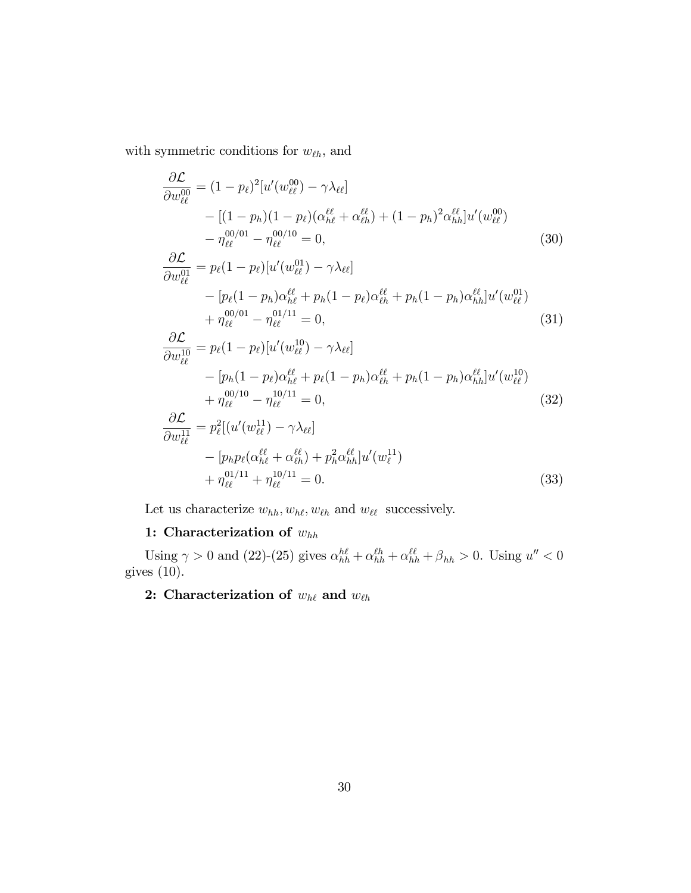with symmetric conditions for $w_{\ell h}$, and

$$
\begin{aligned}
\frac{\partial \mathcal{L}}{\partial w_{\ell\ell}^{00}} &= (1-p_\ell)^2[u'(w_{\ell\ell}^{00}) - \gamma\lambda_{\ell\ell}] \\
&\quad - [(1-p_h)(1-p_\ell)(\alpha_{h\ell}^{\ell\ell} + \alpha_{\ell h}^{\ell\ell}) + (1-p_h)^2\alpha_{hh}^{\ell\ell}]u'(w_{\ell\ell}^{00}) \\
&\quad - \eta_{\ell\ell}^{00/01} - \eta_{\ell\ell}^{00/10} = 0, \qquad (30) \\
\frac{\partial \mathcal{L}}{\partial w_{\ell\ell}^{01}} &= p_\ell(1-p_\ell)[u'(w_{\ell\ell}^{01}) - \gamma\lambda_{\ell\ell}] \\
&\quad - [p_\ell(1-p_h)\alpha_{h\ell}^{\ell\ell} + p_h(1-p_\ell)\alpha_{\ell h}^{\ell\ell} + p_h(1-p_h)\alpha_{hh}^{\ell\ell}]u'(w_{\ell\ell}^{01}) \\
&\quad + \eta_{\ell\ell}^{00/01} - \eta_{\ell\ell}^{01/11} = 0, \qquad (31) \\
\frac{\partial \mathcal{L}}{\partial w_{\ell\ell}^{10}} &= p_\ell(1-p_\ell)[u'(w_{\ell\ell}^{10}) - \gamma\lambda_{\ell\ell}] \\
&\quad - [p_h(1-p_\ell)\alpha_{h\ell}^{\ell\ell} + p_\ell(1-p_h)\alpha_{\ell h}^{\ell\ell} + p_h(1-p_h)\alpha_{hh}^{\ell\ell}]u'(w_{\ell\ell}^{10}) \\
&\quad + \eta_{\ell\ell}^{00/10} - \eta_{\ell\ell}^{10/11} = 0, \qquad (32) \\
\frac{\partial \mathcal{L}}{\partial w_{\ell\ell}^{11}} &= p_\ell^2[(u'(w_{\ell\ell}^{11}) - \gamma\lambda_{\ell\ell}] \\
&\quad - [p_h p_\ell(\alpha_{h\ell}^{\ell\ell} + \alpha_{\ell h}^{\ell\ell}) + p_h^2\alpha_{hh}^{\ell\ell}]u'(w_\ell^{11}) \\
&\quad + \eta_{\ell\ell}^{01/11} + \eta_{\ell\ell}^{10/11} = 0. \qquad (33)
\end{aligned}
$$

Let us characterize $w_{hh}, w_{h\ell}, w_{\ell h}$ and $w_{\ell\ell}$ successively.

**1: Characterization of $w_{hh}$**

Using $\gamma > 0$ and (22)-(25) gives $\alpha_{hh}^{h\ell} + \alpha_{hh}^{\ell h} + \alpha_{hh}^{\ell\ell} + \beta_{hh} > 0$. Using $u'' < 0$ gives (10).

**2: Characterization of $w_{h\ell}$ and $w_{\ell h}$**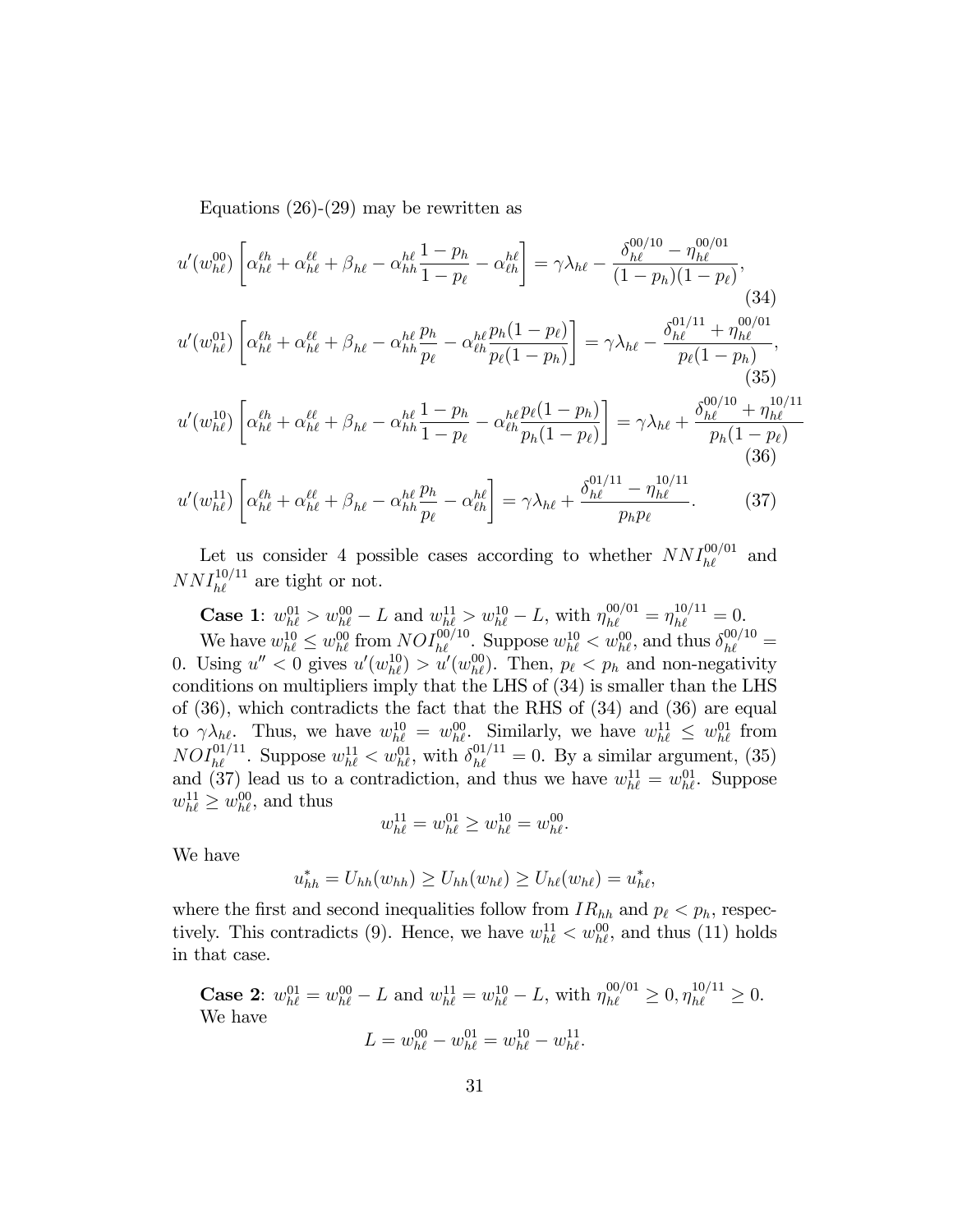Equations (26)-(29) may be rewritten as

$$u'(w_{h\ell}^{00})\left[\alpha_{h\ell}^{\ell h}+\alpha_{h\ell}^{\ell\ell}+\beta_{h\ell}-\alpha_{hh}^{h\ell}\frac{1-p_h}{1-p_\ell}-\alpha_{\ell h}^{h\ell}\right]=\gamma\lambda_{h\ell}-\frac{\delta_{h\ell}^{00/10}-\eta_{h\ell}^{00/01}}{(1-p_h)(1-p_\ell)},\tag{34}$$

$$u'(w_{h\ell}^{01})\left[\alpha_{h\ell}^{\ell h}+\alpha_{h\ell}^{\ell\ell}+\beta_{h\ell}-\alpha_{hh}^{h\ell}\frac{p_h}{p_\ell}-\alpha_{\ell h}^{h\ell}\frac{p_h(1-p_\ell)}{p_\ell(1-p_h)}\right]=\gamma\lambda_{h\ell}-\frac{\delta_{h\ell}^{01/11}+\eta_{h\ell}^{00/01}}{p_\ell(1-p_h)},\tag{35}$$

$$u'(w_{h\ell}^{10})\left[\alpha_{h\ell}^{\ell h}+\alpha_{h\ell}^{\ell\ell}+\beta_{h\ell}-\alpha_{hh}^{h\ell}\frac{1-p_h}{1-p_\ell}-\alpha_{\ell h}^{h\ell}\frac{p_\ell(1-p_h)}{p_h(1-p_\ell)}\right]=\gamma\lambda_{h\ell}+\frac{\delta_{h\ell}^{00/10}+\eta_{h\ell}^{10/11}}{p_h(1-p_\ell)}\tag{36}$$

$$u'(w_{h\ell}^{11})\left[\alpha_{h\ell}^{\ell h}+\alpha_{h\ell}^{\ell\ell}+\beta_{h\ell}-\alpha_{hh}^{h\ell}\frac{p_h}{p_\ell}-\alpha_{\ell h}^{h\ell}\right]=\gamma\lambda_{h\ell}+\frac{\delta_{h\ell}^{01/11}-\eta_{h\ell}^{10/11}}{p_hp_\ell}.\tag{37}$$

Let us consider 4 possible cases according to whether $NNI_{h\ell}^{00/01}$ and $NNI_{h\ell}^{10/11}$ are tight or not.

**Case 1**: $w_{h\ell}^{01}>w_{h\ell}^{00}-L$ and $w_{h\ell}^{11}>w_{h\ell}^{10}-L$, with $\eta_{h\ell}^{00/01}=\eta_{h\ell}^{10/11}=0$.

We have $w_{h\ell}^{10}\leq w_{h\ell}^{00}$ from $NOI_{h\ell}^{00/10}$. Suppose $w_{h\ell}^{10}<w_{h\ell}^{00}$, and thus $\delta_{h\ell}^{00/10}=0$. Using $u''<0$ gives $u'(w_{h\ell}^{10})>u'(w_{h\ell}^{00})$. Then, $p_\ell<p_h$ and non-negativity conditions on multipliers imply that the LHS of (34) is smaller than the LHS of (36), which contradicts the fact that the RHS of (34) and (36) are equal to $\gamma\lambda_{h\ell}$. Thus, we have $w_{h\ell}^{10}=w_{h\ell}^{00}$. Similarly, we have $w_{h\ell}^{11}\leq w_{h\ell}^{01}$ from $NOI_{h\ell}^{01/11}$. Suppose $w_{h\ell}^{11}<w_{h\ell}^{01}$, with $\delta_{h\ell}^{01/11}=0$. By a similar argument, (35) and (37) lead us to a contradiction, and thus we have $w_{h\ell}^{11}=w_{h\ell}^{01}$. Suppose $w_{h\ell}^{11}\geq w_{h\ell}^{00}$, and thus

$$w_{h\ell}^{11}=w_{h\ell}^{01}\geq w_{h\ell}^{10}=w_{h\ell}^{00}.$$

We have

$$u_{hh}^*=U_{hh}(w_{hh})\geq U_{hh}(w_{h\ell})\geq U_{h\ell}(w_{h\ell})=u_{h\ell}^*,$$

where the first and second inequalities follow from $IR_{hh}$ and $p_\ell<p_h$, respectively. This contradicts (9). Hence, we have $w_{h\ell}^{11}<w_{h\ell}^{00}$, and thus (11) holds in that case.

**Case 2**: $w_{h\ell}^{01}=w_{h\ell}^{00}-L$ and $w_{h\ell}^{11}=w_{h\ell}^{10}-L$, with $\eta_{h\ell}^{00/01}\geq 0,\eta_{h\ell}^{10/11}\geq 0$. We have

$$L=w_{h\ell}^{00}-w_{h\ell}^{01}=w_{h\ell}^{10}-w_{h\ell}^{11}.$$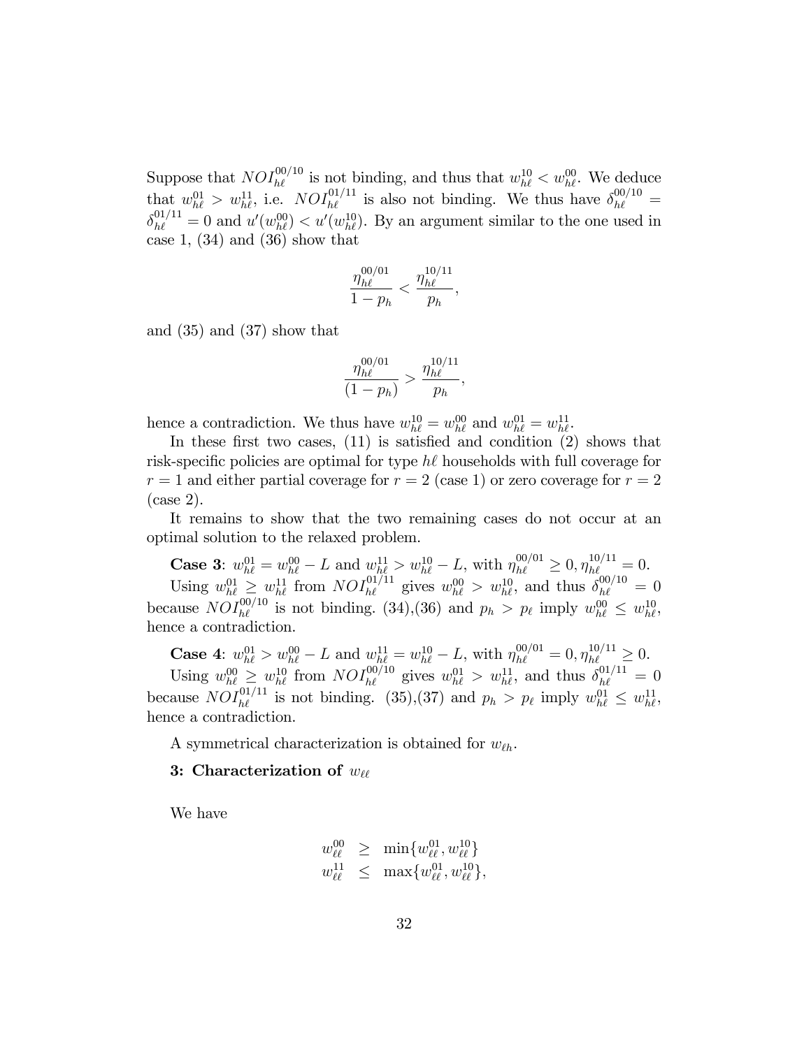Suppose that $NOI_{h\ell}^{00/10}$ is not binding, and thus that $w_{h\ell}^{10} < w_{h\ell}^{00}$. We deduce that $w_{h\ell}^{01} > w_{h\ell}^{11}$, i.e. $NOI_{h\ell}^{01/11}$ is also not binding. We thus have $\delta_{h\ell}^{00/10} = \delta_{h\ell}^{01/11} = 0$ and $u'(w_{h\ell}^{00}) < u'(w_{h\ell}^{10})$. By an argument similar to the one used in case 1, (34) and (36) show that

$$\frac{\eta_{h\ell}^{00/01}}{1-p_h} < \frac{\eta_{h\ell}^{10/11}}{p_h},$$

and (35) and (37) show that

$$\frac{\eta_{h\ell}^{00/01}}{(1-p_h)} > \frac{\eta_{h\ell}^{10/11}}{p_h},$$

hence a contradiction. We thus have $w_{h\ell}^{10} = w_{h\ell}^{00}$ and $w_{h\ell}^{01} = w_{h\ell}^{11}$.

In these first two cases, (11) is satisfied and condition (2) shows that risk-specific policies are optimal for type $h\ell$ households with full coverage for $r = 1$ and either partial coverage for $r = 2$ (case 1) or zero coverage for $r = 2$ (case 2).

It remains to show that the two remaining cases do not occur at an optimal solution to the relaxed problem.

**Case 3**: $w_{h\ell}^{01} = w_{h\ell}^{00} - L$ and $w_{h\ell}^{11} > w_{h\ell}^{10} - L$, with $\eta_{h\ell}^{00/01} \geq 0, \eta_{h\ell}^{10/11} = 0$.

Using $w_{h\ell}^{01} \geq w_{h\ell}^{11}$ from $NOI_{h\ell}^{01/11}$ gives $w_{h\ell}^{00} > w_{h\ell}^{10}$, and thus $\delta_{h\ell}^{00/10} = 0$ because $NOI_{h\ell}^{00/10}$ is not binding. (34),(36) and $p_h > p_\ell$ imply $w_{h\ell}^{00} \leq w_{h\ell}^{10}$, hence a contradiction.

**Case 4**: $w_{h\ell}^{01} > w_{h\ell}^{00} - L$ and $w_{h\ell}^{11} = w_{h\ell}^{10} - L$, with $\eta_{h\ell}^{00/01} = 0, \eta_{h\ell}^{10/11} \geq 0$.

Using $w_{h\ell}^{00} \geq w_{h\ell}^{10}$ from $NOI_{h\ell}^{00/10}$ gives $w_{h\ell}^{01} > w_{h\ell}^{11}$, and thus $\delta_{h\ell}^{01/11} = 0$ because $NOI_{h\ell}^{01/11}$ is not binding. (35),(37) and $p_h > p_\ell$ imply $w_{h\ell}^{01} \leq w_{h\ell}^{11}$, hence a contradiction.

A symmetrical characterization is obtained for $w_{\ell h}$.

**3: Characterization of $w_{\ell\ell}$**

We have

$$\begin{aligned} w_{\ell\ell}^{00} &\geq \min\{w_{\ell\ell}^{01}, w_{\ell\ell}^{10}\} \\ w_{\ell\ell}^{11} &\leq \max\{w_{\ell\ell}^{01}, w_{\ell\ell}^{10}\}, \end{aligned}$$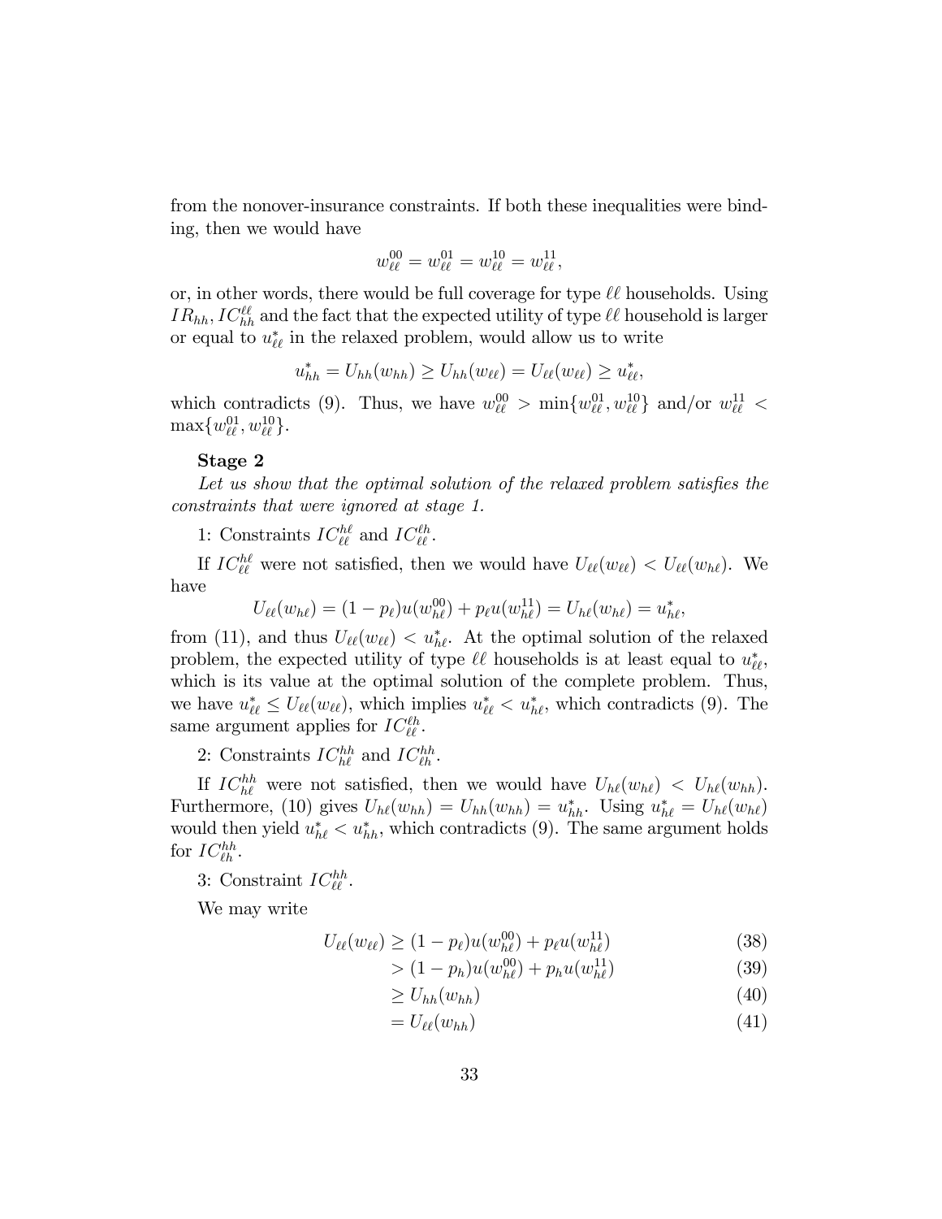from the nonover-insurance constraints. If both these inequalities were binding, then we would have

$$w_{\ell\ell}^{00} = w_{\ell\ell}^{01} = w_{\ell\ell}^{10} = w_{\ell\ell}^{11},$$

or, in other words, there would be full coverage for type $\ell\ell$ households. Using $IR_{hh}, IC_{hh}^{\ell\ell}$ and the fact that the expected utility of type $\ell\ell$ household is larger or equal to $u_{\ell\ell}^*$ in the relaxed problem, would allow us to write

$$u_{hh}^* = U_{hh}(w_{hh}) \geq U_{hh}(w_{\ell\ell}) = U_{\ell\ell}(w_{\ell\ell}) \geq u_{\ell\ell}^*,$$

which contradicts (9). Thus, we have $w_{\ell\ell}^{00} > \min\{w_{\ell\ell}^{01}, w_{\ell\ell}^{10}\}$ and/or $w_{\ell\ell}^{11} < \max\{w_{\ell\ell}^{01}, w_{\ell\ell}^{10}\}$.

**Stage 2**

*Let us show that the optimal solution of the relaxed problem satisfies the constraints that were ignored at stage 1.*

1: Constraints $IC_{\ell\ell}^{h\ell}$ and $IC_{\ell\ell}^{\ell h}$.

If $IC_{\ell\ell}^{h\ell}$ were not satisfied, then we would have $U_{\ell\ell}(w_{\ell\ell}) < U_{\ell\ell}(w_{h\ell})$. We have

$$U_{\ell\ell}(w_{h\ell}) = (1 - p_\ell)u(w_{h\ell}^{00}) + p_\ell u(w_{h\ell}^{11}) = U_{h\ell}(w_{h\ell}) = u_{h\ell}^*,$$

from (11), and thus $U_{\ell\ell}(w_{\ell\ell}) < u_{h\ell}^*$. At the optimal solution of the relaxed problem, the expected utility of type $\ell\ell$ households is at least equal to $u_{\ell\ell}^*$, which is its value at the optimal solution of the complete problem. Thus, we have $u_{\ell\ell}^* \leq U_{\ell\ell}(w_{\ell\ell})$, which implies $u_{\ell\ell}^* < u_{h\ell}^*$, which contradicts (9). The same argument applies for $IC_{\ell\ell}^{\ell h}$.

2: Constraints $IC_{h\ell}^{hh}$ and $IC_{\ell h}^{hh}$.

If $IC_{h\ell}^{hh}$ were not satisfied, then we would have $U_{h\ell}(w_{h\ell}) < U_{h\ell}(w_{hh})$. Furthermore, (10) gives $U_{h\ell}(w_{hh}) = U_{hh}(w_{hh}) = u_{hh}^*$. Using $u_{h\ell}^* = U_{h\ell}(w_{h\ell})$ would then yield $u_{h\ell}^* < u_{hh}^*$, which contradicts (9). The same argument holds for $IC_{\ell h}^{hh}$.

3: Constraint $IC_{\ell\ell}^{hh}$.

We may write

$$\begin{aligned}
U_{\ell\ell}(w_{\ell\ell}) &\geq (1 - p_\ell)u(w_{h\ell}^{00}) + p_\ell u(w_{h\ell}^{11}) & (38)\\
&> (1 - p_h)u(w_{h\ell}^{00}) + p_h u(w_{h\ell}^{11}) & (39)\\
&\geq U_{hh}(w_{hh}) & (40)\\
&= U_{\ell\ell}(w_{hh}) & (41)
\end{aligned}$$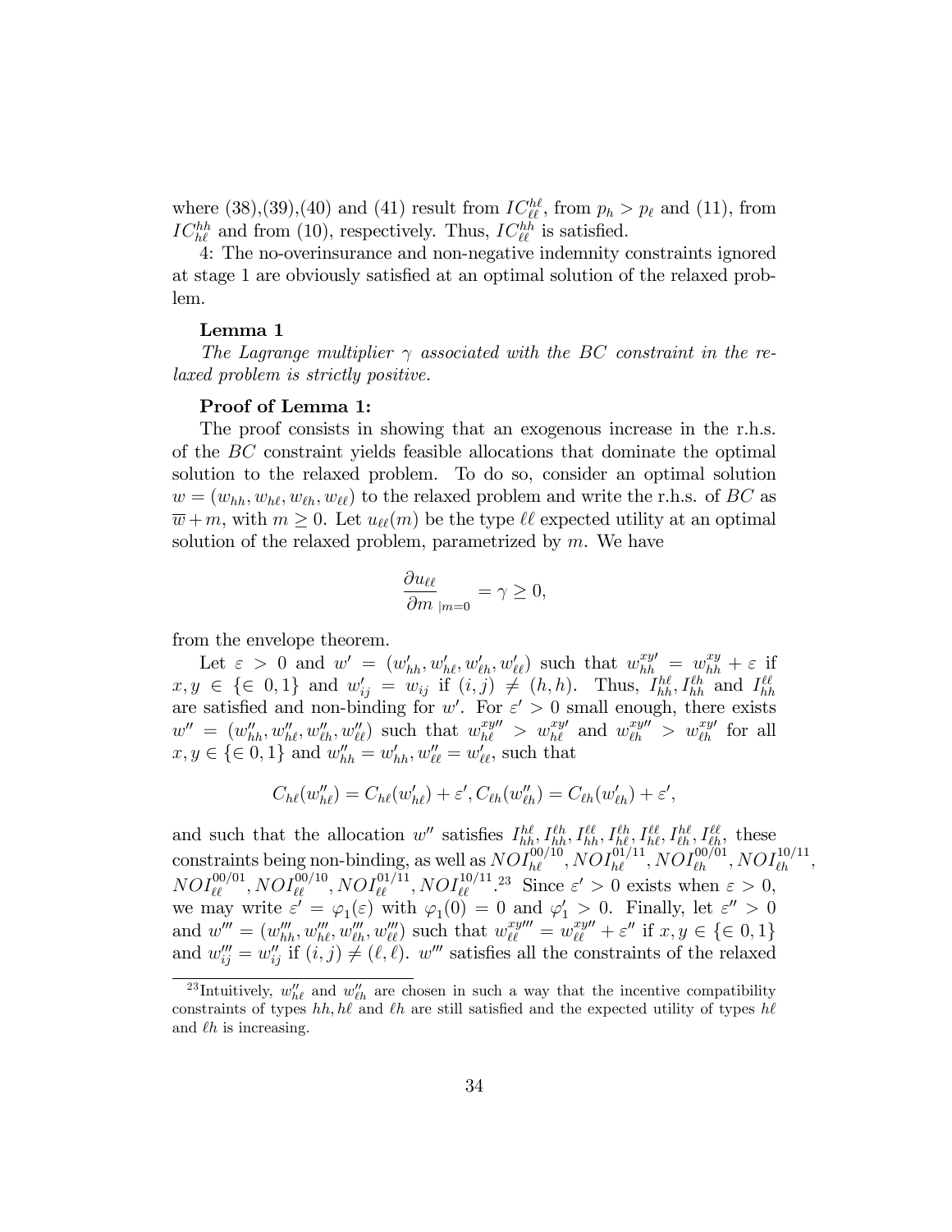where (38),(39),(40) and (41) result from $IC^{h\ell}_{\ell\ell}$, from $p_h > p_\ell$ and (11), from $IC^{hh}_{h\ell}$ and from (10), respectively. Thus, $IC^{hh}_{\ell\ell}$ is satisfied.

4: The no-overinsurance and non-negative indemnity constraints ignored at stage 1 are obviously satisfied at an optimal solution of the relaxed problem.

**Lemma 1**

*The Lagrange multiplier $\gamma$ associated with the BC constraint in the relaxed problem is strictly positive.*

**Proof of Lemma 1:**

The proof consists in showing that an exogenous increase in the r.h.s. of the $BC$ constraint yields feasible allocations that dominate the optimal solution to the relaxed problem. To do so, consider an optimal solution $w = (w_{hh}, w_{h\ell}, w_{\ell h}, w_{\ell\ell})$ to the relaxed problem and write the r.h.s. of $BC$ as $\overline{w} + m$, with $m \geq 0$. Let $u_{\ell\ell}(m)$ be the type $\ell\ell$ expected utility at an optimal solution of the relaxed problem, parametrized by $m$. We have

$$\frac{\partial u_{\ell\ell}}{\partial m}_{|m=0} = \gamma \geq 0,$$

from the envelope theorem.

Let $\varepsilon > 0$ and $w' = (w'_{hh}, w'_{h\ell}, w'_{\ell h}, w'_{\ell\ell})$ such that $w^{xy\prime}_{hh} = w^{xy}_{hh} + \varepsilon$ if $x, y \in \{\in 0, 1\}$ and $w'_{ij} = w_{ij}$ if $(i,j) \neq (h,h)$. Thus, $I^{h\ell}_{hh}, I^{\ell h}_{hh}$ and $I^{\ell\ell}_{hh}$ are satisfied and non-binding for $w'$. For $\varepsilon' > 0$ small enough, there exists $w'' = (w''_{hh}, w''_{h\ell}, w''_{\ell h}, w''_{\ell\ell})$ such that $w^{xy\prime\prime}_{h\ell} > w^{xy\prime}_{h\ell}$ and $w^{xy\prime\prime}_{\ell h} > w^{xy\prime}_{\ell h}$ for all $x, y \in \{\in 0, 1\}$ and $w''_{hh} = w'_{hh}, w''_{\ell\ell} = w'_{\ell\ell}$, such that

$$C_{h\ell}(w''_{h\ell}) = C_{h\ell}(w'_{h\ell}) + \varepsilon', C_{\ell h}(w''_{\ell h}) = C_{\ell h}(w'_{\ell h}) + \varepsilon',$$

and such that the allocation $w''$ satisfies $I^{h\ell}_{hh}, I^{\ell h}_{hh}, I^{\ell\ell}_{hh}, I^{\ell h}_{h\ell}, I^{\ell\ell}_{h\ell}, I^{h\ell}_{\ell h}, I^{\ell\ell}_{\ell h}$, these constraints being non-binding, as well as $NOI^{00/10}_{h\ell}, NOI^{01/11}_{h\ell}, NOI^{00/01}_{\ell h}, NOI^{10/11}_{\ell h}$, $NOI^{00/01}_{\ell\ell}, NOI^{00/10}_{\ell\ell}, NOI^{01/11}_{\ell\ell}, NOI^{10/11}_{\ell\ell}$.[23] Since $\varepsilon' > 0$ exists when $\varepsilon > 0$, we may write $\varepsilon' = \varphi_1(\varepsilon)$ with $\varphi_1(0) = 0$ and $\varphi_1' > 0$. Finally, let $\varepsilon'' > 0$ and $w''' = (w'''_{hh}, w'''_{h\ell}, w'''_{\ell h}, w'''_{\ell\ell})$ such that $w^{xy\prime\prime\prime}_{\ell\ell} = w^{xy\prime\prime}_{\ell\ell} + \varepsilon''$ if $x, y \in \{\in 0, 1\}$ and $w'''_{ij} = w''_{ij}$ if $(i,j) \neq (\ell, \ell)$. $w'''$ satisfies all the constraints of the relaxed

[23] Intuitively, $w''_{h\ell}$ and $w''_{\ell h}$ are chosen in such a way that the incentive compatibility constraints of types $hh, h\ell$ and $\ell h$ are still satisfied and the expected utility of types $h\ell$ and $\ell h$ is increasing.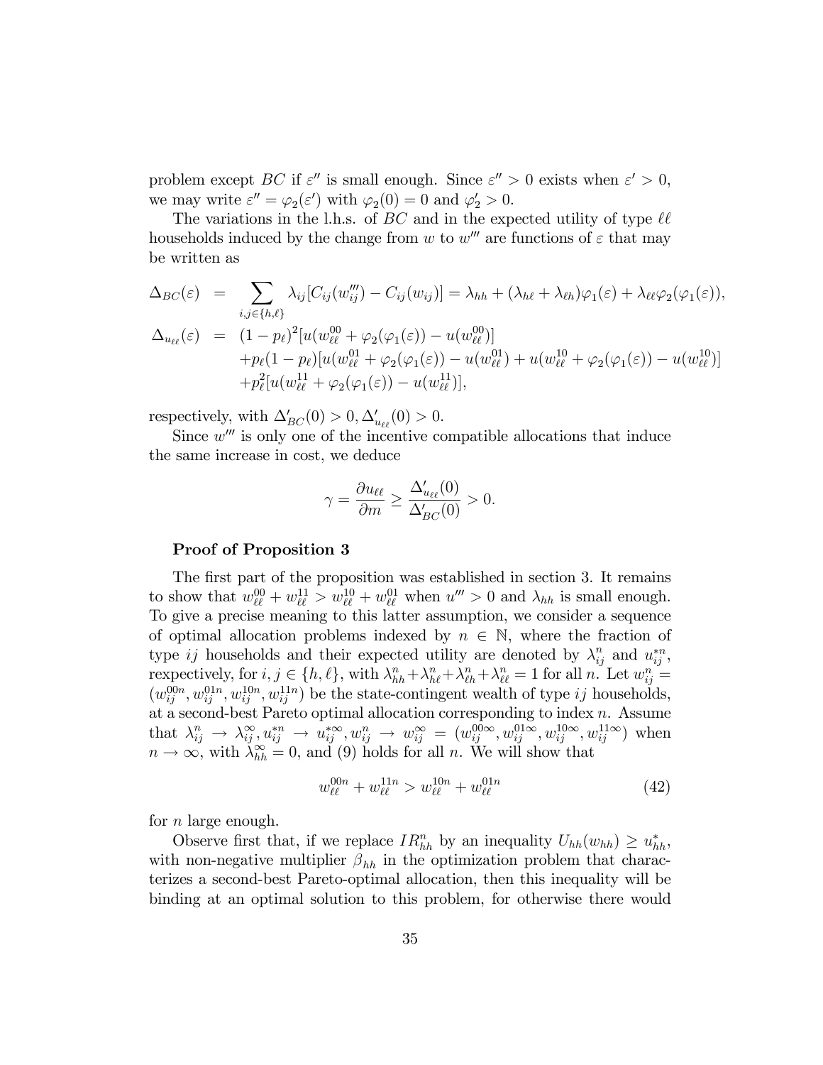problem except $BC$ if $\varepsilon''$ is small enough. Since $\varepsilon'' > 0$ exists when $\varepsilon' > 0$, we may write $\varepsilon'' = \varphi_2(\varepsilon')$ with $\varphi_2(0) = 0$ and $\varphi_2' > 0$.

The variations in the l.h.s. of $BC$ and in the expected utility of type $\ell\ell$ households induced by the change from $w$ to $w'''$ are functions of $\varepsilon$ that may be written as

$$
\begin{aligned}
\Delta_{BC}(\varepsilon) &= \sum_{i,j\in\{h,\ell\}} \lambda_{ij}[C_{ij}(w_{ij}''') - C_{ij}(w_{ij})] = \lambda_{hh} + (\lambda_{h\ell} + \lambda_{\ell h})\varphi_1(\varepsilon) + \lambda_{\ell\ell}\varphi_2(\varphi_1(\varepsilon)), \\
\Delta_{u_{\ell\ell}}(\varepsilon) &= (1-p_\ell)^2[u(w_{\ell\ell}^{00} + \varphi_2(\varphi_1(\varepsilon)) - u(w_{\ell\ell}^{00})] \\
&\quad + p_\ell(1-p_\ell)[u(w_{\ell\ell}^{01} + \varphi_2(\varphi_1(\varepsilon)) - u(w_{\ell\ell}^{01}) + u(w_{\ell\ell}^{10} + \varphi_2(\varphi_1(\varepsilon)) - u(w_{\ell\ell}^{10})] \\
&\quad + p_\ell^2[u(w_{\ell\ell}^{11} + \varphi_2(\varphi_1(\varepsilon)) - u(w_{\ell\ell}^{11})],
\end{aligned}
$$

respectively, with $\Delta_{BC}'(0) > 0, \Delta_{u_{\ell\ell}}'(0) > 0$.

Since $w'''$ is only one of the incentive compatible allocations that induce the same increase in cost, we deduce

$$
\gamma = \frac{\partial u_{\ell\ell}}{\partial m} \geq \frac{\Delta_{u_{\ell\ell}}'(0)}{\Delta_{BC}'(0)} > 0.
$$

**Proof of Proposition 3**

The first part of the proposition was established in section 3. It remains to show that $w_{\ell\ell}^{00} + w_{\ell\ell}^{11} > w_{\ell\ell}^{10} + w_{\ell\ell}^{01}$ when $u''' > 0$ and $\lambda_{hh}$ is small enough. To give a precise meaning to this latter assumption, we consider a sequence of optimal allocation problems indexed by $n \in \mathbb{N}$, where the fraction of type $ij$ households and their expected utility are denoted by $\lambda_{ij}^n$ and $u_{ij}^{*n}$, rexpectively, for $i, j \in \{h, \ell\}$, with $\lambda_{hh}^n + \lambda_{h\ell}^n + \lambda_{\ell h}^n + \lambda_{\ell\ell}^n = 1$ for all $n$. Let $w_{ij}^n = (w_{ij}^{00n}, w_{ij}^{01n}, w_{ij}^{10n}, w_{ij}^{11n})$ be the state-contingent wealth of type $ij$ households, at a second-best Pareto optimal allocation corresponding to index $n$. Assume that $\lambda_{ij}^n \to \lambda_{ij}^\infty, u_{ij}^{*n} \to u_{ij}^{*\infty}, w_{ij}^n \to w_{ij}^\infty = (w_{ij}^{00\infty}, w_{ij}^{01\infty}, w_{ij}^{10\infty}, w_{ij}^{11\infty})$ when $n \to \infty$, with $\lambda_{hh}^\infty = 0$, and (9) holds for all $n$. We will show that

$$
w_{\ell\ell}^{00n} + w_{\ell\ell}^{11n} > w_{\ell\ell}^{10n} + w_{\ell\ell}^{01n} \tag{42}
$$

for $n$ large enough.

Observe first that, if we replace $IR_{hh}^n$ by an inequality $U_{hh}(w_{hh}) \geq u_{hh}^*$, with non-negative multiplier $\beta_{hh}$ in the optimization problem that characterizes a second-best Pareto-optimal allocation, then this inequality will be binding at an optimal solution to this problem, for otherwise there would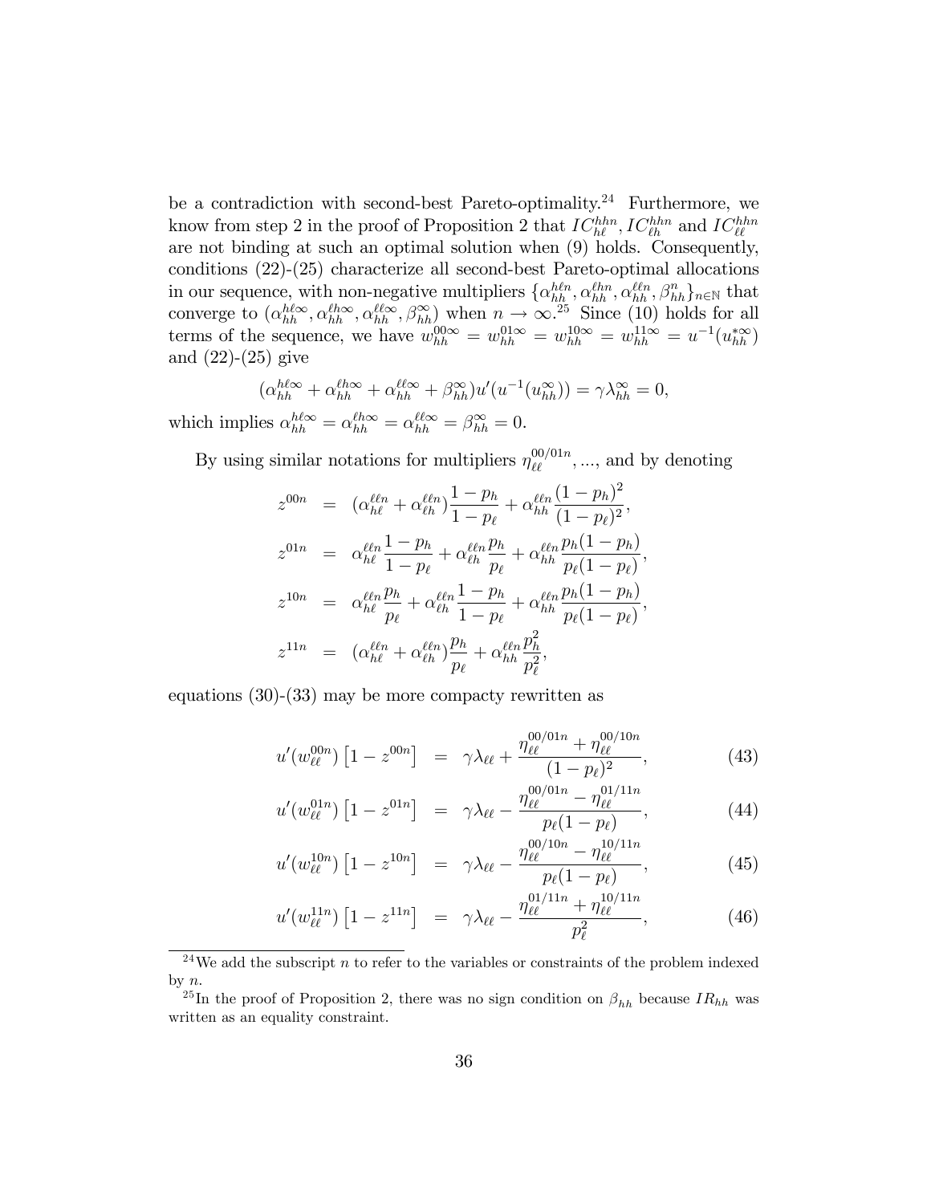be a contradiction with second-best Pareto-optimality.[24] Furthermore, we know from step 2 in the proof of Proposition 2 that $IC_{h\ell}^{hhn}, IC_{\ell h}^{hhn}$ and $IC_{\ell\ell}^{hhn}$ are not binding at such an optimal solution when (9) holds. Consequently, conditions (22)-(25) characterize all second-best Pareto-optimal allocations in our sequence, with non-negative multipliers $\{\alpha_{hh}^{h\ell n}, \alpha_{hh}^{\ell hn}, \alpha_{hh}^{\ell\ell n}, \beta_{hh}^{n}\}_{n\in\mathbb{N}}$ that converge to $(\alpha_{hh}^{h\ell\infty}, \alpha_{hh}^{\ell h\infty}, \alpha_{hh}^{\ell\ell\infty}, \beta_{hh}^{\infty})$ when $n \to \infty$.[25] Since (10) holds for all terms of the sequence, we have $w_{hh}^{00\infty} = w_{hh}^{01\infty} = w_{hh}^{10\infty} = w_{hh}^{11\infty} = u^{-1}(u_{hh}^{*\infty})$ and (22)-(25) give

$$(\alpha_{hh}^{h\ell\infty} + \alpha_{hh}^{\ell h\infty} + \alpha_{hh}^{\ell\ell\infty} + \beta_{hh}^{\infty})u'(u^{-1}(u_{hh}^{\infty})) = \gamma\lambda_{hh}^{\infty} = 0,$$

which implies $\alpha_{hh}^{h\ell\infty} = \alpha_{hh}^{\ell h\infty} = \alpha_{hh}^{\ell\ell\infty} = \beta_{hh}^{\infty} = 0$.

By using similar notations for multipliers $\eta_{\ell\ell}^{00/01n}, \ldots$, and by denoting

$$\begin{aligned}
z^{00n} &= (\alpha_{h\ell}^{\ell\ell n} + \alpha_{\ell h}^{\ell\ell n})\frac{1-p_h}{1-p_\ell} + \alpha_{hh}^{\ell\ell n}\frac{(1-p_h)^2}{(1-p_\ell)^2}, \\
z^{01n} &= \alpha_{h\ell}^{\ell\ell n}\frac{1-p_h}{1-p_\ell} + \alpha_{\ell h}^{\ell\ell n}\frac{p_h}{p_\ell} + \alpha_{hh}^{\ell\ell n}\frac{p_h(1-p_h)}{p_\ell(1-p_\ell)}, \\
z^{10n} &= \alpha_{h\ell}^{\ell\ell n}\frac{p_h}{p_\ell} + \alpha_{\ell h}^{\ell\ell n}\frac{1-p_h}{1-p_\ell} + \alpha_{hh}^{\ell\ell n}\frac{p_h(1-p_h)}{p_\ell(1-p_\ell)}, \\
z^{11n} &= (\alpha_{h\ell}^{\ell\ell n} + \alpha_{\ell h}^{\ell\ell n})\frac{p_h}{p_\ell} + \alpha_{hh}^{\ell\ell n}\frac{p_h^2}{p_\ell^2},
\end{aligned}$$

equations (30)-(33) may be more compacty rewritten as

$$u'(w_{\ell\ell}^{00n})\left[1 - z^{00n}\right] = \gamma\lambda_{\ell\ell} + \frac{\eta_{\ell\ell}^{00/01n} + \eta_{\ell\ell}^{00/10n}}{(1-p_\ell)^2}, \tag{43}$$

$$u'(w_{\ell\ell}^{01n})\left[1 - z^{01n}\right] = \gamma\lambda_{\ell\ell} - \frac{\eta_{\ell\ell}^{00/01n} - \eta_{\ell\ell}^{01/11n}}{p_\ell(1-p_\ell)}, \tag{44}$$

$$u'(w_{\ell\ell}^{10n})\left[1 - z^{10n}\right] = \gamma\lambda_{\ell\ell} - \frac{\eta_{\ell\ell}^{00/10n} - \eta_{\ell\ell}^{10/11n}}{p_\ell(1-p_\ell)}, \tag{45}$$

$$u'(w_{\ell\ell}^{11n})\left[1 - z^{11n}\right] = \gamma\lambda_{\ell\ell} - \frac{\eta_{\ell\ell}^{01/11n} + \eta_{\ell\ell}^{10/11n}}{p_\ell^2}, \tag{46}$$

---

[24] We add the subscript $n$ to refer to the variables or constraints of the problem indexed by $n$.

[25] In the proof of Proposition 2, there was no sign condition on $\beta_{hh}$ because $IR_{hh}$ was written as an equality constraint.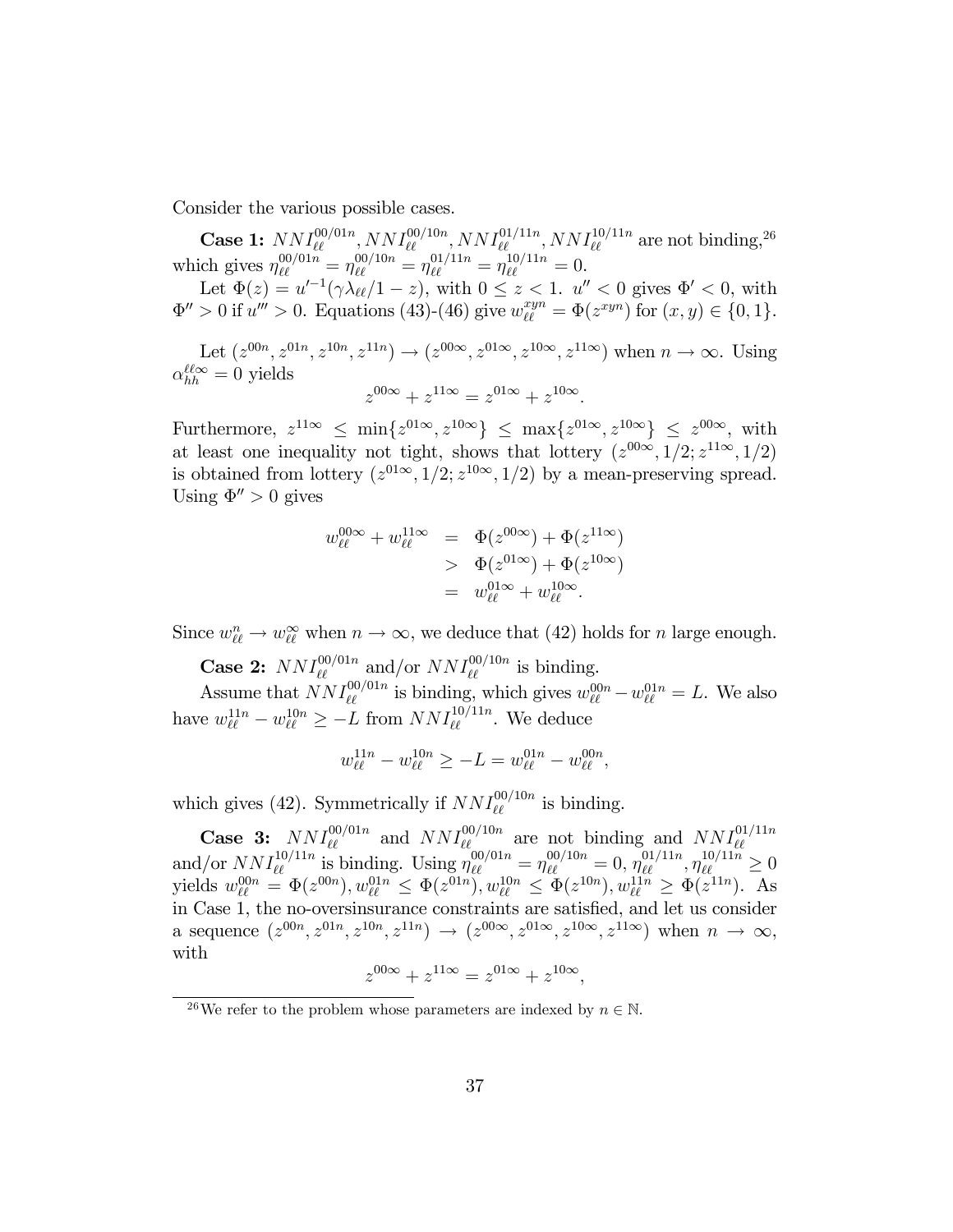Consider the various possible cases.

**Case 1:** $NNI_{\ell\ell}^{00/01n}, NNI_{\ell\ell}^{00/10n}, NNI_{\ell\ell}^{01/11n}, NNI_{\ell\ell}^{10/11n}$ are not binding,[26] which gives $\eta_{\ell\ell}^{00/01n} = \eta_{\ell\ell}^{00/10n} = \eta_{\ell\ell}^{01/11n} = \eta_{\ell\ell}^{10/11n} = 0$.

Let $\Phi(z) = u'^{-1}(\gamma\lambda_{\ell\ell}/1 - z)$, with $0 \leq z < 1$. $u'' < 0$ gives $\Phi' < 0$, with $\Phi'' > 0$ if $u''' > 0$. Equations (43)-(46) give $w_{\ell\ell}^{xyn} = \Phi(z^{xyn})$ for $(x, y) \in \{0, 1\}$.

Let $(z^{00n}, z^{01n}, z^{10n}, z^{11n}) \to (z^{00\infty}, z^{01\infty}, z^{10\infty}, z^{11\infty})$ when $n \to \infty$. Using $\alpha_{hh}^{\ell\ell\infty} = 0$ yields

$$z^{00\infty} + z^{11\infty} = z^{01\infty} + z^{10\infty}.$$

Furthermore, $z^{11\infty} \leq \min\{z^{01\infty}, z^{10\infty}\} \leq \max\{z^{01\infty}, z^{10\infty}\} \leq z^{00\infty}$, with at least one inequality not tight, shows that lottery $(z^{00\infty}, 1/2; z^{11\infty}, 1/2)$ is obtained from lottery $(z^{01\infty}, 1/2; z^{10\infty}, 1/2)$ by a mean-preserving spread. Using $\Phi'' > 0$ gives

$$\begin{aligned} w_{\ell\ell}^{00\infty} + w_{\ell\ell}^{11\infty} &= \Phi(z^{00\infty}) + \Phi(z^{11\infty}) \\ &> \Phi(z^{01\infty}) + \Phi(z^{10\infty}) \\ &= w_{\ell\ell}^{01\infty} + w_{\ell\ell}^{10\infty}. \end{aligned}$$

Since $w_{\ell\ell}^{n} \to w_{\ell\ell}^{\infty}$ when $n \to \infty$, we deduce that (42) holds for $n$ large enough.

**Case 2:** $NNI_{\ell\ell}^{00/01n}$ and/or $NNI_{\ell\ell}^{00/10n}$ is binding.

Assume that $NNI_{\ell\ell}^{00/01n}$ is binding, which gives $w_{\ell\ell}^{00n} - w_{\ell\ell}^{01n} = L$. We also have $w_{\ell\ell}^{11n} - w_{\ell\ell}^{10n} \geq -L$ from $NNI_{\ell\ell}^{10/11n}$. We deduce

$$w_{\ell\ell}^{11n} - w_{\ell\ell}^{10n} \geq -L = w_{\ell\ell}^{01n} - w_{\ell\ell}^{00n},$$

which gives (42). Symmetrically if $NNI_{\ell\ell}^{00/10n}$ is binding.

**Case 3:** $NNI_{\ell\ell}^{00/01n}$ and $NNI_{\ell\ell}^{00/10n}$ are not binding and $NNI_{\ell\ell}^{01/11n}$ and/or $NNI_{\ell\ell}^{10/11n}$ is binding. Using $\eta_{\ell\ell}^{00/01n} = \eta_{\ell\ell}^{00/10n} = 0$, $\eta_{\ell\ell}^{01/11n}, \eta_{\ell\ell}^{10/11n} \geq 0$ yields $w_{\ell\ell}^{00n} = \Phi(z^{00n}), w_{\ell\ell}^{01n} \leq \Phi(z^{01n}), w_{\ell\ell}^{10n} \leq \Phi(z^{10n}), w_{\ell\ell}^{11n} \geq \Phi(z^{11n})$. As in Case 1, the no-oversinsurance constraints are satisfied, and let us consider a sequence $(z^{00n}, z^{01n}, z^{10n}, z^{11n}) \to (z^{00\infty}, z^{01\infty}, z^{10\infty}, z^{11\infty})$ when $n \to \infty$, with

$$z^{00\infty} + z^{11\infty} = z^{01\infty} + z^{10\infty},$$

[26] We refer to the problem whose parameters are indexed by $n \in \mathbb{N}$.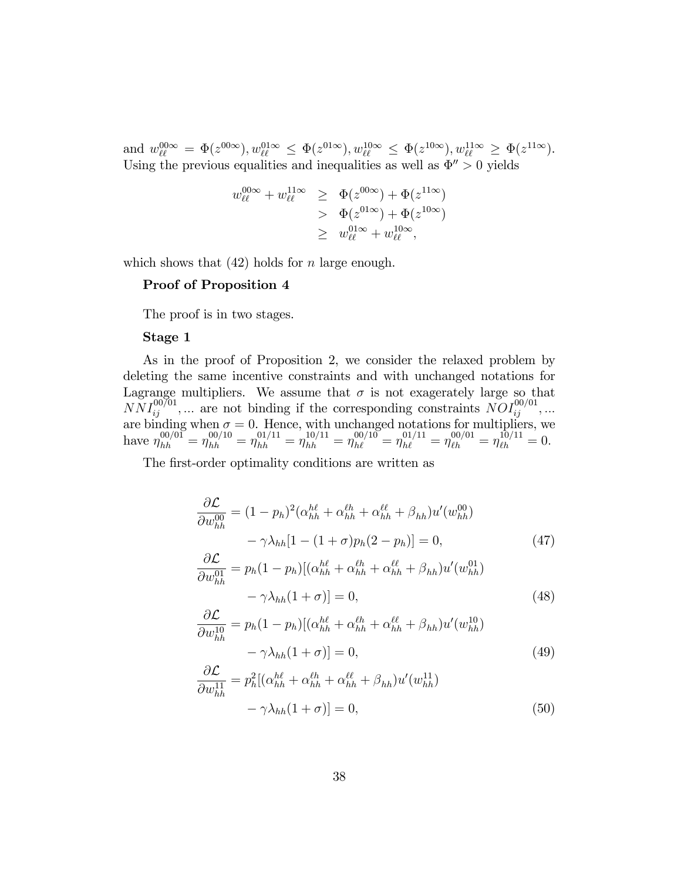and $w_{\ell\ell}^{00\infty} = \Phi(z^{00\infty}), w_{\ell\ell}^{01\infty} \leq \Phi(z^{01\infty}), w_{\ell\ell}^{10\infty} \leq \Phi(z^{10\infty}), w_{\ell\ell}^{11\infty} \geq \Phi(z^{11\infty})$. Using the previous equalities and inequalities as well as $\Phi'' > 0$ yields

$$
\begin{aligned}
w_{\ell\ell}^{00\infty} + w_{\ell\ell}^{11\infty} &\geq \Phi(z^{00\infty}) + \Phi(z^{11\infty}) \\
&> \Phi(z^{01\infty}) + \Phi(z^{10\infty}) \\
&\geq w_{\ell\ell}^{01\infty} + w_{\ell\ell}^{10\infty},
\end{aligned}
$$

which shows that (42) holds for $n$ large enough.

**Proof of Proposition 4**

The proof is in two stages.

**Stage 1**

As in the proof of Proposition 2, we consider the relaxed problem by deleting the same incentive constraints and with unchanged notations for Lagrange multipliers. We assume that $\sigma$ is not exagerately large so that $NNI_{ij}^{00/01}, ...$ are not binding if the corresponding constraints $NOI_{ij}^{00/01}, ...$ are binding when $\sigma = 0$. Hence, with unchanged notations for multipliers, we have $\eta_{hh}^{00/01} = \eta_{hh}^{00/10} = \eta_{hh}^{01/11} = \eta_{hh}^{10/11} = \eta_{h\ell}^{00/10} = \eta_{h\ell}^{01/11} = \eta_{\ell h}^{00/01} = \eta_{\ell h}^{10/11} = 0$.

The first-order optimality conditions are written as

$$
\begin{aligned}
\frac{\partial \mathcal{L}}{\partial w_{hh}^{00}} &= (1 - p_h)^2 (\alpha_{hh}^{h\ell} + \alpha_{hh}^{\ell h} + \alpha_{hh}^{\ell\ell} + \beta_{hh}) u'(w_{hh}^{00}) \\
&\quad - \gamma \lambda_{hh} [1 - (1 + \sigma) p_h (2 - p_h)] = 0, &(47) \\
\frac{\partial \mathcal{L}}{\partial w_{hh}^{01}} &= p_h (1 - p_h) [(\alpha_{hh}^{h\ell} + \alpha_{hh}^{\ell h} + \alpha_{hh}^{\ell\ell} + \beta_{hh}) u'(w_{hh}^{01}) \\
&\quad - \gamma \lambda_{hh} (1 + \sigma)] = 0, &(48) \\
\frac{\partial \mathcal{L}}{\partial w_{hh}^{10}} &= p_h (1 - p_h) [(\alpha_{hh}^{h\ell} + \alpha_{hh}^{\ell h} + \alpha_{hh}^{\ell\ell} + \beta_{hh}) u'(w_{hh}^{10}) \\
&\quad - \gamma \lambda_{hh} (1 + \sigma)] = 0, &(49) \\
\frac{\partial \mathcal{L}}{\partial w_{hh}^{11}} &= p_h^2 [(\alpha_{hh}^{h\ell} + \alpha_{hh}^{\ell h} + \alpha_{hh}^{\ell\ell} + \beta_{hh}) u'(w_{hh}^{11}) \\
&\quad - \gamma \lambda_{hh} (1 + \sigma)] = 0, &(50)
\end{aligned}
$$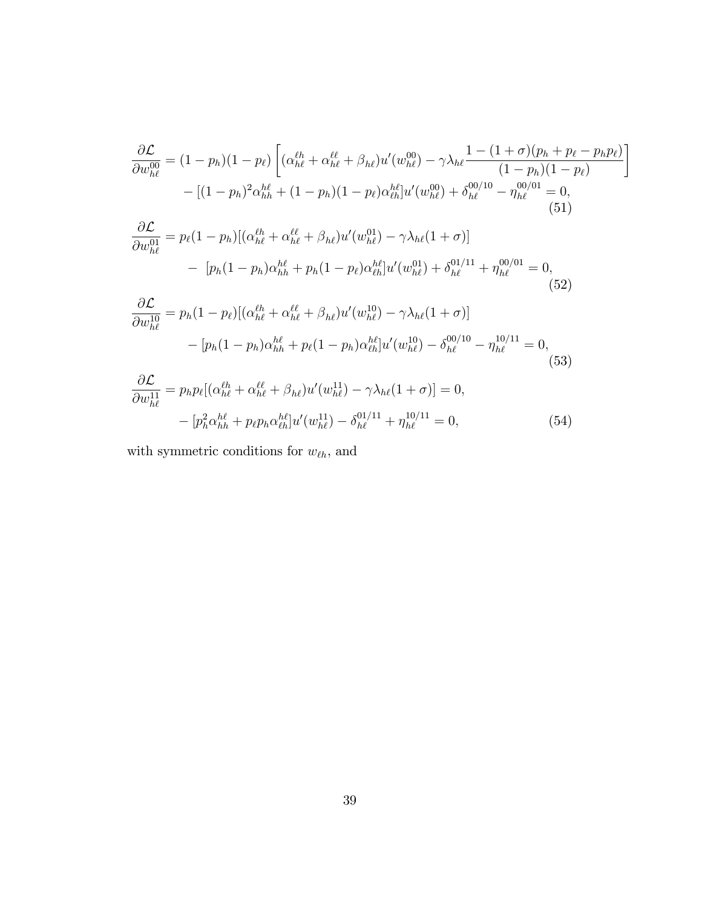$$\frac{\partial \mathcal{L}}{\partial w_{h\ell}^{00}} = (1-p_h)(1-p_\ell)\left[(\alpha_{h\ell}^{\ell h} + \alpha_{h\ell}^{\ell\ell} + \beta_{h\ell})u'(w_{h\ell}^{00}) - \gamma\lambda_{h\ell}\frac{1-(1+\sigma)(p_h+p_\ell-p_hp_\ell)}{(1-p_h)(1-p_\ell)}\right]$$
$$- [(1-p_h)^2\alpha_{hh}^{h\ell} + (1-p_h)(1-p_\ell)\alpha_{\ell h}^{h\ell}]u'(w_{h\ell}^{00}) + \delta_{h\ell}^{00/10} - \eta_{h\ell}^{00/01} = 0, \tag{51}$$

$$\frac{\partial \mathcal{L}}{\partial w_{h\ell}^{01}} = p_\ell(1-p_h)[(\alpha_{h\ell}^{\ell h} + \alpha_{h\ell}^{\ell\ell} + \beta_{h\ell})u'(w_{h\ell}^{01}) - \gamma\lambda_{h\ell}(1+\sigma)]$$
$$- [p_h(1-p_h)\alpha_{hh}^{h\ell} + p_h(1-p_\ell)\alpha_{\ell h}^{h\ell}]u'(w_{h\ell}^{01}) + \delta_{h\ell}^{01/11} + \eta_{h\ell}^{00/01} = 0, \tag{52}$$

$$\frac{\partial \mathcal{L}}{\partial w_{h\ell}^{10}} = p_h(1-p_\ell)[(\alpha_{h\ell}^{\ell h} + \alpha_{h\ell}^{\ell\ell} + \beta_{h\ell})u'(w_{h\ell}^{10}) - \gamma\lambda_{h\ell}(1+\sigma)]$$
$$- [p_h(1-p_h)\alpha_{hh}^{h\ell} + p_\ell(1-p_h)\alpha_{\ell h}^{h\ell}]u'(w_{h\ell}^{10}) - \delta_{h\ell}^{00/10} - \eta_{h\ell}^{10/11} = 0, \tag{53}$$

$$\frac{\partial \mathcal{L}}{\partial w_{h\ell}^{11}} = p_hp_\ell[(\alpha_{h\ell}^{\ell h} + \alpha_{h\ell}^{\ell\ell} + \beta_{h\ell})u'(w_{h\ell}^{11}) - \gamma\lambda_{h\ell}(1+\sigma)] = 0,$$
$$- [p_h^2\alpha_{hh}^{h\ell} + p_\ell p_h\alpha_{\ell h}^{h\ell}]u'(w_{h\ell}^{11}) - \delta_{h\ell}^{01/11} + \eta_{h\ell}^{10/11} = 0, \tag{54}$$

with symmetric conditions for $w_{\ell h}$, and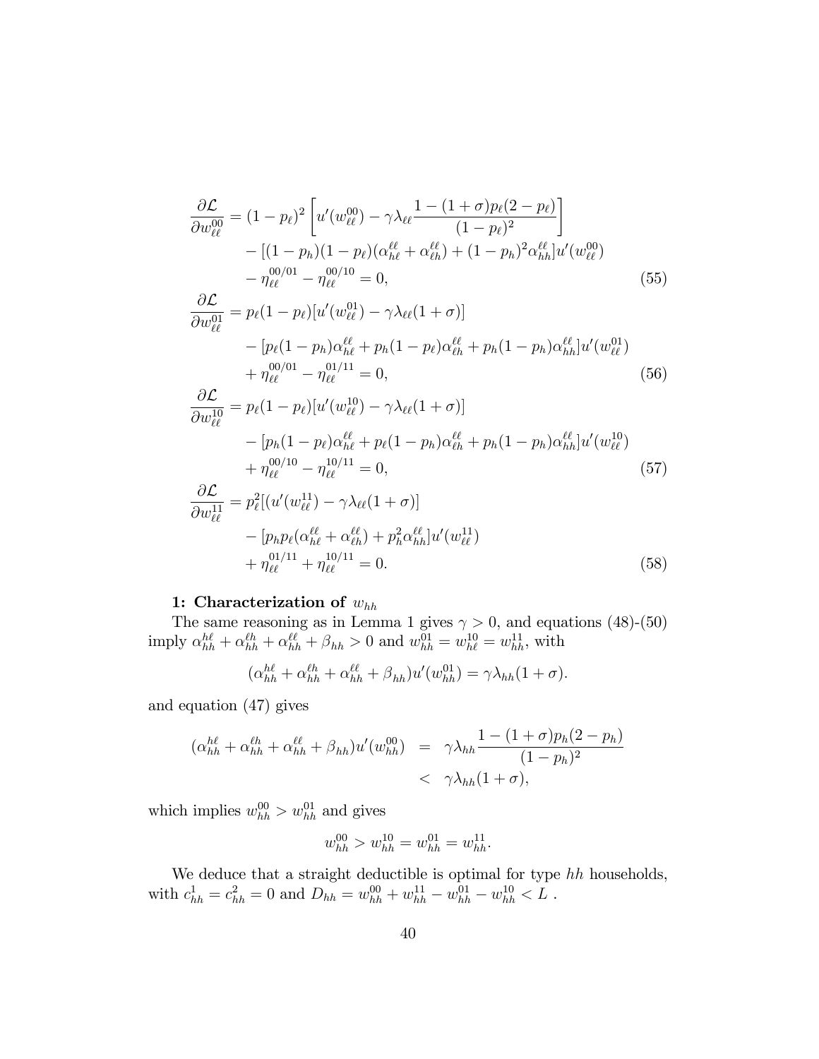$$
\begin{aligned}
\frac{\partial \mathcal{L}}{\partial w_{\ell\ell}^{00}} &= (1-p_\ell)^2 \left[ u'(w_{\ell\ell}^{00}) - \gamma \lambda_{\ell\ell} \frac{1-(1+\sigma)p_\ell(2-p_\ell)}{(1-p_\ell)^2} \right] \\
&\quad - [(1-p_h)(1-p_\ell)(\alpha_{h\ell}^{\ell\ell} + \alpha_{\ell h}^{\ell\ell}) + (1-p_h)^2 \alpha_{hh}^{\ell\ell}] u'(w_{\ell\ell}^{00}) \\
&\quad - \eta_{\ell\ell}^{00/01} - \eta_{\ell\ell}^{00/10} = 0, \qquad (55) \\
\frac{\partial \mathcal{L}}{\partial w_{\ell\ell}^{01}} &= p_\ell(1-p_\ell)[u'(w_{\ell\ell}^{01}) - \gamma \lambda_{\ell\ell}(1+\sigma)] \\
&\quad - [p_\ell(1-p_h)\alpha_{h\ell}^{\ell\ell} + p_h(1-p_\ell)\alpha_{\ell h}^{\ell\ell} + p_h(1-p_h)\alpha_{hh}^{\ell\ell}] u'(w_{\ell\ell}^{01}) \\
&\quad + \eta_{\ell\ell}^{00/01} - \eta_{\ell\ell}^{01/11} = 0, \qquad (56) \\
\frac{\partial \mathcal{L}}{\partial w_{\ell\ell}^{10}} &= p_\ell(1-p_\ell)[u'(w_{\ell\ell}^{10}) - \gamma \lambda_{\ell\ell}(1+\sigma)] \\
&\quad - [p_h(1-p_\ell)\alpha_{h\ell}^{\ell\ell} + p_\ell(1-p_h)\alpha_{\ell h}^{\ell\ell} + p_h(1-p_h)\alpha_{hh}^{\ell\ell}] u'(w_{\ell\ell}^{10}) \\
&\quad + \eta_{\ell\ell}^{00/10} - \eta_{\ell\ell}^{10/11} = 0, \qquad (57) \\
\frac{\partial \mathcal{L}}{\partial w_{\ell\ell}^{11}} &= p_\ell^2[(u'(w_{\ell\ell}^{11}) - \gamma \lambda_{\ell\ell}(1+\sigma)] \\
&\quad - [p_h p_\ell(\alpha_{h\ell}^{\ell\ell} + \alpha_{\ell h}^{\ell\ell}) + p_h^2 \alpha_{hh}^{\ell\ell}] u'(w_{\ell\ell}^{11}) \\
&\quad + \eta_{\ell\ell}^{01/11} + \eta_{\ell\ell}^{10/11} = 0. \qquad (58)
\end{aligned}
$$

**1: Characterization of $w_{hh}$**

The same reasoning as in Lemma 1 gives $\gamma > 0$, and equations (48)-(50) imply $\alpha_{hh}^{h\ell} + \alpha_{hh}^{\ell h} + \alpha_{hh}^{\ell\ell} + \beta_{hh} > 0$ and $w_{hh}^{01} = w_{h\ell}^{10} = w_{hh}^{11}$, with

$$
(\alpha_{hh}^{h\ell} + \alpha_{hh}^{\ell h} + \alpha_{hh}^{\ell\ell} + \beta_{hh}) u'(w_{hh}^{01}) = \gamma \lambda_{hh}(1+\sigma).
$$

and equation (47) gives

$$
\begin{aligned}
(\alpha_{hh}^{h\ell} + \alpha_{hh}^{\ell h} + \alpha_{hh}^{\ell\ell} + \beta_{hh}) u'(w_{hh}^{00}) &= \gamma \lambda_{hh} \frac{1-(1+\sigma)p_h(2-p_h)}{(1-p_h)^2} \\
&< \gamma \lambda_{hh}(1+\sigma),
\end{aligned}
$$

which implies $w_{hh}^{00} > w_{hh}^{01}$ and gives

$$
w_{hh}^{00} > w_{hh}^{10} = w_{hh}^{01} = w_{hh}^{11}.
$$

We deduce that a straight deductible is optimal for type $hh$ households, with $c_{hh}^1 = c_{hh}^2 = 0$ and $D_{hh} = w_{hh}^{00} + w_{hh}^{11} - w_{hh}^{01} - w_{hh}^{10} < L$ .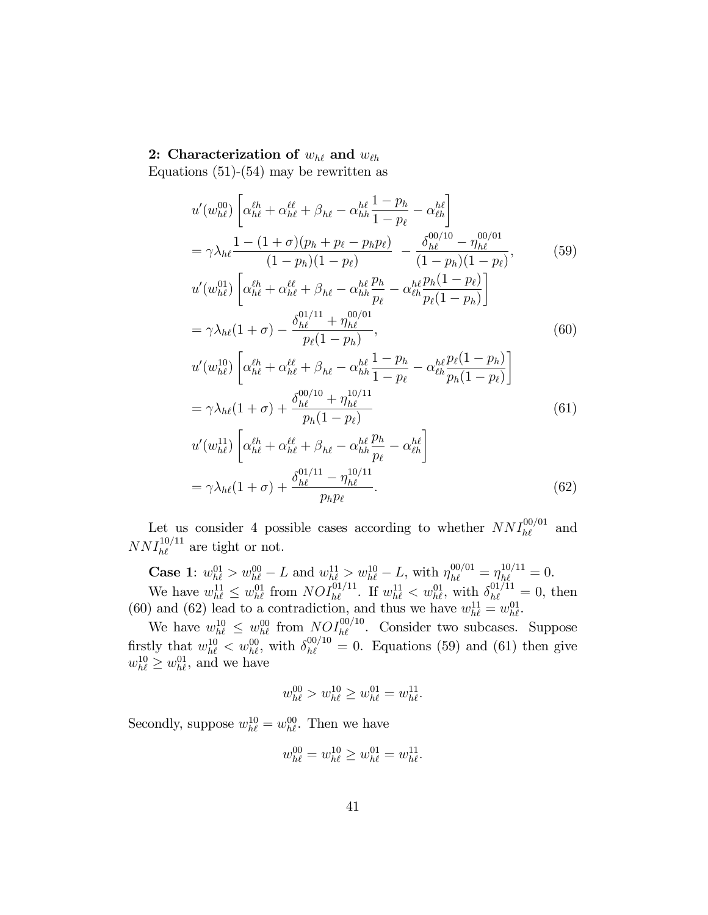**2: Characterization of $w_{h\ell}$ and $w_{\ell h}$**

Equations (51)-(54) may be rewritten as

$$
u'(w_{h\ell}^{00})\left[\alpha_{h\ell}^{\ell h}+\alpha_{h\ell}^{\ell\ell}+\beta_{h\ell}-\alpha_{hh}^{h\ell}\frac{1-p_h}{1-p_\ell}-\alpha_{\ell h}^{h\ell}\right]
$$

$$
=\gamma\lambda_{h\ell}\frac{1-(1+\sigma)(p_h+p_\ell-p_hp_\ell)}{(1-p_h)(1-p_\ell)} \;-\frac{\delta_{h\ell}^{00/10}-\eta_{h\ell}^{00/01}}{(1-p_h)(1-p_\ell)}, \tag{59}
$$

$$
u'(w_{h\ell}^{01})\left[\alpha_{h\ell}^{\ell h}+\alpha_{h\ell}^{\ell\ell}+\beta_{h\ell}-\alpha_{hh}^{h\ell}\frac{p_h}{p_\ell}-\alpha_{\ell h}^{h\ell}\frac{p_h(1-p_\ell)}{p_\ell(1-p_h)}\right]
$$

$$
=\gamma\lambda_{h\ell}(1+\sigma)-\frac{\delta_{h\ell}^{01/11}+\eta_{h\ell}^{00/01}}{p_\ell(1-p_h)}, \tag{60}
$$

$$
u'(w_{h\ell}^{10})\left[\alpha_{h\ell}^{\ell h}+\alpha_{h\ell}^{\ell\ell}+\beta_{h\ell}-\alpha_{hh}^{h\ell}\frac{1-p_h}{1-p_\ell}-\alpha_{\ell h}^{h\ell}\frac{p_\ell(1-p_h)}{p_h(1-p_\ell)}\right]
$$

$$
=\gamma\lambda_{h\ell}(1+\sigma)+\frac{\delta_{h\ell}^{00/10}+\eta_{h\ell}^{10/11}}{p_h(1-p_\ell)} \tag{61}
$$

$$
u'(w_{h\ell}^{11})\left[\alpha_{h\ell}^{\ell h}+\alpha_{h\ell}^{\ell\ell}+\beta_{h\ell}-\alpha_{hh}^{h\ell}\frac{p_h}{p_\ell}-\alpha_{\ell h}^{h\ell}\right]
$$

$$
=\gamma\lambda_{h\ell}(1+\sigma)+\frac{\delta_{h\ell}^{01/11}-\eta_{h\ell}^{10/11}}{p_hp_\ell}. \tag{62}
$$

Let us consider 4 possible cases according to whether $NNI_{h\ell}^{00/01}$ and $NNI_{h\ell}^{10/11}$ are tight or not.

**Case 1**: $w_{h\ell}^{01}>w_{h\ell}^{00}-L$ and $w_{h\ell}^{11}>w_{h\ell}^{10}-L$, with $\eta_{h\ell}^{00/01}=\eta_{h\ell}^{10/11}=0$.

We have $w_{h\ell}^{11}\leq w_{h\ell}^{01}$ from $NOI_{h\ell}^{01/11}$. If $w_{h\ell}^{11}<w_{h\ell}^{01}$, with $\delta_{h\ell}^{01/11}=0$, then (60) and (62) lead to a contradiction, and thus we have $w_{h\ell}^{11}=w_{h\ell}^{01}$.

We have $w_{h\ell}^{10}\leq w_{h\ell}^{00}$ from $NOI_{h\ell}^{00/10}$. Consider two subcases. Suppose firstly that $w_{h\ell}^{10}<w_{h\ell}^{00}$, with $\delta_{h\ell}^{00/10}=0$. Equations (59) and (61) then give $w_{h\ell}^{10}\geq w_{h\ell}^{01}$, and we have

$$
w_{h\ell}^{00}>w_{h\ell}^{10}\geq w_{h\ell}^{01}=w_{h\ell}^{11}.
$$

Secondly, suppose $w_{h\ell}^{10}=w_{h\ell}^{00}$. Then we have

$$
w_{h\ell}^{00}=w_{h\ell}^{10}\geq w_{h\ell}^{01}=w_{h\ell}^{11}.
$$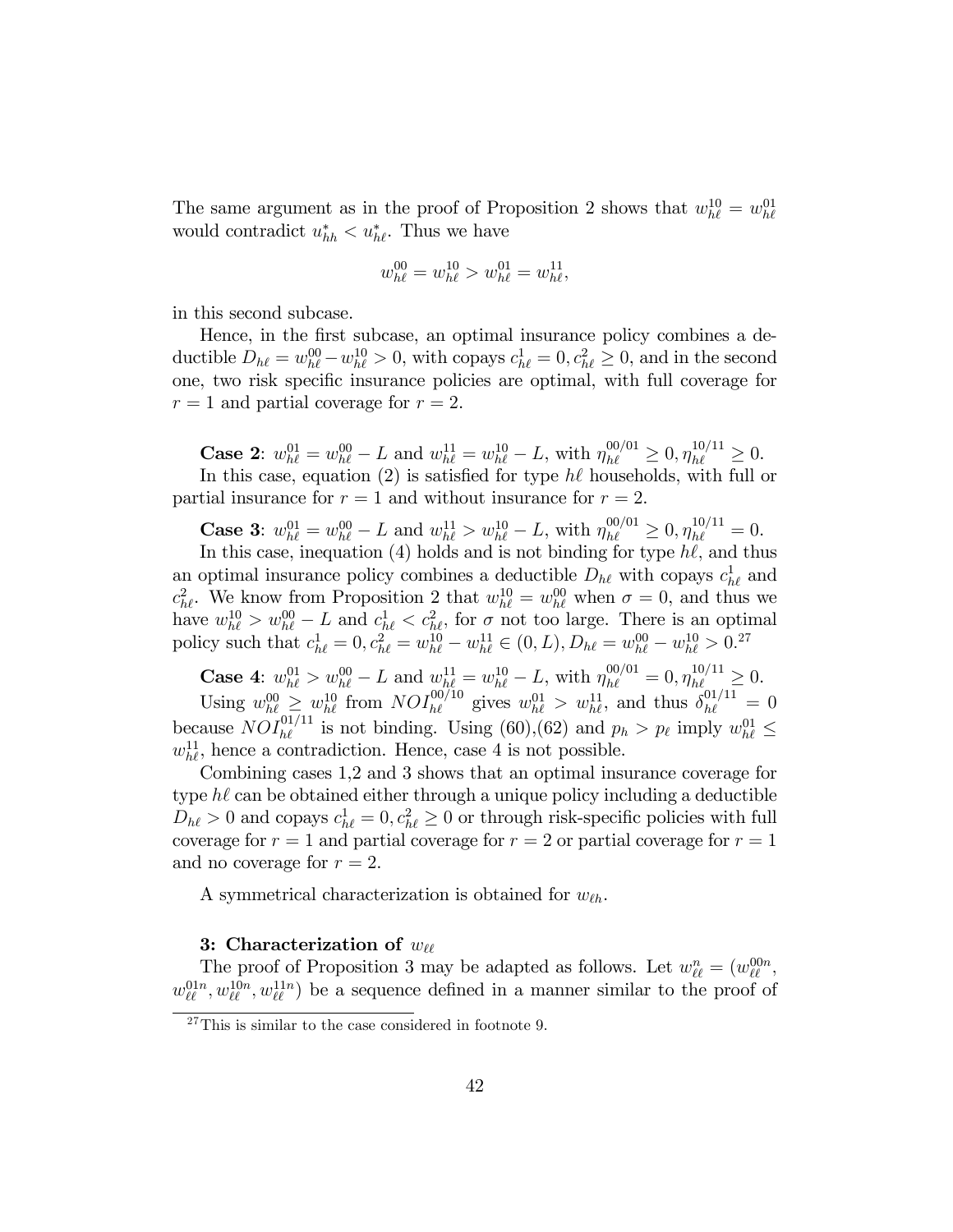The same argument as in the proof of Proposition 2 shows that $w_{h\ell}^{10} = w_{h\ell}^{01}$ would contradict $u_{hh}^* < u_{h\ell}^*$. Thus we have

$$w_{h\ell}^{00} = w_{h\ell}^{10} > w_{h\ell}^{01} = w_{h\ell}^{11},$$

in this second subcase.

Hence, in the first subcase, an optimal insurance policy combines a deductible $D_{h\ell} = w_{h\ell}^{00} - w_{h\ell}^{10} > 0$, with copays $c_{h\ell}^1 = 0, c_{h\ell}^2 \geq 0$, and in the second one, two risk specific insurance policies are optimal, with full coverage for $r = 1$ and partial coverage for $r = 2$.

**Case 2**: $w_{h\ell}^{01} = w_{h\ell}^{00} - L$ and $w_{h\ell}^{11} = w_{h\ell}^{10} - L$, with $\eta_{h\ell}^{00/01} \geq 0, \eta_{h\ell}^{10/11} \geq 0$.

In this case, equation (2) is satisfied for type $h\ell$ households, with full or partial insurance for $r = 1$ and without insurance for $r = 2$.

**Case 3**: $w_{h\ell}^{01} = w_{h\ell}^{00} - L$ and $w_{h\ell}^{11} > w_{h\ell}^{10} - L$, with $\eta_{h\ell}^{00/01} \geq 0, \eta_{h\ell}^{10/11} = 0$.

In this case, inequation (4) holds and is not binding for type $h\ell$, and thus an optimal insurance policy combines a deductible $D_{h\ell}$ with copays $c_{h\ell}^1$ and $c_{h\ell}^2$. We know from Proposition 2 that $w_{h\ell}^{10} = w_{h\ell}^{00}$ when $\sigma = 0$, and thus we have $w_{h\ell}^{10} > w_{h\ell}^{00} - L$ and $c_{h\ell}^1 < c_{h\ell}^2$, for $\sigma$ not too large. There is an optimal policy such that $c_{h\ell}^1 = 0, c_{h\ell}^2 = w_{h\ell}^{10} - w_{h\ell}^{11} \in (0, L), D_{h\ell} = w_{h\ell}^{00} - w_{h\ell}^{10} > 0$.[27]

**Case 4**: $w_{h\ell}^{01} > w_{h\ell}^{00} - L$ and $w_{h\ell}^{11} = w_{h\ell}^{10} - L$, with $\eta_{h\ell}^{00/01} = 0, \eta_{h\ell}^{10/11} \geq 0$.

Using $w_{h\ell}^{00} \geq w_{h\ell}^{10}$ from $NOI_{h\ell}^{00/10}$ gives $w_{h\ell}^{01} > w_{h\ell}^{11}$, and thus $\delta_{h\ell}^{01/11} = 0$ because $NOI_{h\ell}^{01/11}$ is not binding. Using (60),(62) and $p_h > p_\ell$ imply $w_{h\ell}^{01} \leq w_{h\ell}^{11}$, hence a contradiction. Hence, case 4 is not possible.

Combining cases 1,2 and 3 shows that an optimal insurance coverage for type $h\ell$ can be obtained either through a unique policy including a deductible $D_{h\ell} > 0$ and copays $c_{h\ell}^1 = 0, c_{h\ell}^2 \geq 0$ or through risk-specific policies with full coverage for $r = 1$ and partial coverage for $r = 2$ or partial coverage for $r = 1$ and no coverage for $r = 2$.

A symmetrical characterization is obtained for $w_{\ell h}$.

**3: Characterization of $w_{\ell\ell}$**

The proof of Proposition 3 may be adapted as follows. Let $w_{\ell\ell}^n = (w_{\ell\ell}^{00n}, w_{\ell\ell}^{01n}, w_{\ell\ell}^{10n}, w_{\ell\ell}^{11n})$ be a sequence defined in a manner similar to the proof of

[27] This is similar to the case considered in footnote 9.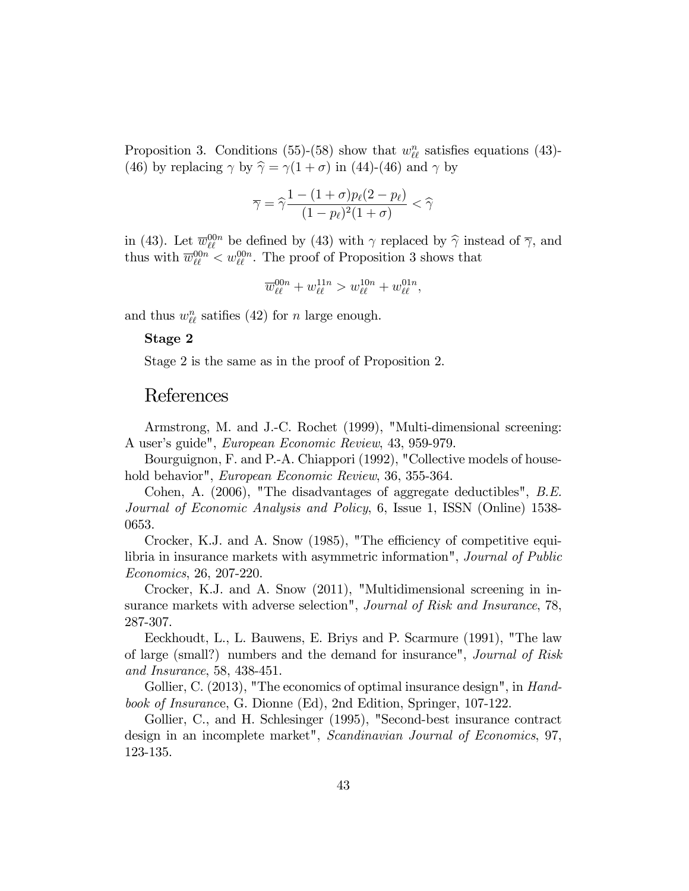Proposition 3. Conditions (55)-(58) show that $w_{\ell\ell}^n$ satisfies equations (43)-(46) by replacing $\gamma$ by $\widehat{\gamma} = \gamma(1+\sigma)$ in (44)-(46) and $\gamma$ by

$$\overline{\gamma} = \widehat{\gamma}\frac{1-(1+\sigma)p_\ell(2-p_\ell)}{(1-p_\ell)^2(1+\sigma)} < \widehat{\gamma}$$

in (43). Let $\overline{w}_{\ell\ell}^{00n}$ be defined by (43) with $\gamma$ replaced by $\widehat{\gamma}$ instead of $\overline{\gamma}$, and thus with $\overline{w}_{\ell\ell}^{00n} < w_{\ell\ell}^{00n}$. The proof of Proposition 3 shows that

$$\overline{w}_{\ell\ell}^{00n} + w_{\ell\ell}^{11n} > w_{\ell\ell}^{10n} + w_{\ell\ell}^{01n},$$

and thus $w_{\ell\ell}^n$ satifies (42) for $n$ large enough.

**Stage 2**

Stage 2 is the same as in the proof of Proposition 2.

## References

Armstrong, M. and J.-C. Rochet (1999), "Multi-dimensional screening: A user's guide", *European Economic Review*, 43, 959-979.

Bourguignon, F. and P.-A. Chiappori (1992), "Collective models of household behavior", *European Economic Review*, 36, 355-364.

Cohen, A. (2006), "The disadvantages of aggregate deductibles", *B.E. Journal of Economic Analysis and Policy*, 6, Issue 1, ISSN (Online) 1538-0653.

Crocker, K.J. and A. Snow (1985), "The efficiency of competitive equilibria in insurance markets with asymmetric information", *Journal of Public Economics*, 26, 207-220.

Crocker, K.J. and A. Snow (2011), "Multidimensional screening in insurance markets with adverse selection", *Journal of Risk and Insurance*, 78, 287-307.

Eeckhoudt, L., L. Bauwens, E. Briys and P. Scarmure (1991), "The law of large (small?) numbers and the demand for insurance", *Journal of Risk and Insurance*, 58, 438-451.

Gollier, C. (2013), "The economics of optimal insurance design", in *Handbook of Insurance*, G. Dionne (Ed), 2nd Edition, Springer, 107-122.

Gollier, C., and H. Schlesinger (1995), "Second-best insurance contract design in an incomplete market", *Scandinavian Journal of Economics*, 97, 123-135.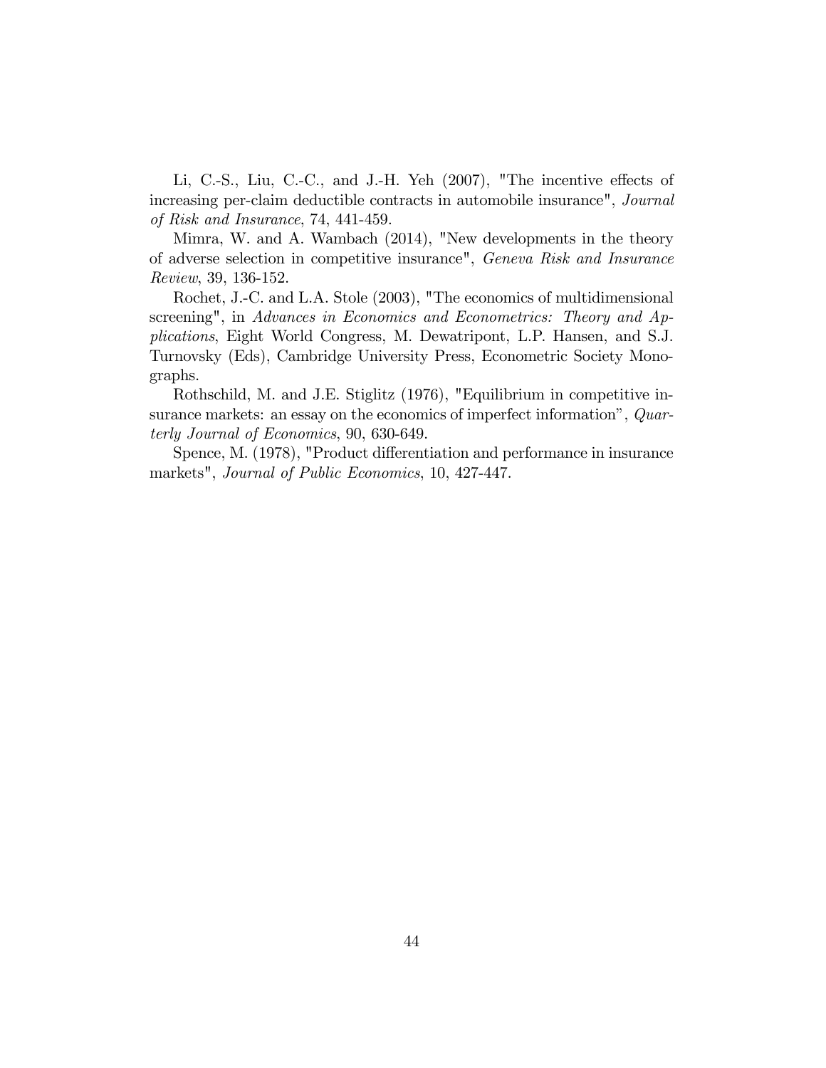Li, C.-S., Liu, C.-C., and J.-H. Yeh (2007), "The incentive effects of increasing per-claim deductible contracts in automobile insurance", *Journal of Risk and Insurance*, 74, 441-459.

Mimra, W. and A. Wambach (2014), "New developments in the theory of adverse selection in competitive insurance", *Geneva Risk and Insurance Review*, 39, 136-152.

Rochet, J.-C. and L.A. Stole (2003), "The economics of multidimensional screening", in *Advances in Economics and Econometrics: Theory and Applications*, Eight World Congress, M. Dewatripont, L.P. Hansen, and S.J. Turnovsky (Eds), Cambridge University Press, Econometric Society Monographs.

Rothschild, M. and J.E. Stiglitz (1976), "Equilibrium in competitive insurance markets: an essay on the economics of imperfect information", *Quarterly Journal of Economics*, 90, 630-649.

Spence, M. (1978), "Product differentiation and performance in insurance markets", *Journal of Public Economics*, 10, 427-447.